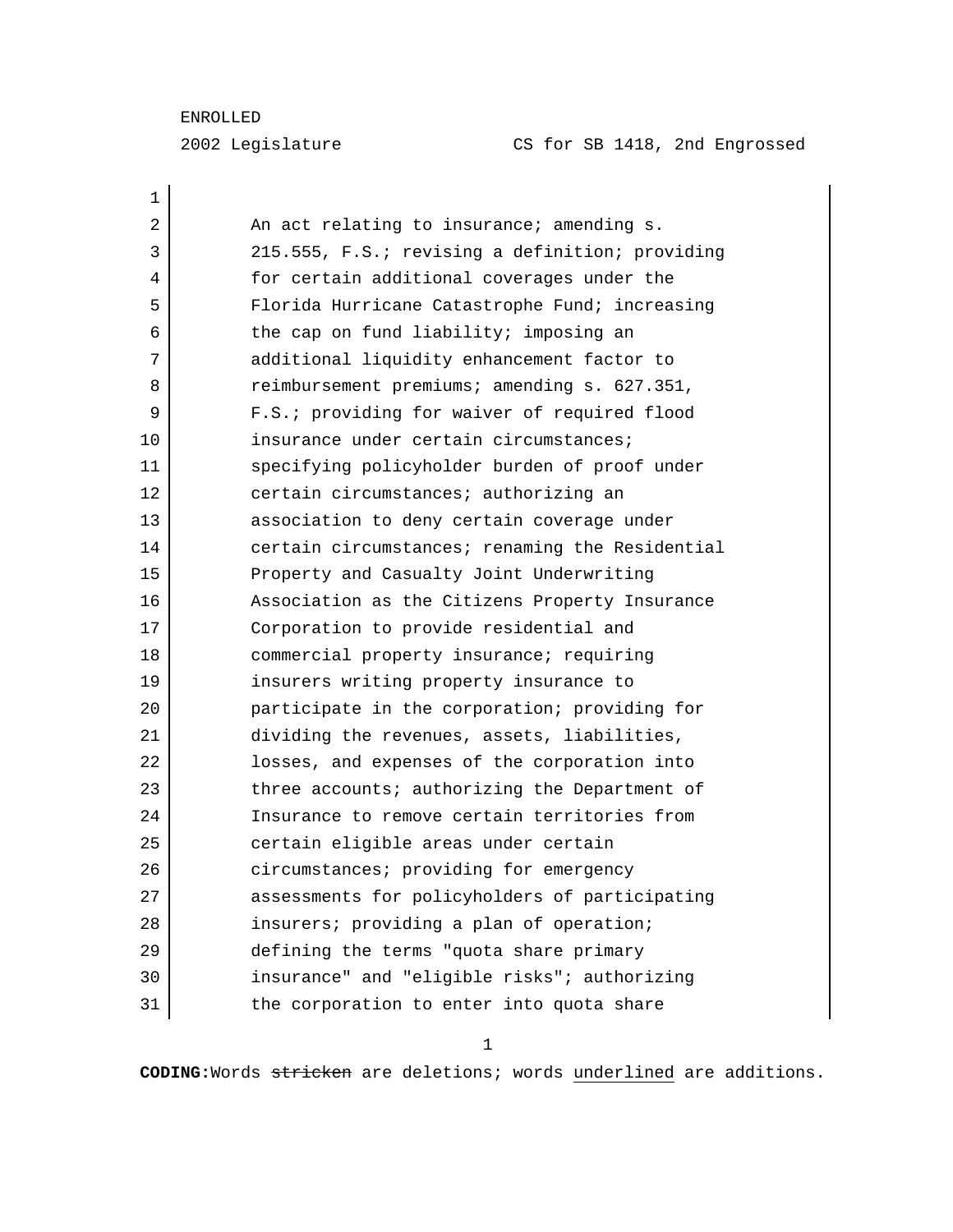ENROLLED

2002 Legislature CS for SB 1418, 2nd Engrossed

An act relating to insurance; amending s. 215.555, F.S.; revising a definition; providing for certain additional coverages under the Florida Hurricane Catastrophe Fund; increasing the cap on fund liability; imposing an additional liquidity enhancement factor to reimbursement premiums; amending s. 627.351, F.S.; providing for waiver of required flood insurance under certain circumstances; specifying policyholder burden of proof under certain circumstances; authorizing an association to deny certain coverage under certain circumstances; renaming the Residential Property and Casualty Joint Underwriting Association as the Citizens Property Insurance Corporation to provide residential and commercial property insurance; requiring insurers writing property insurance to participate in the corporation; providing for dividing the revenues, assets, liabilities, losses, and expenses of the corporation into three accounts; authorizing the Department of Insurance to remove certain territories from certain eligible areas under certain circumstances; providing for emergency assessments for policyholders of participating insurers; providing a plan of operation; defining the terms "quota share primary insurance" and "eligible risks"; authorizing the corporation to enter into quota share

**CODING:** Words ~~stricken~~ are deletions; words <u>underlined</u> are additions.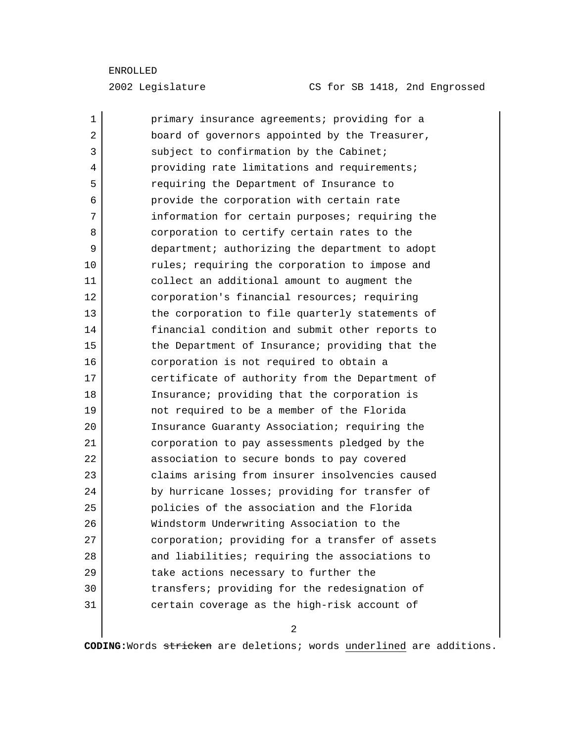primary insurance agreements; providing for a board of governors appointed by the Treasurer, subject to confirmation by the Cabinet; providing rate limitations and requirements; requiring the Department of Insurance to provide the corporation with certain rate information for certain purposes; requiring the corporation to certify certain rates to the department; authorizing the department to adopt rules; requiring the corporation to impose and collect an additional amount to augment the corporation's financial resources; requiring the corporation to file quarterly statements of financial condition and submit other reports to the Department of Insurance; providing that the corporation is not required to obtain a certificate of authority from the Department of Insurance; providing that the corporation is not required to be a member of the Florida Insurance Guaranty Association; requiring the corporation to pay assessments pledged by the association to secure bonds to pay covered claims arising from insurer insolvencies caused by hurricane losses; providing for transfer of policies of the association and the Florida Windstorm Underwriting Association to the corporation; providing for a transfer of assets and liabilities; requiring the associations to take actions necessary to further the transfers; providing for the redesignation of certain coverage as the high-risk account of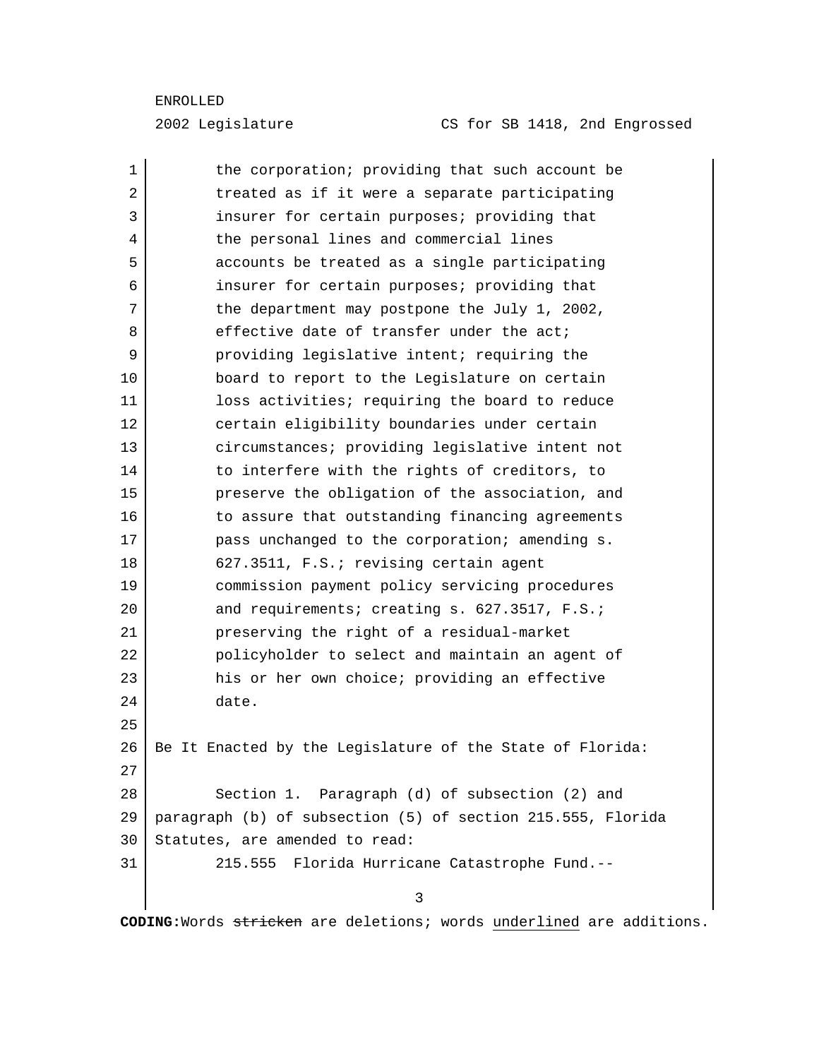the corporation; providing that such account be treated as if it were a separate participating insurer for certain purposes; providing that the personal lines and commercial lines accounts be treated as a single participating insurer for certain purposes; providing that the department may postpone the July 1, 2002, effective date of transfer under the act; providing legislative intent; requiring the board to report to the Legislature on certain loss activities; requiring the board to reduce certain eligibility boundaries under certain circumstances; providing legislative intent not to interfere with the rights of creditors, to preserve the obligation of the association, and to assure that outstanding financing agreements pass unchanged to the corporation; amending s. 627.3511, F.S.; revising certain agent commission payment policy servicing procedures and requirements; creating s. 627.3517, F.S.; preserving the right of a residual-market policyholder to select and maintain an agent of his or her own choice; providing an effective date.

Be It Enacted by the Legislature of the State of Florida:

Section 1. Paragraph (d) of subsection (2) and paragraph (b) of subsection (5) of section 215.555, Florida Statutes, are amended to read:

215.555 Florida Hurricane Catastrophe Fund.--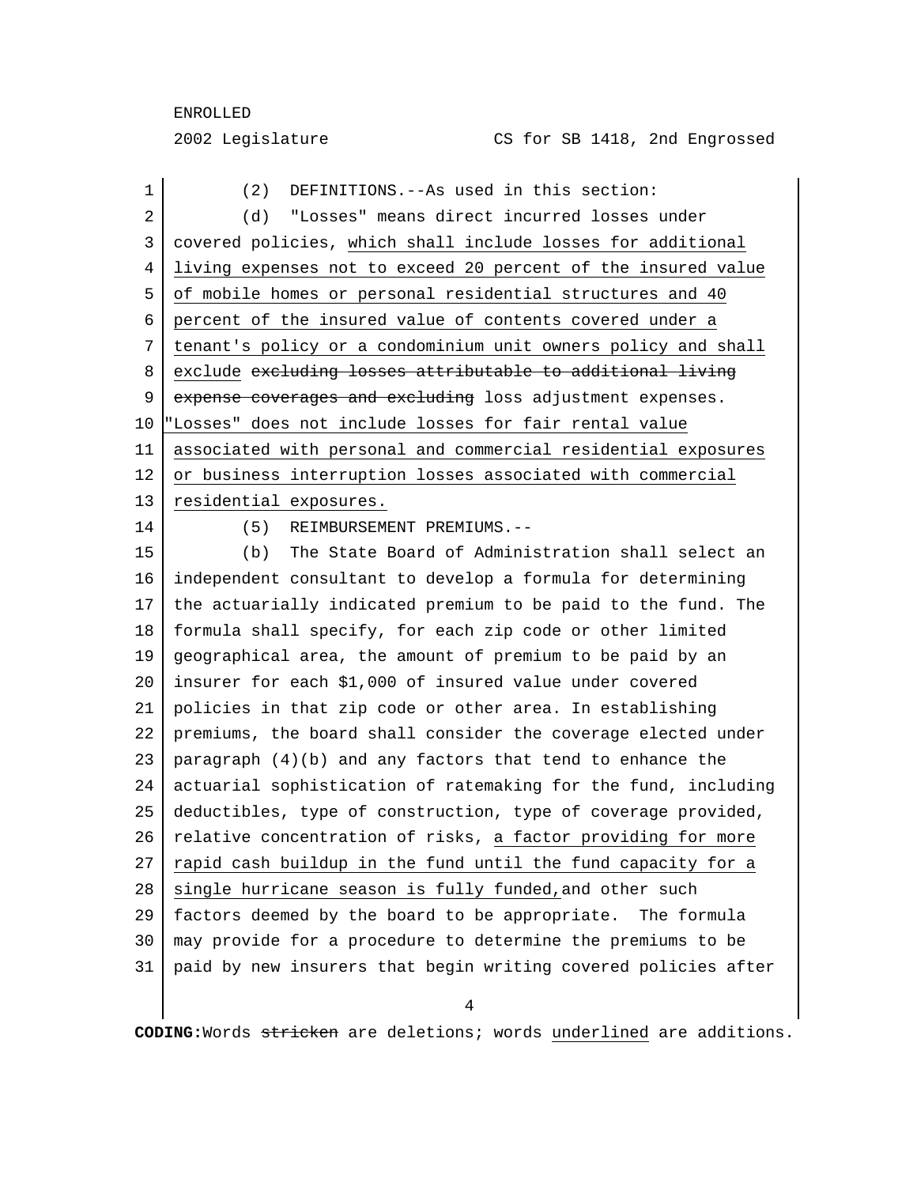(2) DEFINITIONS.--As used in this section:

(d) "Losses" means direct incurred losses under covered policies, which shall include losses for additional living expenses not to exceed 20 percent of the insured value of mobile homes or personal residential structures and 40 percent of the insured value of contents covered under a tenant's policy or a condominium unit owners policy and shall exclude ~~excluding losses attributable to additional living expense coverages and excluding~~ loss adjustment expenses. "Losses" does not include losses for fair rental value associated with personal and commercial residential exposures or business interruption losses associated with commercial residential exposures.

(5) REIMBURSEMENT PREMIUMS.--

(b) The State Board of Administration shall select an independent consultant to develop a formula for determining the actuarially indicated premium to be paid to the fund. The formula shall specify, for each zip code or other limited geographical area, the amount of premium to be paid by an insurer for each $1,000 of insured value under covered policies in that zip code or other area. In establishing premiums, the board shall consider the coverage elected under paragraph (4)(b) and any factors that tend to enhance the actuarial sophistication of ratemaking for the fund, including deductibles, type of construction, type of coverage provided, relative concentration of risks, a factor providing for more rapid cash buildup in the fund until the fund capacity for a single hurricane season is fully funded, and other such factors deemed by the board to be appropriate. The formula may provide for a procedure to determine the premiums to be paid by new insurers that begin writing covered policies after

**CODING:** Words ~~stricken~~ are deletions; words underlined are additions.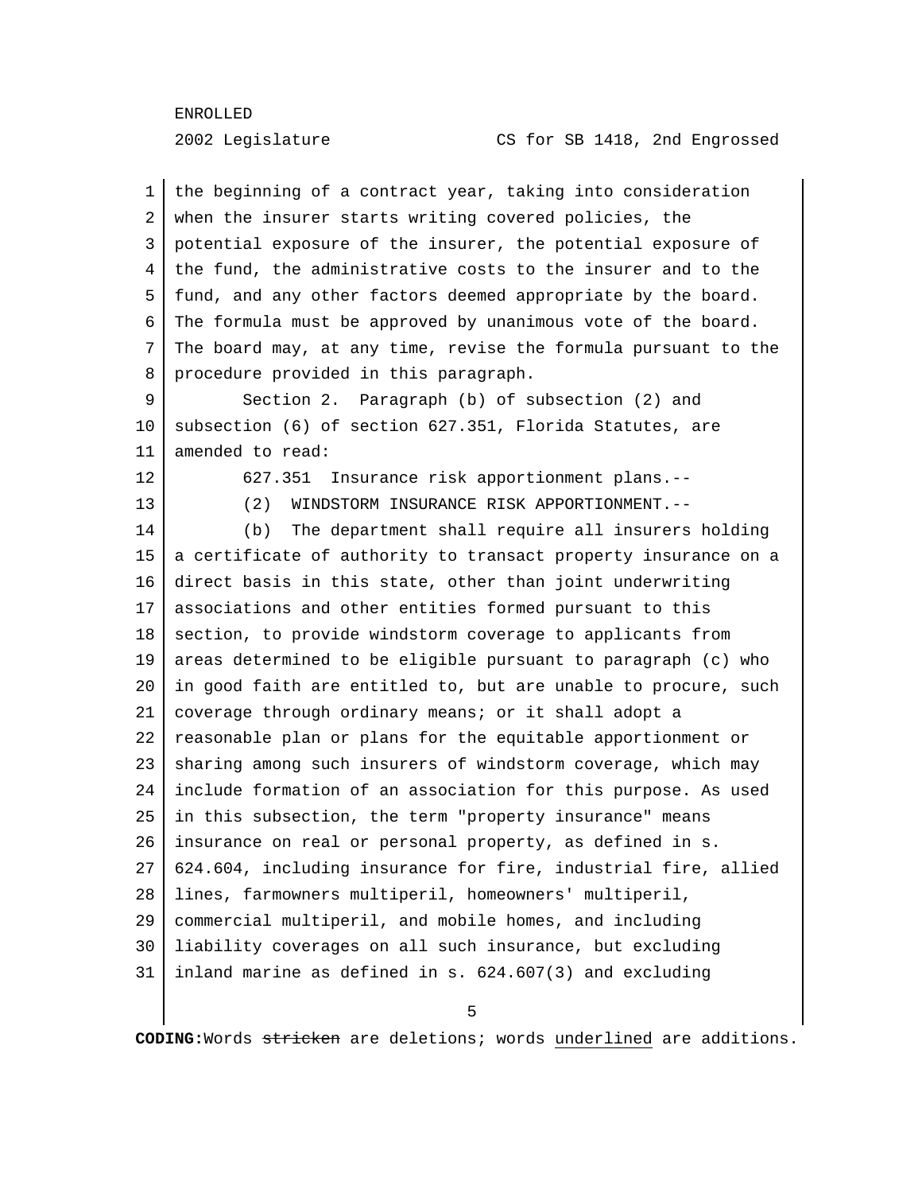the beginning of a contract year, taking into consideration when the insurer starts writing covered policies, the potential exposure of the insurer, the potential exposure of the fund, the administrative costs to the insurer and to the fund, and any other factors deemed appropriate by the board. The formula must be approved by unanimous vote of the board. The board may, at any time, revise the formula pursuant to the procedure provided in this paragraph.

Section 2. Paragraph (b) of subsection (2) and subsection (6) of section 627.351, Florida Statutes, are amended to read:

627.351 Insurance risk apportionment plans.--

(2) WINDSTORM INSURANCE RISK APPORTIONMENT.--

(b) The department shall require all insurers holding a certificate of authority to transact property insurance on a direct basis in this state, other than joint underwriting associations and other entities formed pursuant to this section, to provide windstorm coverage to applicants from areas determined to be eligible pursuant to paragraph (c) who in good faith are entitled to, but are unable to procure, such coverage through ordinary means; or it shall adopt a reasonable plan or plans for the equitable apportionment or sharing among such insurers of windstorm coverage, which may include formation of an association for this purpose. As used in this subsection, the term "property insurance" means insurance on real or personal property, as defined in s. 624.604, including insurance for fire, industrial fire, allied lines, farmowners multiperil, homeowners' multiperil, commercial multiperil, and mobile homes, and including liability coverages on all such insurance, but excluding inland marine as defined in s. 624.607(3) and excluding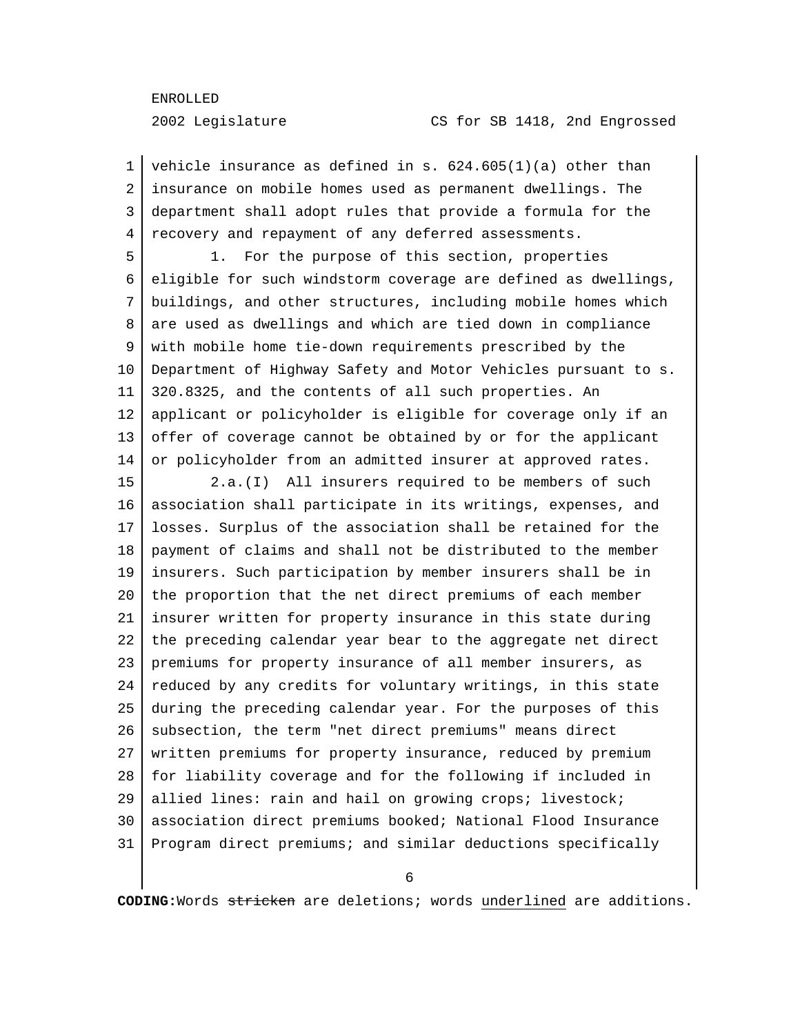vehicle insurance as defined in s. 624.605(1)(a) other than insurance on mobile homes used as permanent dwellings. The department shall adopt rules that provide a formula for the recovery and repayment of any deferred assessments.

1. For the purpose of this section, properties eligible for such windstorm coverage are defined as dwellings, buildings, and other structures, including mobile homes which are used as dwellings and which are tied down in compliance with mobile home tie-down requirements prescribed by the Department of Highway Safety and Motor Vehicles pursuant to s. 320.8325, and the contents of all such properties. An applicant or policyholder is eligible for coverage only if an offer of coverage cannot be obtained by or for the applicant or policyholder from an admitted insurer at approved rates.

2.a.(I) All insurers required to be members of such association shall participate in its writings, expenses, and losses. Surplus of the association shall be retained for the payment of claims and shall not be distributed to the member insurers. Such participation by member insurers shall be in the proportion that the net direct premiums of each member insurer written for property insurance in this state during the preceding calendar year bear to the aggregate net direct premiums for property insurance of all member insurers, as reduced by any credits for voluntary writings, in this state during the preceding calendar year. For the purposes of this subsection, the term "net direct premiums" means direct written premiums for property insurance, reduced by premium for liability coverage and for the following if included in allied lines: rain and hail on growing crops; livestock; association direct premiums booked; National Flood Insurance Program direct premiums; and similar deductions specifically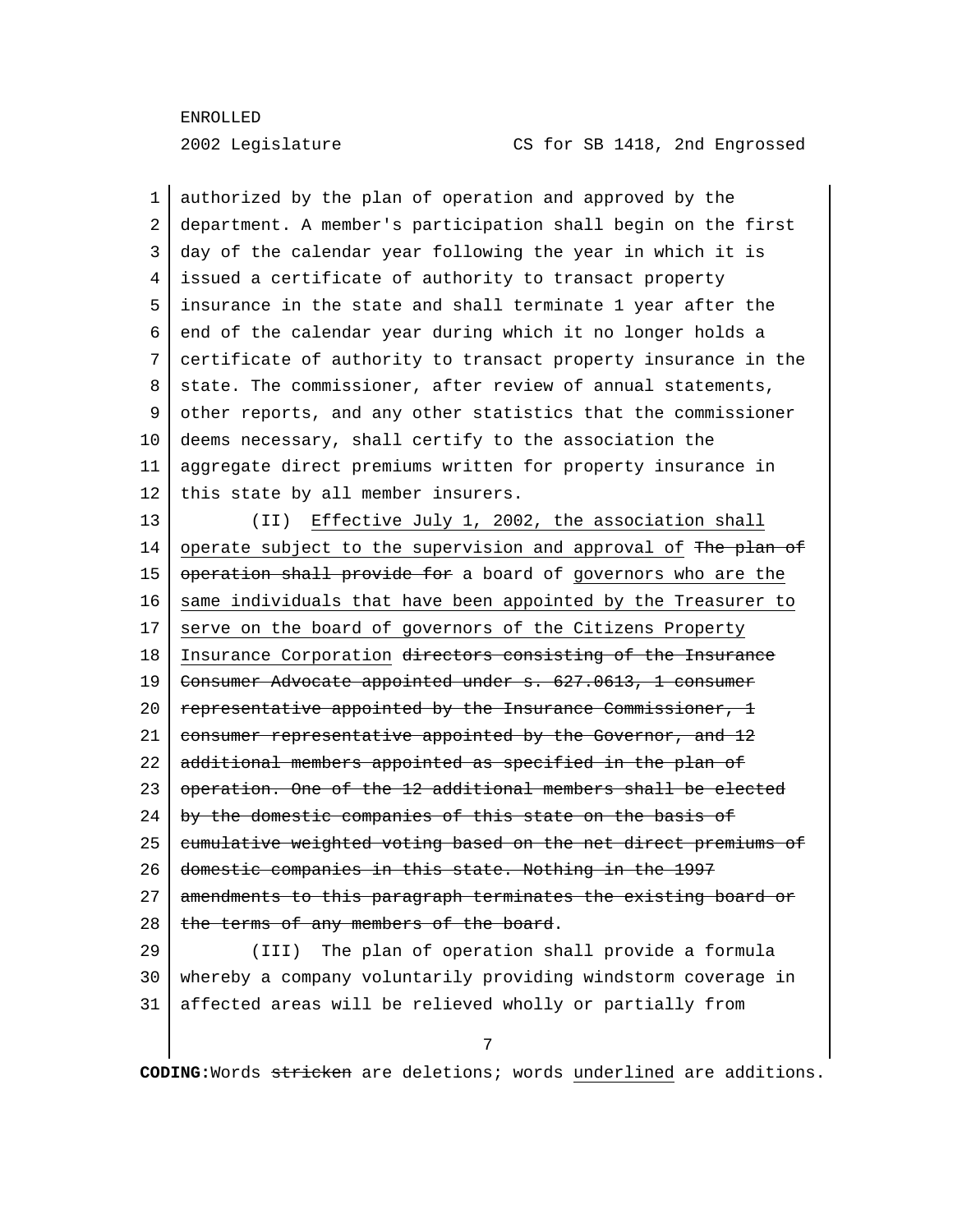authorized by the plan of operation and approved by the department. A member's participation shall begin on the first day of the calendar year following the year in which it is issued a certificate of authority to transact property insurance in the state and shall terminate 1 year after the end of the calendar year during which it no longer holds a certificate of authority to transact property insurance in the state. The commissioner, after review of annual statements, other reports, and any other statistics that the commissioner deems necessary, shall certify to the association the aggregate direct premiums written for property insurance in this state by all member insurers.

(II) <u>Effective July 1, 2002, the association shall operate subject to the supervision and approval of</u> ~~The plan of operation shall provide for~~ a board of <u>governors who are the same individuals that have been appointed by the Treasurer to serve on the board of governors of the Citizens Property Insurance Corporation</u> ~~directors consisting of the Insurance Consumer Advocate appointed under s. 627.0613, 1 consumer representative appointed by the Insurance Commissioner, 1 consumer representative appointed by the Governor, and 12 additional members appointed as specified in the plan of operation. One of the 12 additional members shall be elected by the domestic companies of this state on the basis of cumulative weighted voting based on the net direct premiums of domestic companies in this state. Nothing in the 1997 amendments to this paragraph terminates the existing board or the terms of any members of the board~~.

(III) The plan of operation shall provide a formula whereby a company voluntarily providing windstorm coverage in affected areas will be relieved wholly or partially from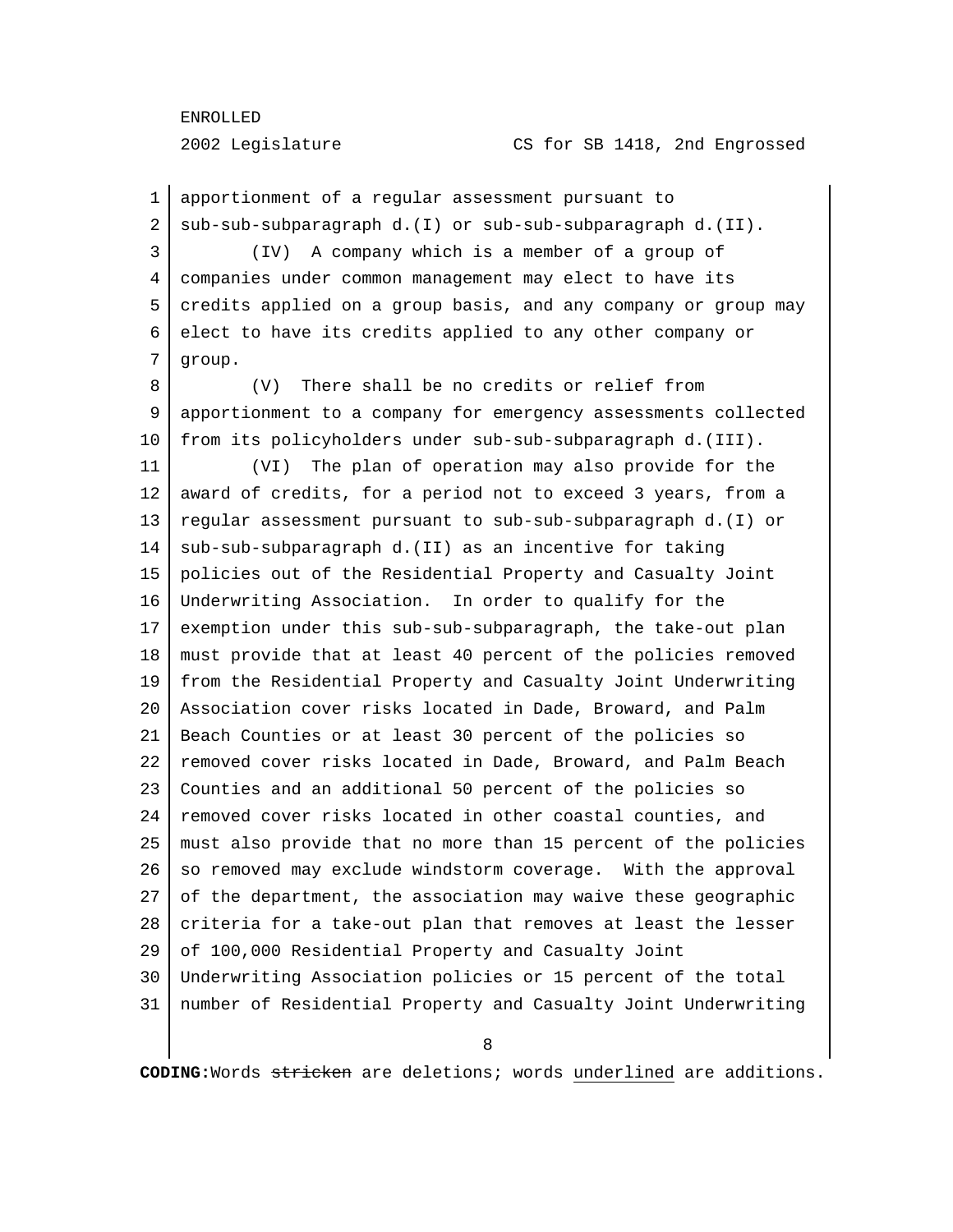apportionment of a regular assessment pursuant to sub-sub-subparagraph d.(I) or sub-sub-subparagraph d.(II).

(IV) A company which is a member of a group of companies under common management may elect to have its credits applied on a group basis, and any company or group may elect to have its credits applied to any other company or group.

(V) There shall be no credits or relief from apportionment to a company for emergency assessments collected from its policyholders under sub-sub-subparagraph d.(III).

(VI) The plan of operation may also provide for the award of credits, for a period not to exceed 3 years, from a regular assessment pursuant to sub-sub-subparagraph d.(I) or sub-sub-subparagraph d.(II) as an incentive for taking policies out of the Residential Property and Casualty Joint Underwriting Association. In order to qualify for the exemption under this sub-sub-subparagraph, the take-out plan must provide that at least 40 percent of the policies removed from the Residential Property and Casualty Joint Underwriting Association cover risks located in Dade, Broward, and Palm Beach Counties or at least 30 percent of the policies so removed cover risks located in Dade, Broward, and Palm Beach Counties and an additional 50 percent of the policies so removed cover risks located in other coastal counties, and must also provide that no more than 15 percent of the policies so removed may exclude windstorm coverage. With the approval of the department, the association may waive these geographic criteria for a take-out plan that removes at least the lesser of 100,000 Residential Property and Casualty Joint Underwriting Association policies or 15 percent of the total number of Residential Property and Casualty Joint Underwriting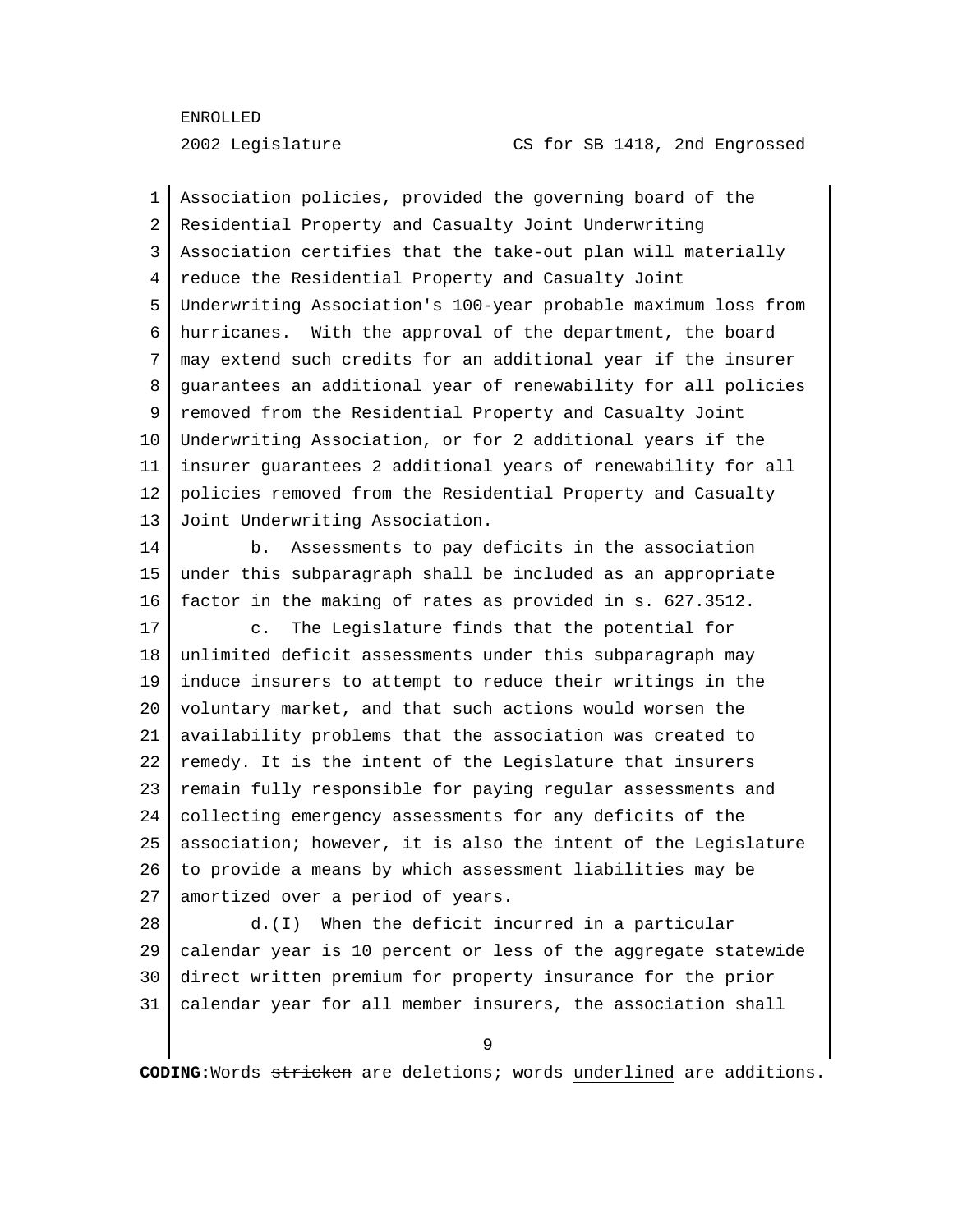Association policies, provided the governing board of the Residential Property and Casualty Joint Underwriting Association certifies that the take-out plan will materially reduce the Residential Property and Casualty Joint Underwriting Association's 100-year probable maximum loss from hurricanes. With the approval of the department, the board may extend such credits for an additional year if the insurer guarantees an additional year of renewability for all policies removed from the Residential Property and Casualty Joint Underwriting Association, or for 2 additional years if the insurer guarantees 2 additional years of renewability for all policies removed from the Residential Property and Casualty Joint Underwriting Association.

b. Assessments to pay deficits in the association under this subparagraph shall be included as an appropriate factor in the making of rates as provided in s. 627.3512.

c. The Legislature finds that the potential for unlimited deficit assessments under this subparagraph may induce insurers to attempt to reduce their writings in the voluntary market, and that such actions would worsen the availability problems that the association was created to remedy. It is the intent of the Legislature that insurers remain fully responsible for paying regular assessments and collecting emergency assessments for any deficits of the association; however, it is also the intent of the Legislature to provide a means by which assessment liabilities may be amortized over a period of years.

d.(I) When the deficit incurred in a particular calendar year is 10 percent or less of the aggregate statewide direct written premium for property insurance for the prior calendar year for all member insurers, the association shall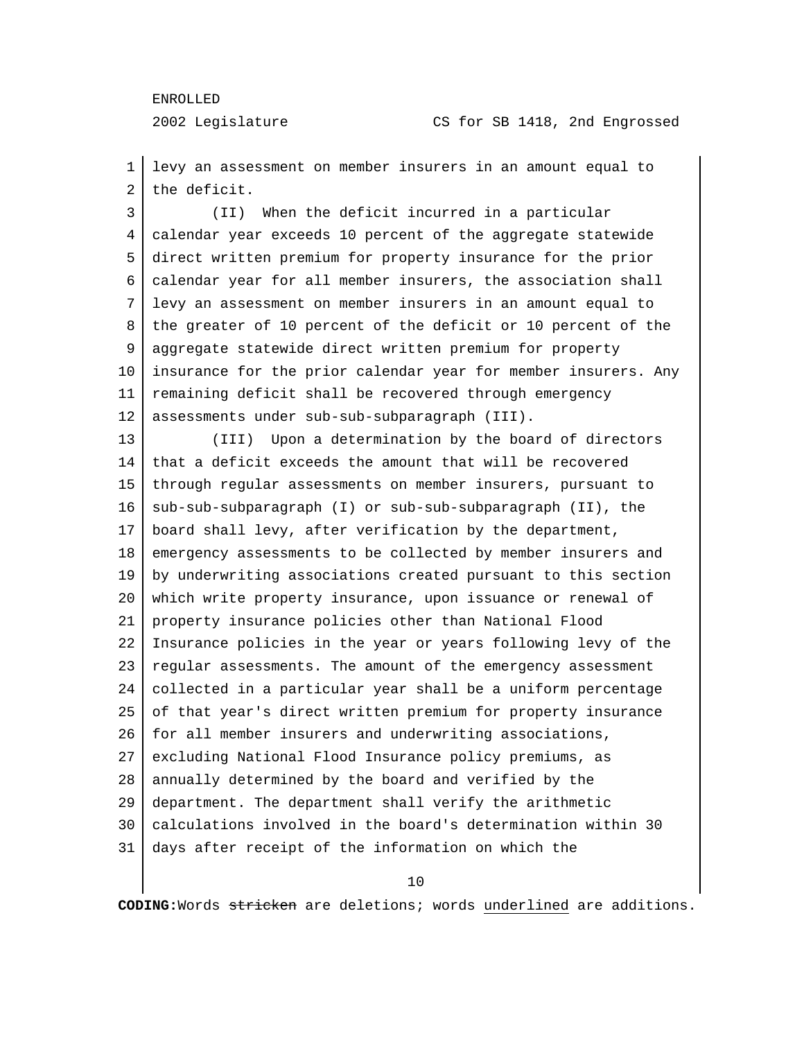levy an assessment on member insurers in an amount equal to the deficit.

(II) When the deficit incurred in a particular calendar year exceeds 10 percent of the aggregate statewide direct written premium for property insurance for the prior calendar year for all member insurers, the association shall levy an assessment on member insurers in an amount equal to the greater of 10 percent of the deficit or 10 percent of the aggregate statewide direct written premium for property insurance for the prior calendar year for member insurers. Any remaining deficit shall be recovered through emergency assessments under sub-sub-subparagraph (III).

(III) Upon a determination by the board of directors that a deficit exceeds the amount that will be recovered through regular assessments on member insurers, pursuant to sub-sub-subparagraph (I) or sub-sub-subparagraph (II), the board shall levy, after verification by the department, emergency assessments to be collected by member insurers and by underwriting associations created pursuant to this section which write property insurance, upon issuance or renewal of property insurance policies other than National Flood Insurance policies in the year or years following levy of the regular assessments. The amount of the emergency assessment collected in a particular year shall be a uniform percentage of that year's direct written premium for property insurance for all member insurers and underwriting associations, excluding National Flood Insurance policy premiums, as annually determined by the board and verified by the department. The department shall verify the arithmetic calculations involved in the board's determination within 30 days after receipt of the information on which the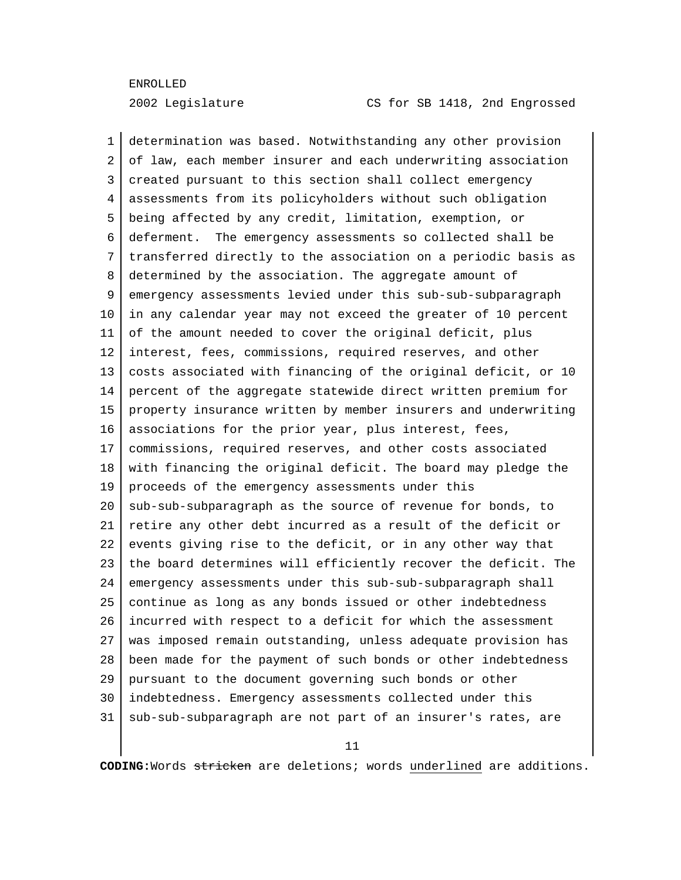determination was based. Notwithstanding any other provision of law, each member insurer and each underwriting association created pursuant to this section shall collect emergency assessments from its policyholders without such obligation being affected by any credit, limitation, exemption, or deferment. The emergency assessments so collected shall be transferred directly to the association on a periodic basis as determined by the association. The aggregate amount of emergency assessments levied under this sub-sub-subparagraph in any calendar year may not exceed the greater of 10 percent of the amount needed to cover the original deficit, plus interest, fees, commissions, required reserves, and other costs associated with financing of the original deficit, or 10 percent of the aggregate statewide direct written premium for property insurance written by member insurers and underwriting associations for the prior year, plus interest, fees, commissions, required reserves, and other costs associated with financing the original deficit. The board may pledge the proceeds of the emergency assessments under this sub-sub-subparagraph as the source of revenue for bonds, to retire any other debt incurred as a result of the deficit or events giving rise to the deficit, or in any other way that the board determines will efficiently recover the deficit. The emergency assessments under this sub-sub-subparagraph shall continue as long as any bonds issued or other indebtedness incurred with respect to a deficit for which the assessment was imposed remain outstanding, unless adequate provision has been made for the payment of such bonds or other indebtedness pursuant to the document governing such bonds or other indebtedness. Emergency assessments collected under this sub-sub-subparagraph are not part of an insurer's rates, are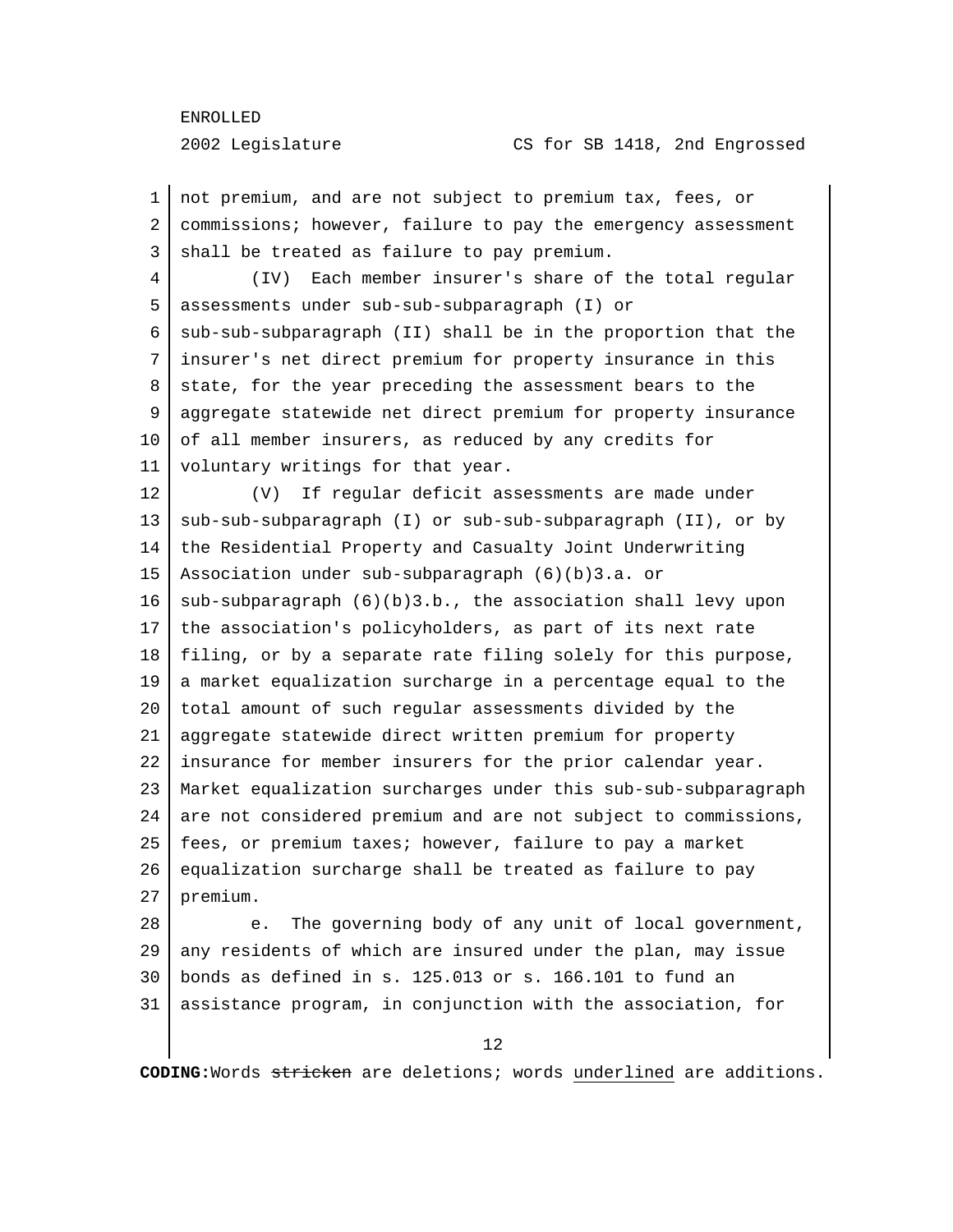not premium, and are not subject to premium tax, fees, or commissions; however, failure to pay the emergency assessment shall be treated as failure to pay premium.

(IV) Each member insurer's share of the total regular assessments under sub-sub-subparagraph (I) or sub-sub-subparagraph (II) shall be in the proportion that the insurer's net direct premium for property insurance in this state, for the year preceding the assessment bears to the aggregate statewide net direct premium for property insurance of all member insurers, as reduced by any credits for voluntary writings for that year.

(V) If regular deficit assessments are made under sub-sub-subparagraph (I) or sub-sub-subparagraph (II), or by the Residential Property and Casualty Joint Underwriting Association under sub-subparagraph (6)(b)3.a. or sub-subparagraph (6)(b)3.b., the association shall levy upon the association's policyholders, as part of its next rate filing, or by a separate rate filing solely for this purpose, a market equalization surcharge in a percentage equal to the total amount of such regular assessments divided by the aggregate statewide direct written premium for property insurance for member insurers for the prior calendar year. Market equalization surcharges under this sub-sub-subparagraph are not considered premium and are not subject to commissions, fees, or premium taxes; however, failure to pay a market equalization surcharge shall be treated as failure to pay premium.

e. The governing body of any unit of local government, any residents of which are insured under the plan, may issue bonds as defined in s. 125.013 or s. 166.101 to fund an assistance program, in conjunction with the association, for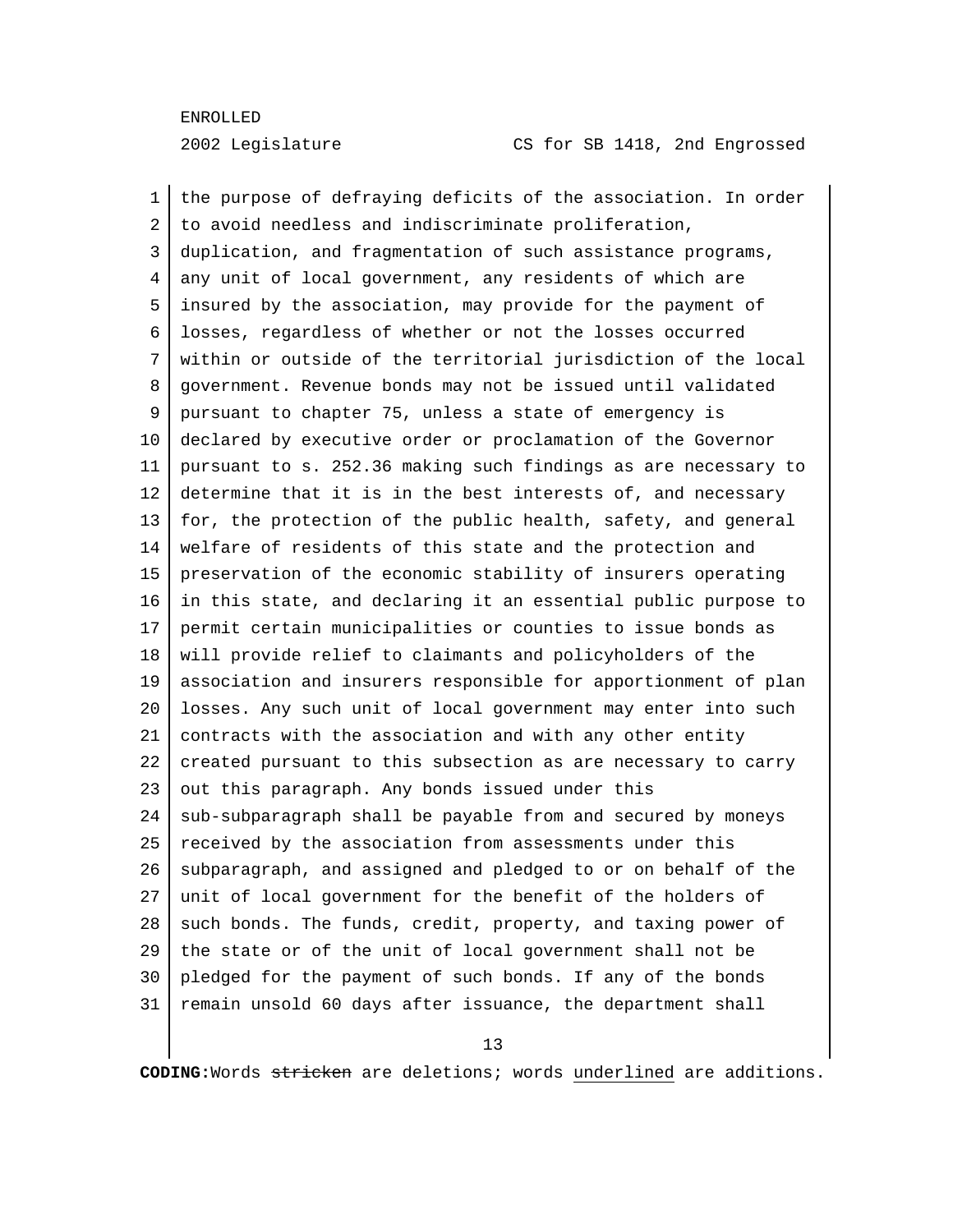the purpose of defraying deficits of the association. In order to avoid needless and indiscriminate proliferation, duplication, and fragmentation of such assistance programs, any unit of local government, any residents of which are insured by the association, may provide for the payment of losses, regardless of whether or not the losses occurred within or outside of the territorial jurisdiction of the local government. Revenue bonds may not be issued until validated pursuant to chapter 75, unless a state of emergency is declared by executive order or proclamation of the Governor pursuant to s. 252.36 making such findings as are necessary to determine that it is in the best interests of, and necessary for, the protection of the public health, safety, and general welfare of residents of this state and the protection and preservation of the economic stability of insurers operating in this state, and declaring it an essential public purpose to permit certain municipalities or counties to issue bonds as will provide relief to claimants and policyholders of the association and insurers responsible for apportionment of plan losses. Any such unit of local government may enter into such contracts with the association and with any other entity created pursuant to this subsection as are necessary to carry out this paragraph. Any bonds issued under this sub-subparagraph shall be payable from and secured by moneys received by the association from assessments under this subparagraph, and assigned and pledged to or on behalf of the unit of local government for the benefit of the holders of such bonds. The funds, credit, property, and taxing power of the state or of the unit of local government shall not be pledged for the payment of such bonds. If any of the bonds remain unsold 60 days after issuance, the department shall

CODING: Words ~~stricken~~ are deletions; words underlined are additions.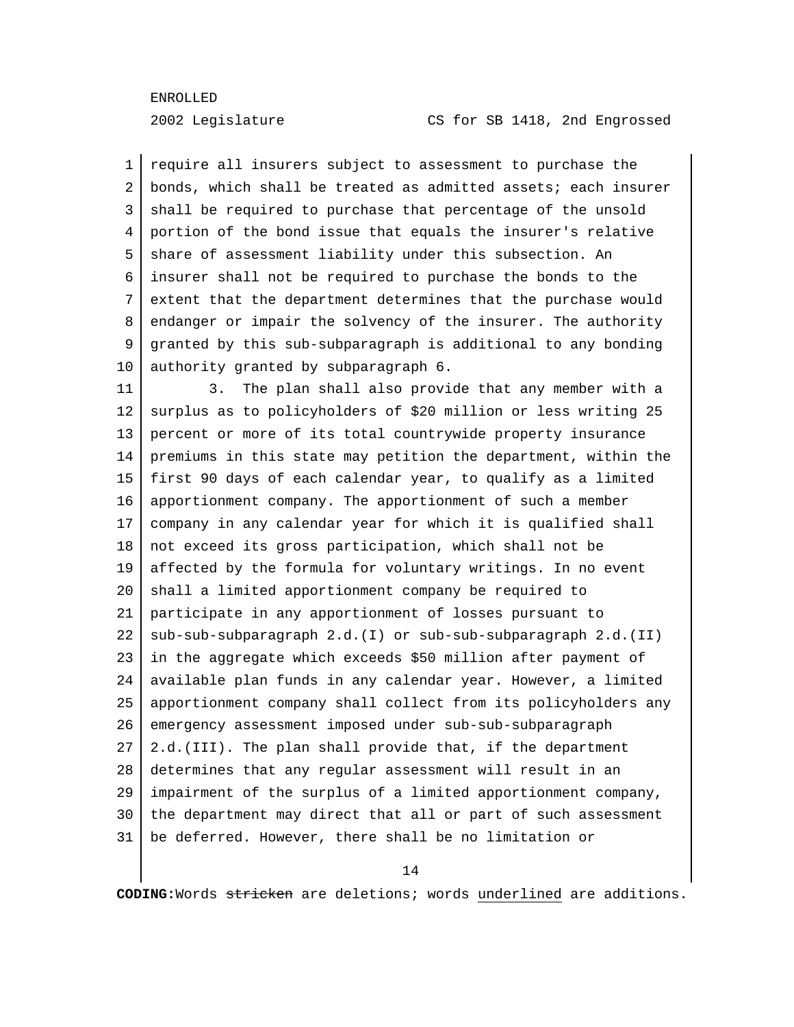require all insurers subject to assessment to purchase the bonds, which shall be treated as admitted assets; each insurer shall be required to purchase that percentage of the unsold portion of the bond issue that equals the insurer's relative share of assessment liability under this subsection. An insurer shall not be required to purchase the bonds to the extent that the department determines that the purchase would endanger or impair the solvency of the insurer. The authority granted by this sub-subparagraph is additional to any bonding authority granted by subparagraph 6.

3. The plan shall also provide that any member with a surplus as to policyholders of $20 million or less writing 25 percent or more of its total countrywide property insurance premiums in this state may petition the department, within the first 90 days of each calendar year, to qualify as a limited apportionment company. The apportionment of such a member company in any calendar year for which it is qualified shall not exceed its gross participation, which shall not be affected by the formula for voluntary writings. In no event shall a limited apportionment company be required to participate in any apportionment of losses pursuant to sub-sub-subparagraph 2.d.(I) or sub-sub-subparagraph 2.d.(II) in the aggregate which exceeds $50 million after payment of available plan funds in any calendar year. However, a limited apportionment company shall collect from its policyholders any emergency assessment imposed under sub-sub-subparagraph 2.d.(III). The plan shall provide that, if the department determines that any regular assessment will result in an impairment of the surplus of a limited apportionment company, the department may direct that all or part of such assessment be deferred. However, there shall be no limitation or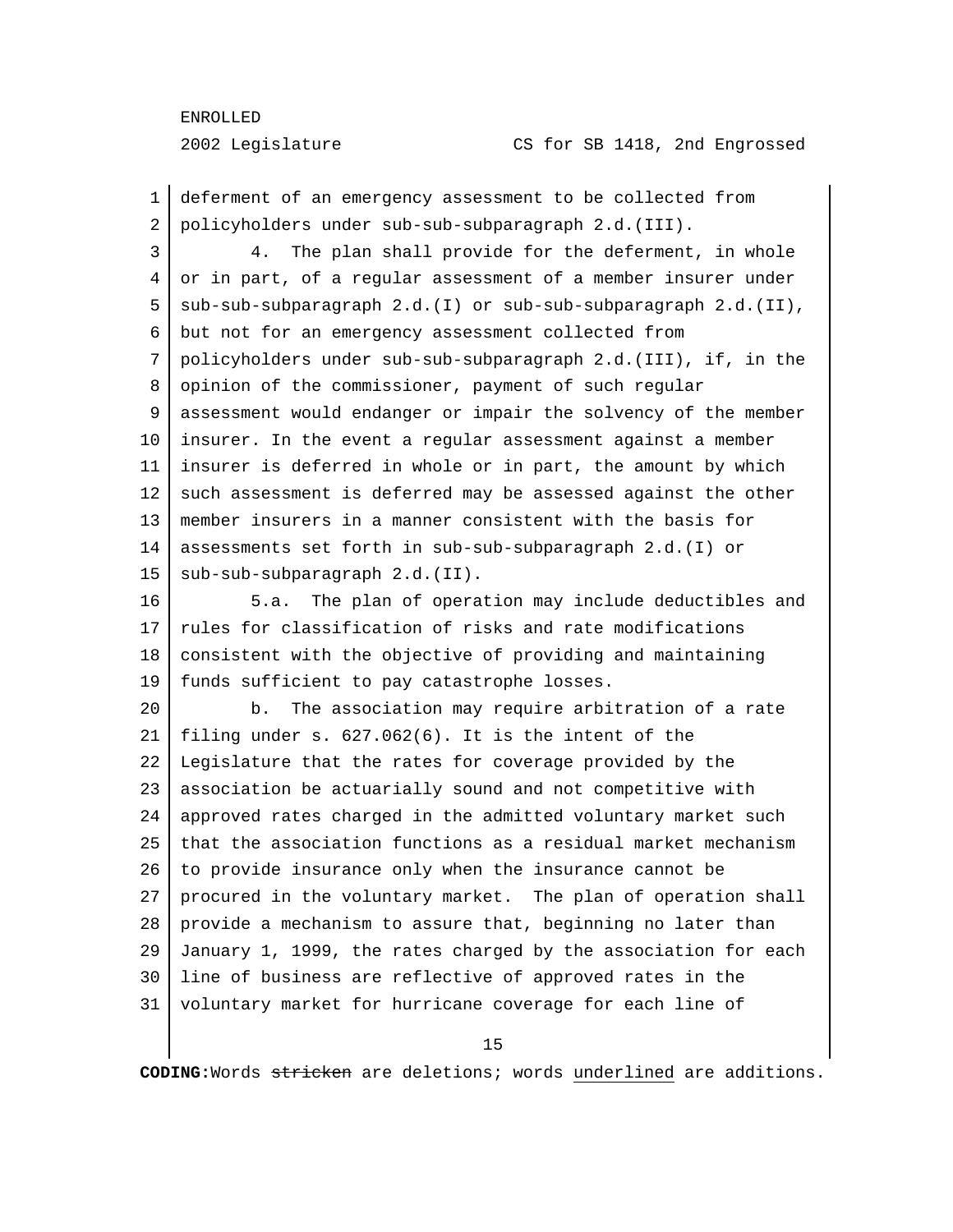deferment of an emergency assessment to be collected from policyholders under sub-sub-subparagraph 2.d.(III).

4. The plan shall provide for the deferment, in whole or in part, of a regular assessment of a member insurer under sub-sub-subparagraph 2.d.(I) or sub-sub-subparagraph 2.d.(II), but not for an emergency assessment collected from policyholders under sub-sub-subparagraph 2.d.(III), if, in the opinion of the commissioner, payment of such regular assessment would endanger or impair the solvency of the member insurer. In the event a regular assessment against a member insurer is deferred in whole or in part, the amount by which such assessment is deferred may be assessed against the other member insurers in a manner consistent with the basis for assessments set forth in sub-sub-subparagraph 2.d.(I) or sub-sub-subparagraph 2.d.(II).

5.a. The plan of operation may include deductibles and rules for classification of risks and rate modifications consistent with the objective of providing and maintaining funds sufficient to pay catastrophe losses.

b. The association may require arbitration of a rate filing under s. 627.062(6). It is the intent of the Legislature that the rates for coverage provided by the association be actuarially sound and not competitive with approved rates charged in the admitted voluntary market such that the association functions as a residual market mechanism to provide insurance only when the insurance cannot be procured in the voluntary market. The plan of operation shall provide a mechanism to assure that, beginning no later than January 1, 1999, the rates charged by the association for each line of business are reflective of approved rates in the voluntary market for hurricane coverage for each line of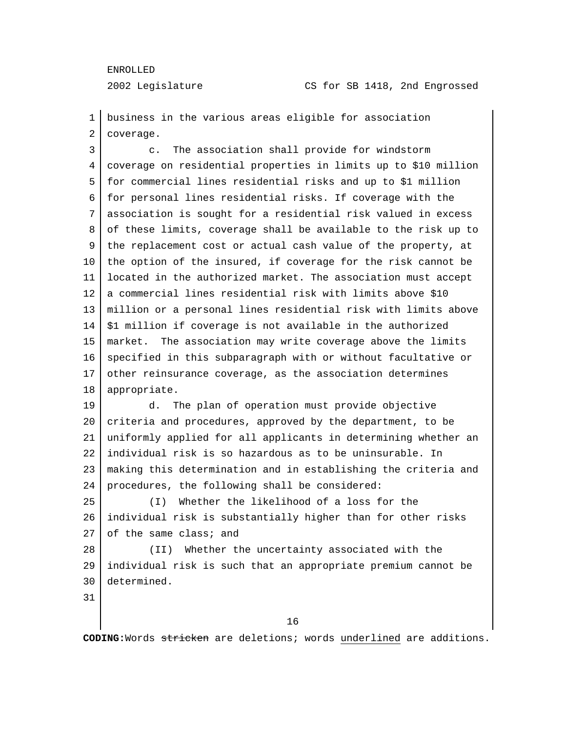business in the various areas eligible for association coverage.

c. The association shall provide for windstorm coverage on residential properties in limits up to $10 million for commercial lines residential risks and up to $1 million for personal lines residential risks. If coverage with the association is sought for a residential risk valued in excess of these limits, coverage shall be available to the risk up to the replacement cost or actual cash value of the property, at the option of the insured, if coverage for the risk cannot be located in the authorized market. The association must accept a commercial lines residential risk with limits above $10 million or a personal lines residential risk with limits above $1 million if coverage is not available in the authorized market. The association may write coverage above the limits specified in this subparagraph with or without facultative or other reinsurance coverage, as the association determines appropriate.

d. The plan of operation must provide objective criteria and procedures, approved by the department, to be uniformly applied for all applicants in determining whether an individual risk is so hazardous as to be uninsurable. In making this determination and in establishing the criteria and procedures, the following shall be considered:

(I) Whether the likelihood of a loss for the individual risk is substantially higher than for other risks of the same class; and

(II) Whether the uncertainty associated with the individual risk is such that an appropriate premium cannot be determined.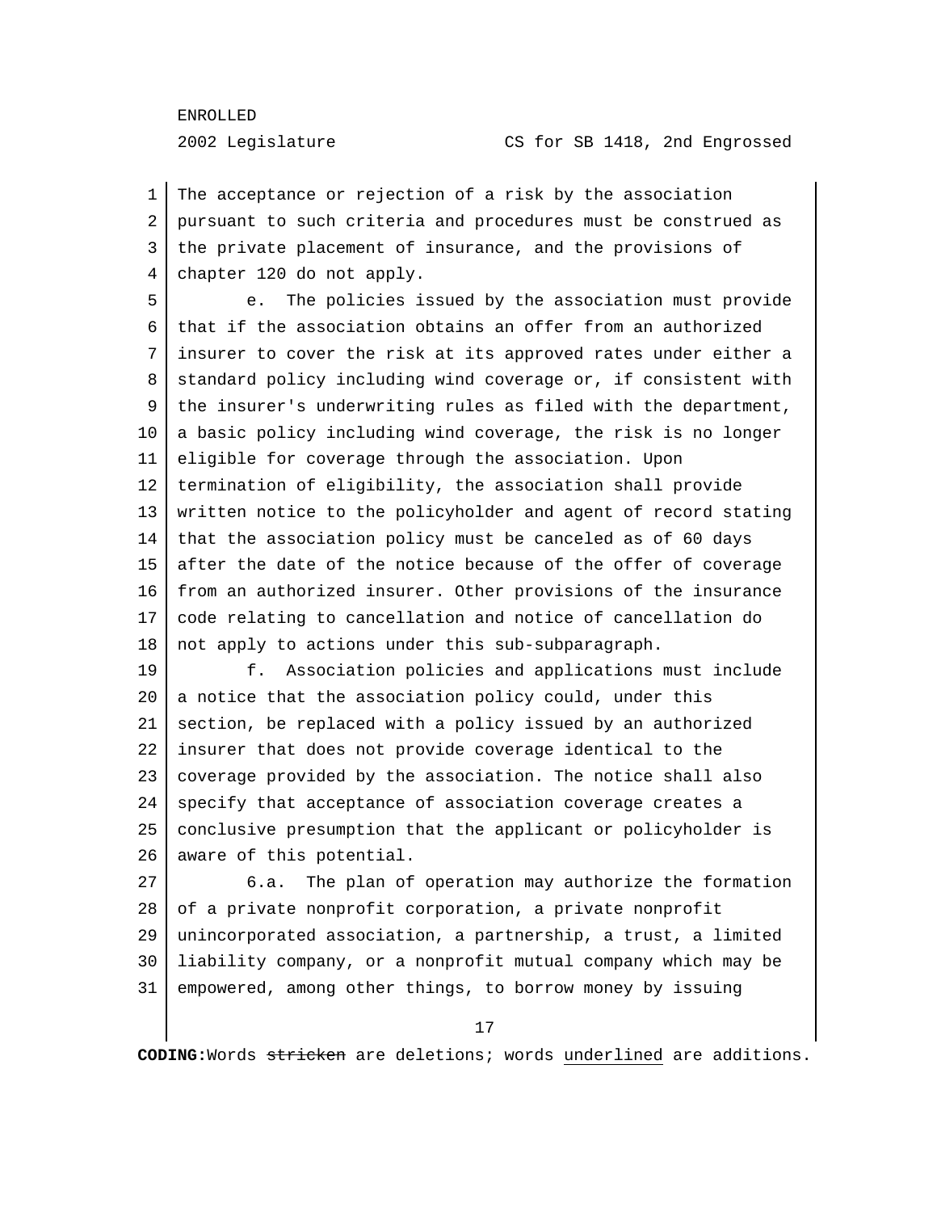The acceptance or rejection of a risk by the association pursuant to such criteria and procedures must be construed as the private placement of insurance, and the provisions of chapter 120 do not apply.

e. The policies issued by the association must provide that if the association obtains an offer from an authorized insurer to cover the risk at its approved rates under either a standard policy including wind coverage or, if consistent with the insurer's underwriting rules as filed with the department, a basic policy including wind coverage, the risk is no longer eligible for coverage through the association. Upon termination of eligibility, the association shall provide written notice to the policyholder and agent of record stating that the association policy must be canceled as of 60 days after the date of the notice because of the offer of coverage from an authorized insurer. Other provisions of the insurance code relating to cancellation and notice of cancellation do not apply to actions under this sub-subparagraph.

f. Association policies and applications must include a notice that the association policy could, under this section, be replaced with a policy issued by an authorized insurer that does not provide coverage identical to the coverage provided by the association. The notice shall also specify that acceptance of association coverage creates a conclusive presumption that the applicant or policyholder is aware of this potential.

6.a. The plan of operation may authorize the formation of a private nonprofit corporation, a private nonprofit unincorporated association, a partnership, a trust, a limited liability company, or a nonprofit mutual company which may be empowered, among other things, to borrow money by issuing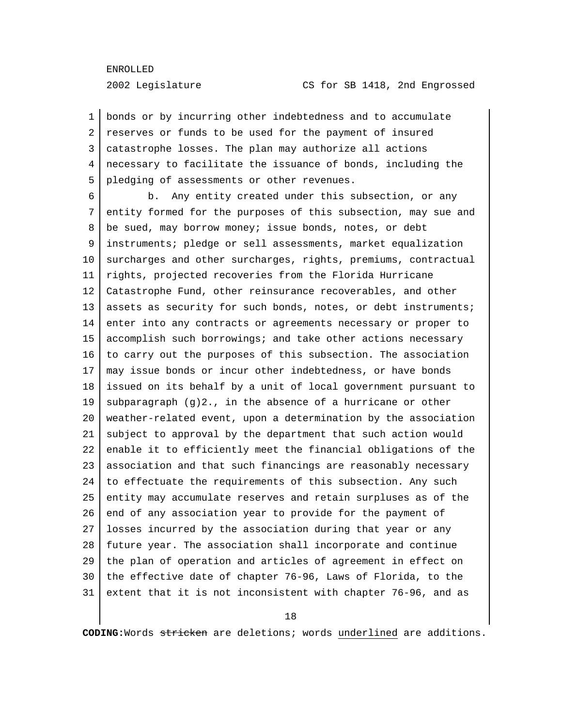bonds or by incurring other indebtedness and to accumulate reserves or funds to be used for the payment of insured catastrophe losses. The plan may authorize all actions necessary to facilitate the issuance of bonds, including the pledging of assessments or other revenues.

b. Any entity created under this subsection, or any entity formed for the purposes of this subsection, may sue and be sued, may borrow money; issue bonds, notes, or debt instruments; pledge or sell assessments, market equalization surcharges and other surcharges, rights, premiums, contractual rights, projected recoveries from the Florida Hurricane Catastrophe Fund, other reinsurance recoverables, and other assets as security for such bonds, notes, or debt instruments; enter into any contracts or agreements necessary or proper to accomplish such borrowings; and take other actions necessary to carry out the purposes of this subsection. The association may issue bonds or incur other indebtedness, or have bonds issued on its behalf by a unit of local government pursuant to subparagraph (g)2., in the absence of a hurricane or other weather-related event, upon a determination by the association subject to approval by the department that such action would enable it to efficiently meet the financial obligations of the association and that such financings are reasonably necessary to effectuate the requirements of this subsection. Any such entity may accumulate reserves and retain surpluses as of the end of any association year to provide for the payment of losses incurred by the association during that year or any future year. The association shall incorporate and continue the plan of operation and articles of agreement in effect on the effective date of chapter 76-96, Laws of Florida, to the extent that it is not inconsistent with chapter 76-96, and as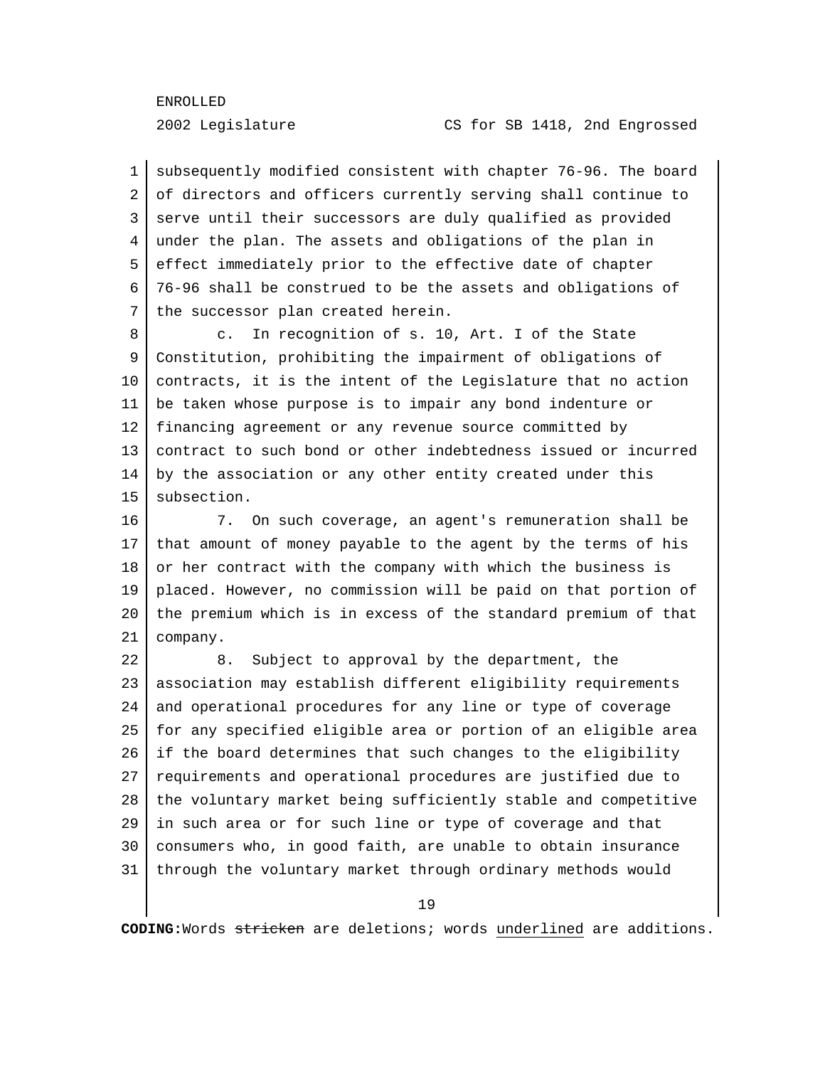subsequently modified consistent with chapter 76-96. The board of directors and officers currently serving shall continue to serve until their successors are duly qualified as provided under the plan. The assets and obligations of the plan in effect immediately prior to the effective date of chapter 76-96 shall be construed to be the assets and obligations of the successor plan created herein.

c. In recognition of s. 10, Art. I of the State Constitution, prohibiting the impairment of obligations of contracts, it is the intent of the Legislature that no action be taken whose purpose is to impair any bond indenture or financing agreement or any revenue source committed by contract to such bond or other indebtedness issued or incurred by the association or any other entity created under this subsection.

7. On such coverage, an agent's remuneration shall be that amount of money payable to the agent by the terms of his or her contract with the company with which the business is placed. However, no commission will be paid on that portion of the premium which is in excess of the standard premium of that company.

8. Subject to approval by the department, the association may establish different eligibility requirements and operational procedures for any line or type of coverage for any specified eligible area or portion of an eligible area if the board determines that such changes to the eligibility requirements and operational procedures are justified due to the voluntary market being sufficiently stable and competitive in such area or for such line or type of coverage and that consumers who, in good faith, are unable to obtain insurance through the voluntary market through ordinary methods would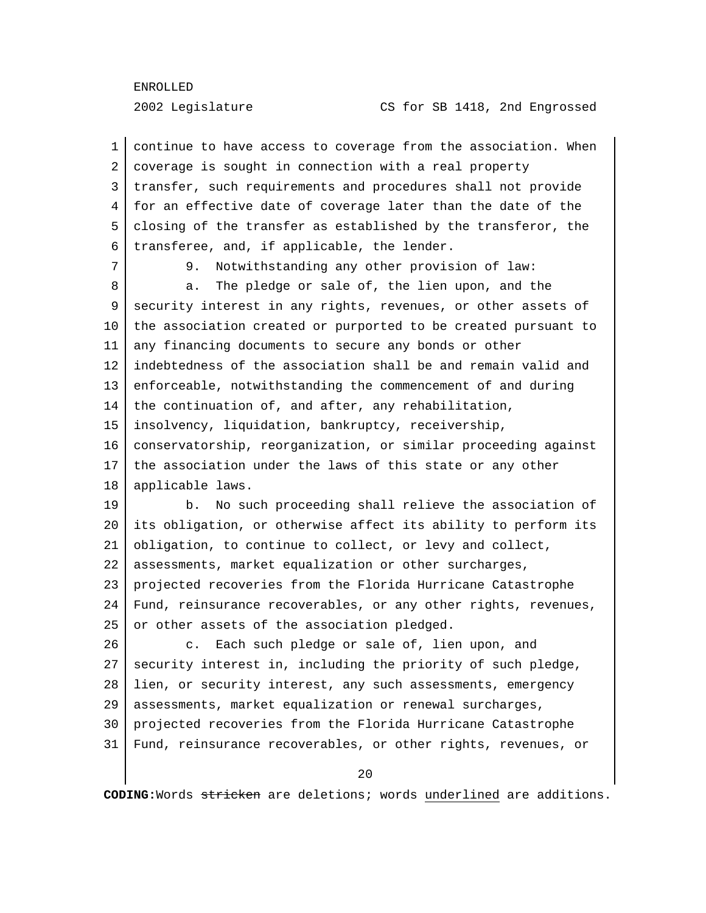continue to have access to coverage from the association. When coverage is sought in connection with a real property transfer, such requirements and procedures shall not provide for an effective date of coverage later than the date of the closing of the transfer as established by the transferor, the transferee, and, if applicable, the lender.

9. Notwithstanding any other provision of law:

a. The pledge or sale of, the lien upon, and the security interest in any rights, revenues, or other assets of the association created or purported to be created pursuant to any financing documents to secure any bonds or other indebtedness of the association shall be and remain valid and enforceable, notwithstanding the commencement of and during the continuation of, and after, any rehabilitation, insolvency, liquidation, bankruptcy, receivership, conservatorship, reorganization, or similar proceeding against the association under the laws of this state or any other applicable laws.

b. No such proceeding shall relieve the association of its obligation, or otherwise affect its ability to perform its obligation, to continue to collect, or levy and collect, assessments, market equalization or other surcharges, projected recoveries from the Florida Hurricane Catastrophe Fund, reinsurance recoverables, or any other rights, revenues, or other assets of the association pledged.

c. Each such pledge or sale of, lien upon, and security interest in, including the priority of such pledge, lien, or security interest, any such assessments, emergency assessments, market equalization or renewal surcharges, projected recoveries from the Florida Hurricane Catastrophe Fund, reinsurance recoverables, or other rights, revenues, or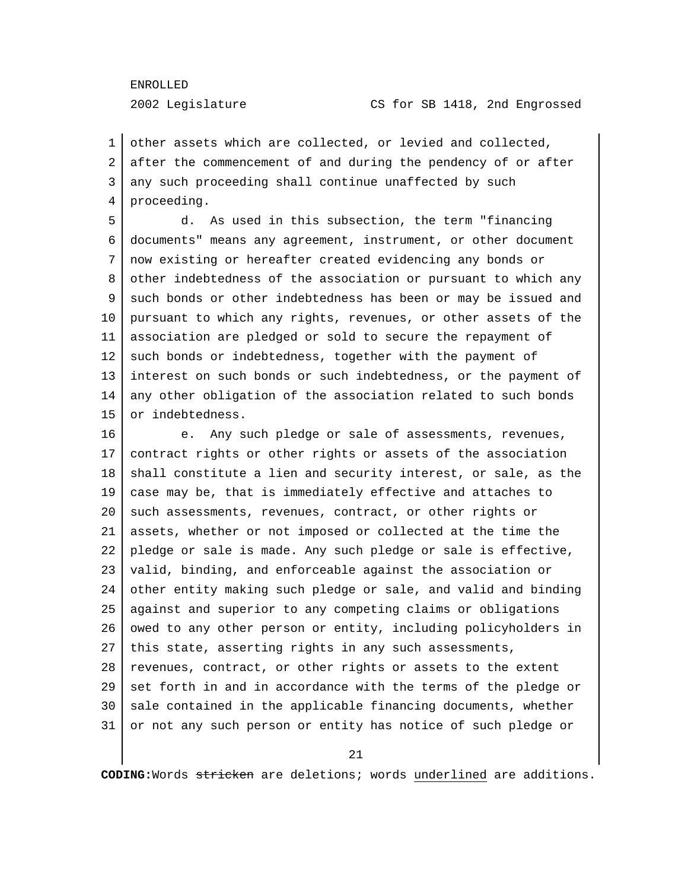other assets which are collected, or levied and collected, after the commencement of and during the pendency of or after any such proceeding shall continue unaffected by such proceeding.

d. As used in this subsection, the term "financing documents" means any agreement, instrument, or other document now existing or hereafter created evidencing any bonds or other indebtedness of the association or pursuant to which any such bonds or other indebtedness has been or may be issued and pursuant to which any rights, revenues, or other assets of the association are pledged or sold to secure the repayment of such bonds or indebtedness, together with the payment of interest on such bonds or such indebtedness, or the payment of any other obligation of the association related to such bonds or indebtedness.

e. Any such pledge or sale of assessments, revenues, contract rights or other rights or assets of the association shall constitute a lien and security interest, or sale, as the case may be, that is immediately effective and attaches to such assessments, revenues, contract, or other rights or assets, whether or not imposed or collected at the time the pledge or sale is made. Any such pledge or sale is effective, valid, binding, and enforceable against the association or other entity making such pledge or sale, and valid and binding against and superior to any competing claims or obligations owed to any other person or entity, including policyholders in this state, asserting rights in any such assessments, revenues, contract, or other rights or assets to the extent set forth in and in accordance with the terms of the pledge or sale contained in the applicable financing documents, whether or not any such person or entity has notice of such pledge or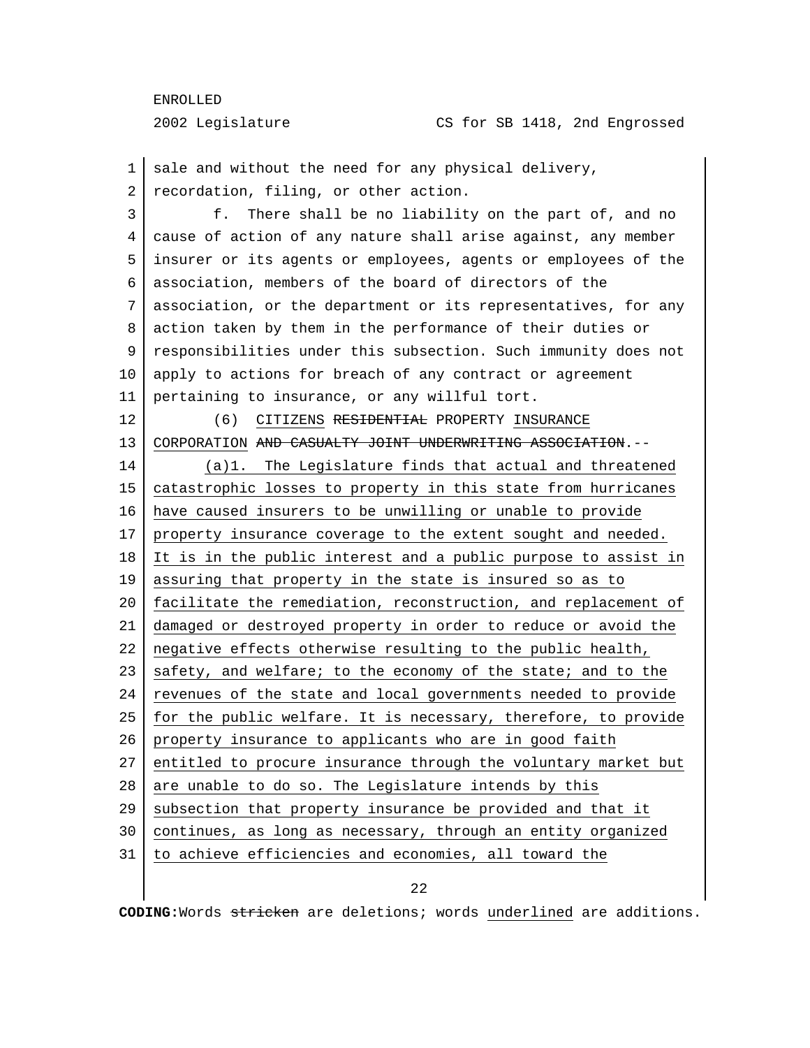sale and without the need for any physical delivery, recordation, filing, or other action.

f. There shall be no liability on the part of, and no cause of action of any nature shall arise against, any member insurer or its agents or employees, agents or employees of the association, members of the board of directors of the association, or the department or its representatives, for any action taken by them in the performance of their duties or responsibilities under this subsection. Such immunity does not apply to actions for breach of any contract or agreement pertaining to insurance, or any willful tort.

(6) <u>CITIZENS</u> ~~RESIDENTIAL~~ PROPERTY <u>INSURANCE CORPORATION</u> ~~AND CASUALTY JOINT UNDERWRITING ASSOCIATION~~.--

<u>(a)1. The Legislature finds that actual and threatened catastrophic losses to property in this state from hurricanes have caused insurers to be unwilling or unable to provide property insurance coverage to the extent sought and needed. It is in the public interest and a public purpose to assist in assuring that property in the state is insured so as to facilitate the remediation, reconstruction, and replacement of damaged or destroyed property in order to reduce or avoid the negative effects otherwise resulting to the public health, safety, and welfare; to the economy of the state; and to the revenues of the state and local governments needed to provide for the public welfare. It is necessary, therefore, to provide property insurance to applicants who are in good faith entitled to procure insurance through the voluntary market but are unable to do so. The Legislature intends by this subsection that property insurance be provided and that it continues, as long as necessary, through an entity organized to achieve efficiencies and economies, all toward the</u>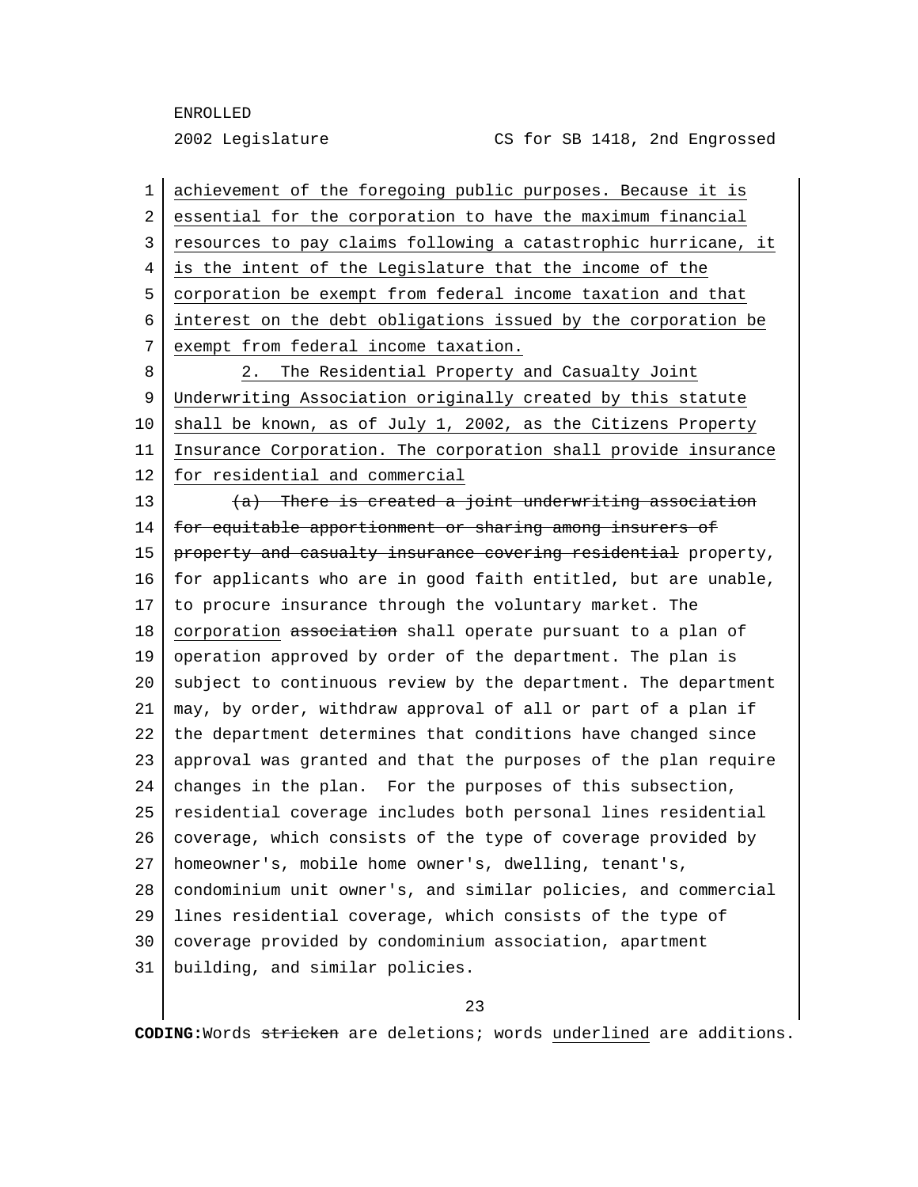achievement of the foregoing public purposes. Because it is essential for the corporation to have the maximum financial resources to pay claims following a catastrophic hurricane, it is the intent of the Legislature that the income of the corporation be exempt from federal income taxation and that interest on the debt obligations issued by the corporation be exempt from federal income taxation.

2. The Residential Property and Casualty Joint Underwriting Association originally created by this statute shall be known, as of July 1, 2002, as the Citizens Property Insurance Corporation. The corporation shall provide insurance for residential and commercial

~~(a) There is created a joint underwriting association for equitable apportionment or sharing among insurers of property and casualty insurance covering residential~~ property, for applicants who are in good faith entitled, but are unable, to procure insurance through the voluntary market. The corporation ~~association~~ shall operate pursuant to a plan of operation approved by order of the department. The plan is subject to continuous review by the department. The department may, by order, withdraw approval of all or part of a plan if the department determines that conditions have changed since approval was granted and that the purposes of the plan require changes in the plan. For the purposes of this subsection, residential coverage includes both personal lines residential coverage, which consists of the type of coverage provided by homeowner's, mobile home owner's, dwelling, tenant's, condominium unit owner's, and similar policies, and commercial lines residential coverage, which consists of the type of coverage provided by condominium association, apartment building, and similar policies.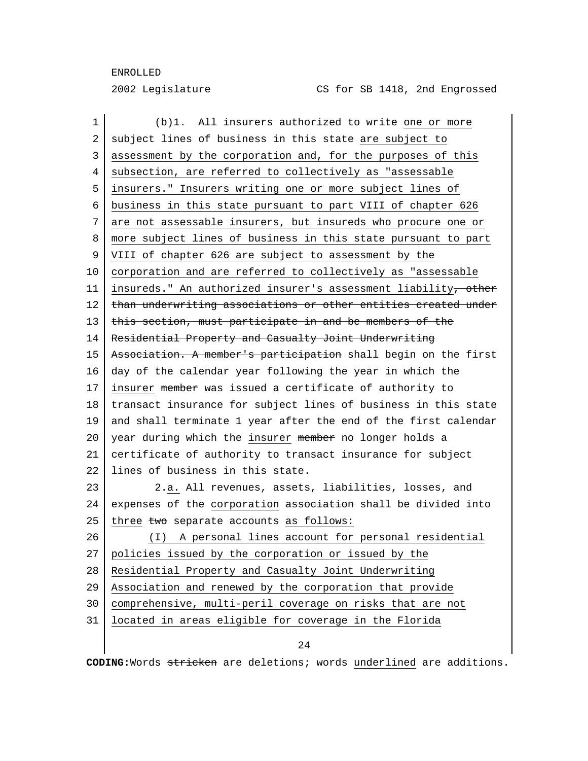(b)1. All insurers authorized to write one or more subject lines of business in this state are subject to assessment by the corporation and, for the purposes of this subsection, are referred to collectively as "assessable insurers." Insurers writing one or more subject lines of business in this state pursuant to part VIII of chapter 626 are not assessable insurers, but insureds who procure one or more subject lines of business in this state pursuant to part VIII of chapter 626 are subject to assessment by the corporation and are referred to collectively as "assessable insureds." An authorized insurer's assessment liability~~, other than underwriting associations or other entities created under this section, must participate in and be members of the Residential Property and Casualty Joint Underwriting Association. A member's participation~~ shall begin on the first day of the calendar year following the year in which the insurer ~~member~~ was issued a certificate of authority to transact insurance for subject lines of business in this state and shall terminate 1 year after the end of the first calendar year during which the insurer ~~member~~ no longer holds a certificate of authority to transact insurance for subject lines of business in this state.

2.a. All revenues, assets, liabilities, losses, and expenses of the corporation ~~association~~ shall be divided into three ~~two~~ separate accounts as follows:

(I) A personal lines account for personal residential policies issued by the corporation or issued by the Residential Property and Casualty Joint Underwriting Association and renewed by the corporation that provide comprehensive, multi-peril coverage on risks that are not located in areas eligible for coverage in the Florida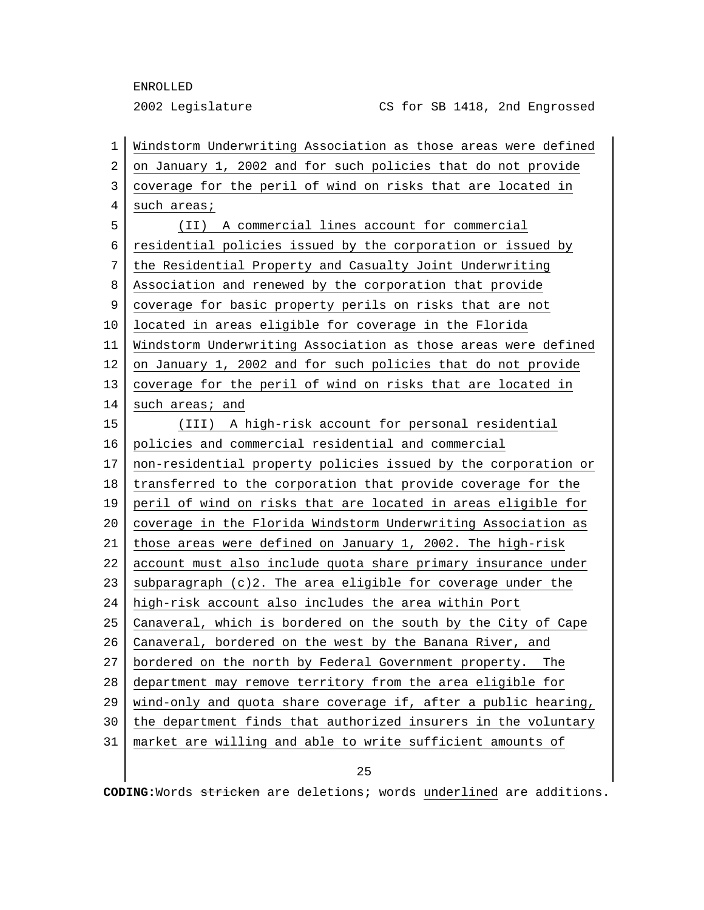Windstorm Underwriting Association as those areas were defined on January 1, 2002 and for such policies that do not provide coverage for the peril of wind on risks that are located in such areas;

(II) A commercial lines account for commercial residential policies issued by the corporation or issued by the Residential Property and Casualty Joint Underwriting Association and renewed by the corporation that provide coverage for basic property perils on risks that are not located in areas eligible for coverage in the Florida Windstorm Underwriting Association as those areas were defined on January 1, 2002 and for such policies that do not provide coverage for the peril of wind on risks that are located in such areas; and

(III) A high-risk account for personal residential policies and commercial residential and commercial non-residential property policies issued by the corporation or transferred to the corporation that provide coverage for the peril of wind on risks that are located in areas eligible for coverage in the Florida Windstorm Underwriting Association as those areas were defined on January 1, 2002. The high-risk account must also include quota share primary insurance under subparagraph (c)2. The area eligible for coverage under the high-risk account also includes the area within Port Canaveral, which is bordered on the south by the City of Cape Canaveral, bordered on the west by the Banana River, and bordered on the north by Federal Government property. The department may remove territory from the area eligible for wind-only and quota share coverage if, after a public hearing, the department finds that authorized insurers in the voluntary market are willing and able to write sufficient amounts of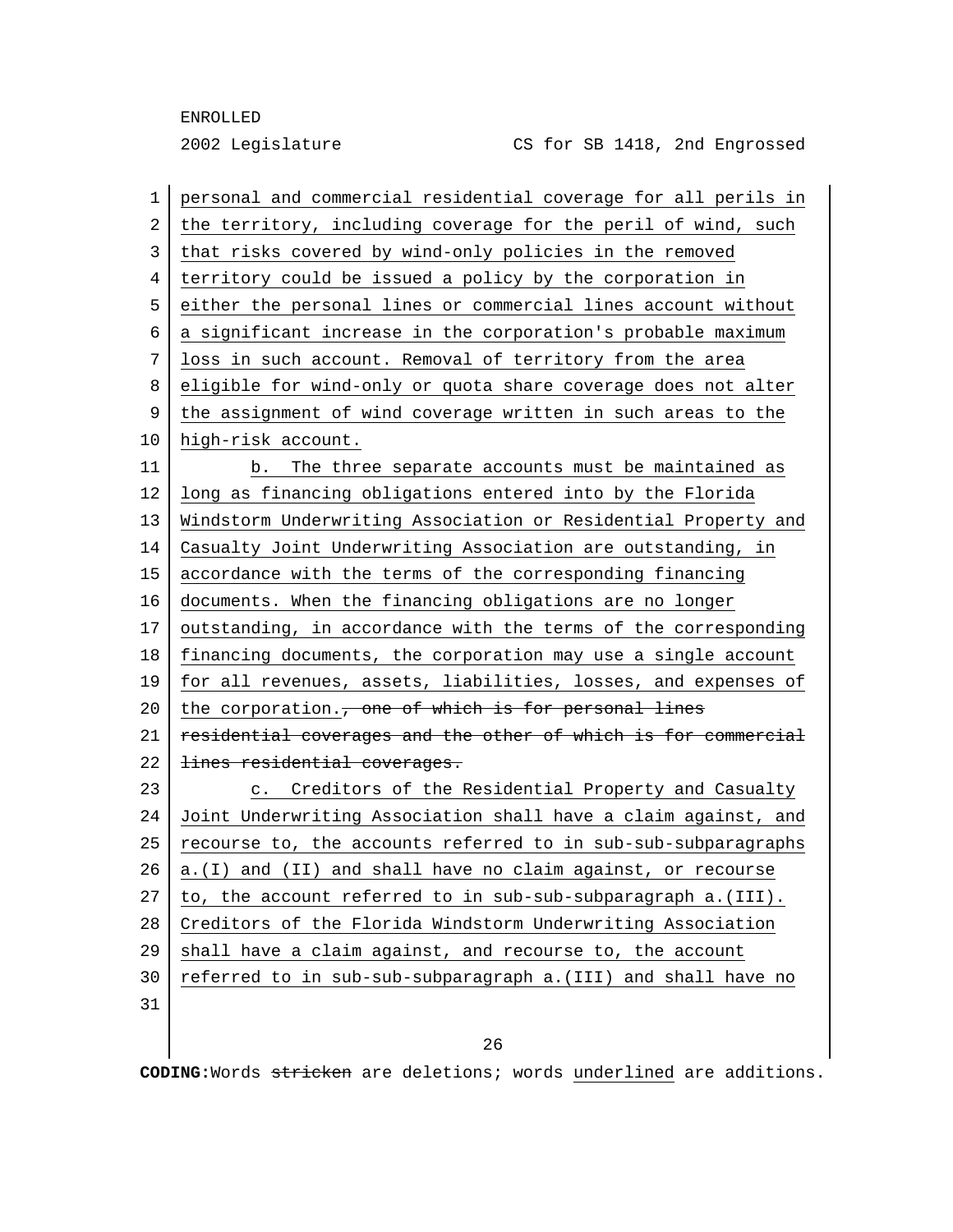personal and commercial residential coverage for all perils in the territory, including coverage for the peril of wind, such that risks covered by wind-only policies in the removed territory could be issued a policy by the corporation in either the personal lines or commercial lines account without a significant increase in the corporation's probable maximum loss in such account. Removal of territory from the area eligible for wind-only or quota share coverage does not alter the assignment of wind coverage written in such areas to the high-risk account.

b. The three separate accounts must be maintained as long as financing obligations entered into by the Florida Windstorm Underwriting Association or Residential Property and Casualty Joint Underwriting Association are outstanding, in accordance with the terms of the corresponding financing documents. When the financing obligations are no longer outstanding, in accordance with the terms of the corresponding financing documents, the corporation may use a single account for all revenues, assets, liabilities, losses, and expenses of the corporation.~~, one of which is for personal lines residential coverages and the other of which is for commercial lines residential coverages.~~

c. Creditors of the Residential Property and Casualty Joint Underwriting Association shall have a claim against, and recourse to, the accounts referred to in sub-sub-subparagraphs a.(I) and (II) and shall have no claim against, or recourse to, the account referred to in sub-sub-subparagraph a.(III). Creditors of the Florida Windstorm Underwriting Association shall have a claim against, and recourse to, the account referred to in sub-sub-subparagraph a.(III) and shall have no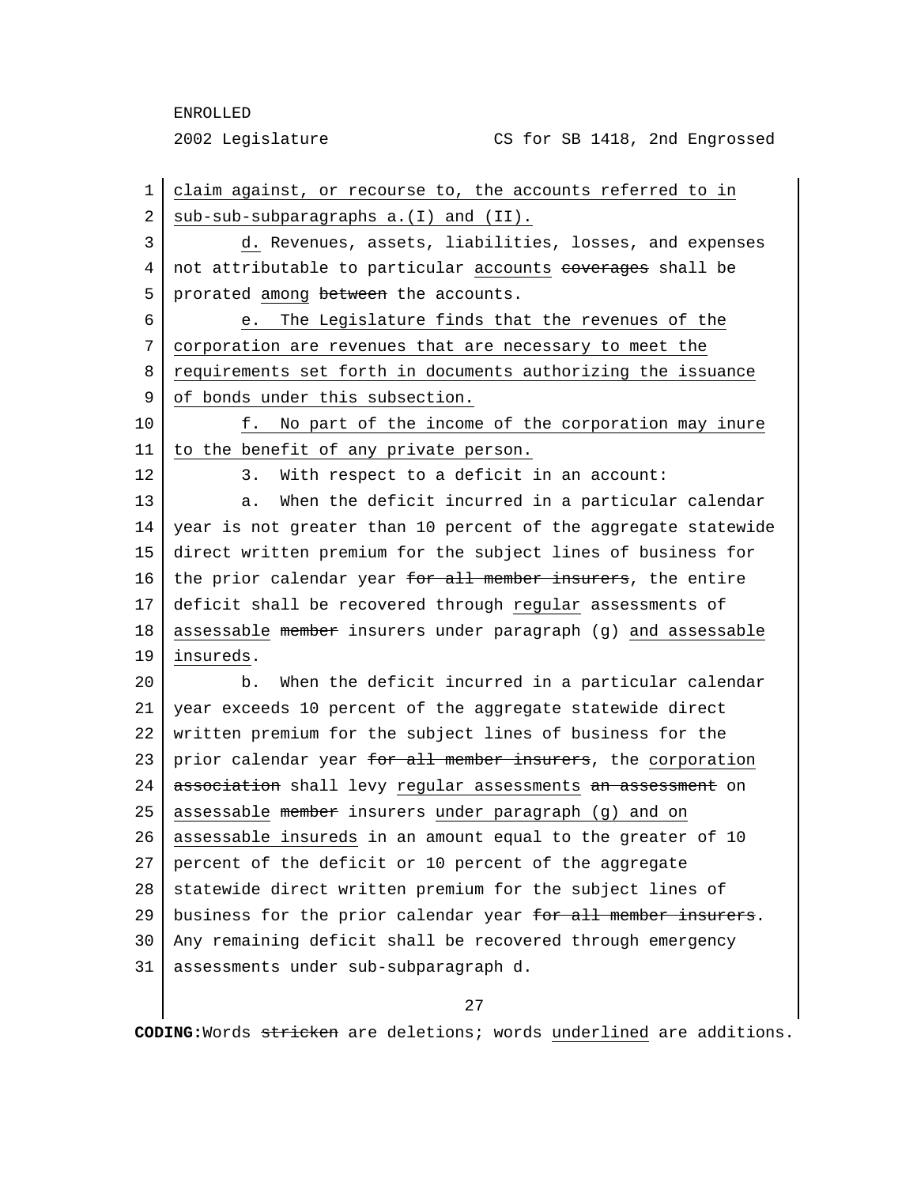claim against, or recourse to, the accounts referred to in sub-sub-subparagraphs a.(I) and (II).

d. Revenues, assets, liabilities, losses, and expenses not attributable to particular accounts ~~coverages~~ shall be prorated among ~~between~~ the accounts.

e. The Legislature finds that the revenues of the corporation are revenues that are necessary to meet the requirements set forth in documents authorizing the issuance of bonds under this subsection.

f. No part of the income of the corporation may inure to the benefit of any private person.

3. With respect to a deficit in an account:

a. When the deficit incurred in a particular calendar year is not greater than 10 percent of the aggregate statewide direct written premium for the subject lines of business for the prior calendar year ~~for all member insurers~~, the entire deficit shall be recovered through regular assessments of assessable ~~member~~ insurers under paragraph (g) and assessable insureds.

b. When the deficit incurred in a particular calendar year exceeds 10 percent of the aggregate statewide direct written premium for the subject lines of business for the prior calendar year ~~for all member insurers~~, the corporation ~~association~~ shall levy regular assessments ~~an assessment~~ on assessable ~~member~~ insurers under paragraph (g) and on assessable insureds in an amount equal to the greater of 10 percent of the deficit or 10 percent of the aggregate statewide direct written premium for the subject lines of business for the prior calendar year ~~for all member insurers~~. Any remaining deficit shall be recovered through emergency assessments under sub-subparagraph d.

**CODING:** Words ~~stricken~~ are deletions; words underlined are additions.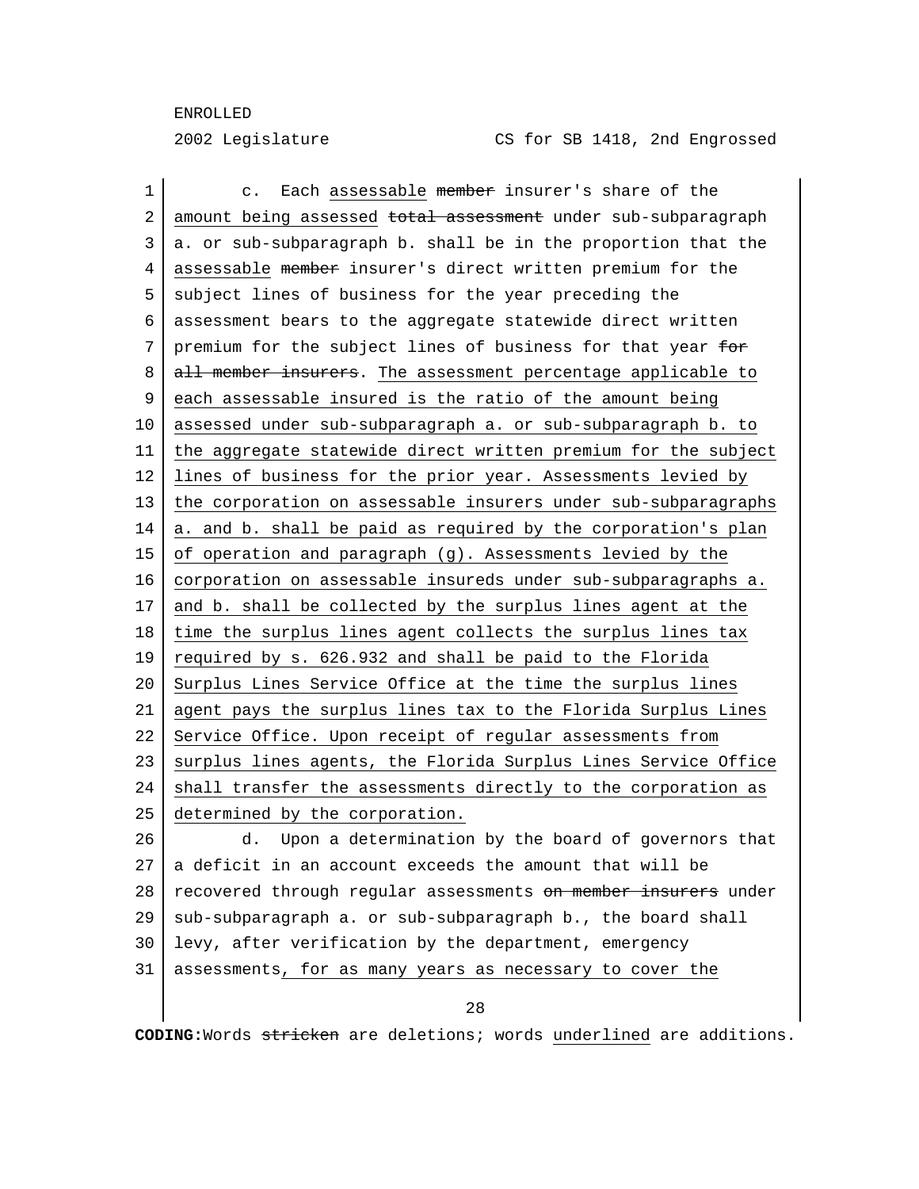c. Each assessable ~~member~~ insurer's share of the amount being assessed ~~total assessment~~ under sub-subparagraph a. or sub-subparagraph b. shall be in the proportion that the assessable ~~member~~ insurer's direct written premium for the subject lines of business for the year preceding the assessment bears to the aggregate statewide direct written premium for the subject lines of business for that year ~~for all member insurers~~. The assessment percentage applicable to each assessable insured is the ratio of the amount being assessed under sub-subparagraph a. or sub-subparagraph b. to the aggregate statewide direct written premium for the subject lines of business for the prior year. Assessments levied by the corporation on assessable insurers under sub-subparagraphs a. and b. shall be paid as required by the corporation's plan of operation and paragraph (g). Assessments levied by the corporation on assessable insureds under sub-subparagraphs a. and b. shall be collected by the surplus lines agent at the time the surplus lines agent collects the surplus lines tax required by s. 626.932 and shall be paid to the Florida Surplus Lines Service Office at the time the surplus lines agent pays the surplus lines tax to the Florida Surplus Lines Service Office. Upon receipt of regular assessments from surplus lines agents, the Florida Surplus Lines Service Office shall transfer the assessments directly to the corporation as determined by the corporation.

d. Upon a determination by the board of governors that a deficit in an account exceeds the amount that will be recovered through regular assessments ~~on member insurers~~ under sub-subparagraph a. or sub-subparagraph b., the board shall levy, after verification by the department, emergency assessments, for as many years as necessary to cover the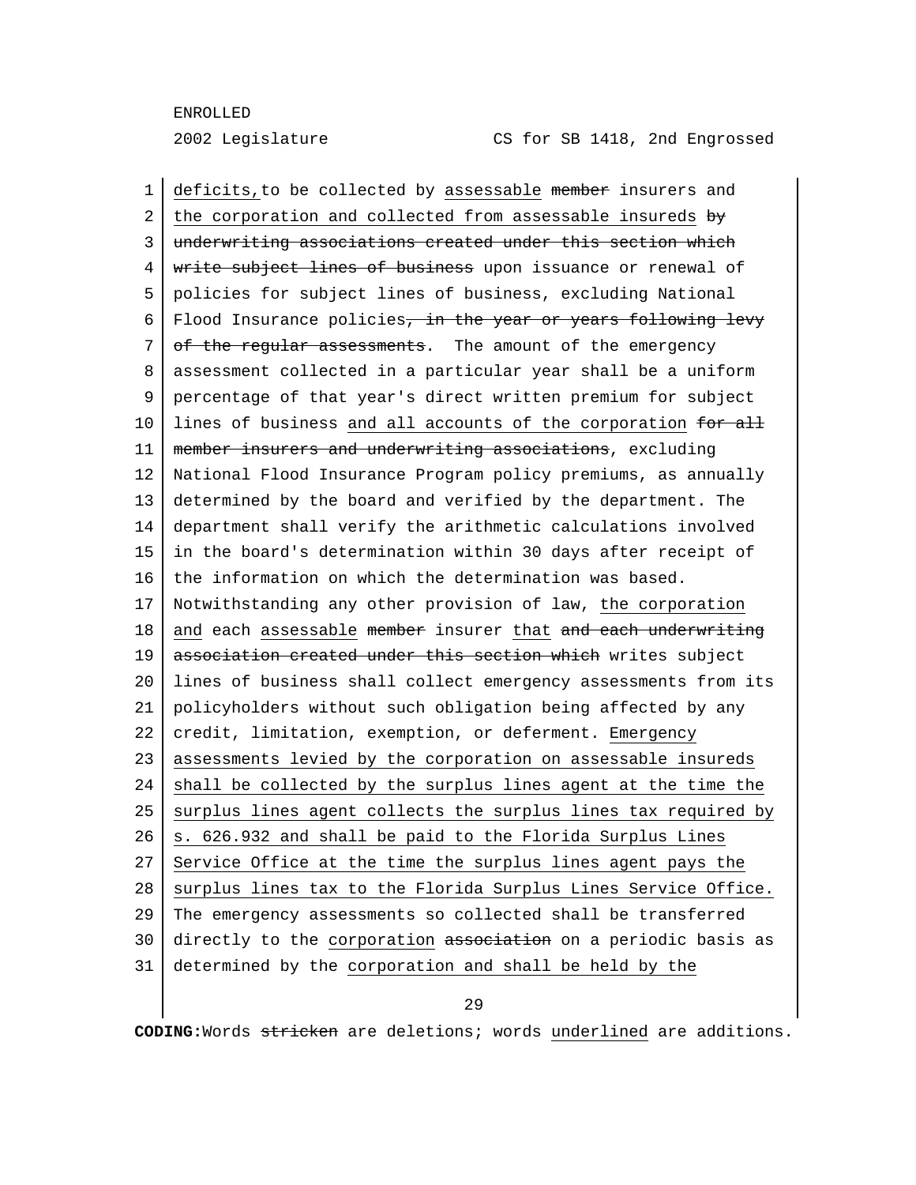deficits,to be collected by assessable ~~member~~ insurers and the corporation and collected from assessable insureds ~~by underwriting associations created under this section which write subject lines of business~~ upon issuance or renewal of policies for subject lines of business, excluding National Flood Insurance policies~~, in the year or years following levy of the regular assessments~~. The amount of the emergency assessment collected in a particular year shall be a uniform percentage of that year's direct written premium for subject lines of business and all accounts of the corporation ~~for all member insurers and underwriting associations~~, excluding National Flood Insurance Program policy premiums, as annually determined by the board and verified by the department. The department shall verify the arithmetic calculations involved in the board's determination within 30 days after receipt of the information on which the determination was based. Notwithstanding any other provision of law, the corporation and each assessable ~~member~~ insurer that ~~and each underwriting association created under this section which~~ writes subject lines of business shall collect emergency assessments from its policyholders without such obligation being affected by any credit, limitation, exemption, or deferment. Emergency assessments levied by the corporation on assessable insureds shall be collected by the surplus lines agent at the time the surplus lines agent collects the surplus lines tax required by s. 626.932 and shall be paid to the Florida Surplus Lines Service Office at the time the surplus lines agent pays the surplus lines tax to the Florida Surplus Lines Service Office. The emergency assessments so collected shall be transferred directly to the corporation ~~association~~ on a periodic basis as determined by the corporation and shall be held by the

**CODING:** Words ~~stricken~~ are deletions; words underlined are additions.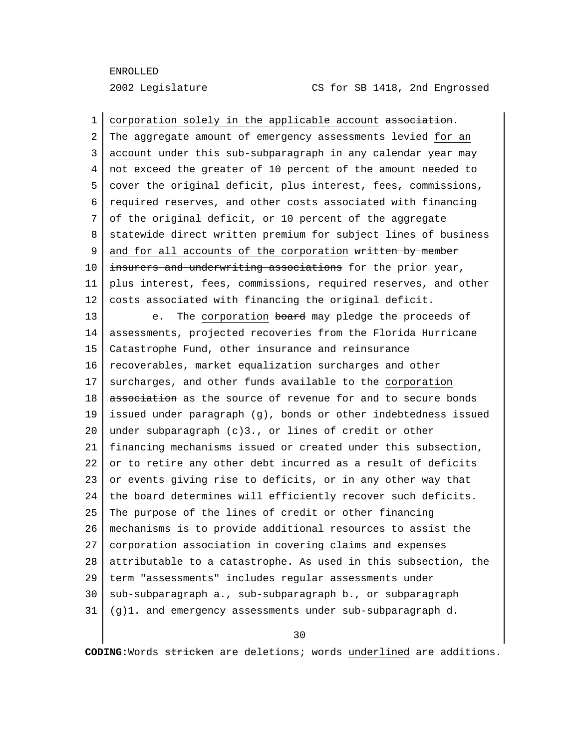corporation solely in the applicable account ~~association~~. The aggregate amount of emergency assessments levied for an account under this sub-subparagraph in any calendar year may not exceed the greater of 10 percent of the amount needed to cover the original deficit, plus interest, fees, commissions, required reserves, and other costs associated with financing of the original deficit, or 10 percent of the aggregate statewide direct written premium for subject lines of business and for all accounts of the corporation ~~written by member insurers and underwriting associations~~ for the prior year, plus interest, fees, commissions, required reserves, and other costs associated with financing the original deficit.

e. The corporation ~~board~~ may pledge the proceeds of assessments, projected recoveries from the Florida Hurricane Catastrophe Fund, other insurance and reinsurance recoverables, market equalization surcharges and other surcharges, and other funds available to the corporation ~~association~~ as the source of revenue for and to secure bonds issued under paragraph (g), bonds or other indebtedness issued under subparagraph (c)3., or lines of credit or other financing mechanisms issued or created under this subsection, or to retire any other debt incurred as a result of deficits or events giving rise to deficits, or in any other way that the board determines will efficiently recover such deficits. The purpose of the lines of credit or other financing mechanisms is to provide additional resources to assist the corporation ~~association~~ in covering claims and expenses attributable to a catastrophe. As used in this subsection, the term "assessments" includes regular assessments under sub-subparagraph a., sub-subparagraph b., or subparagraph (g)1. and emergency assessments under sub-subparagraph d.

**CODING:** Words ~~stricken~~ are deletions; words underlined are additions.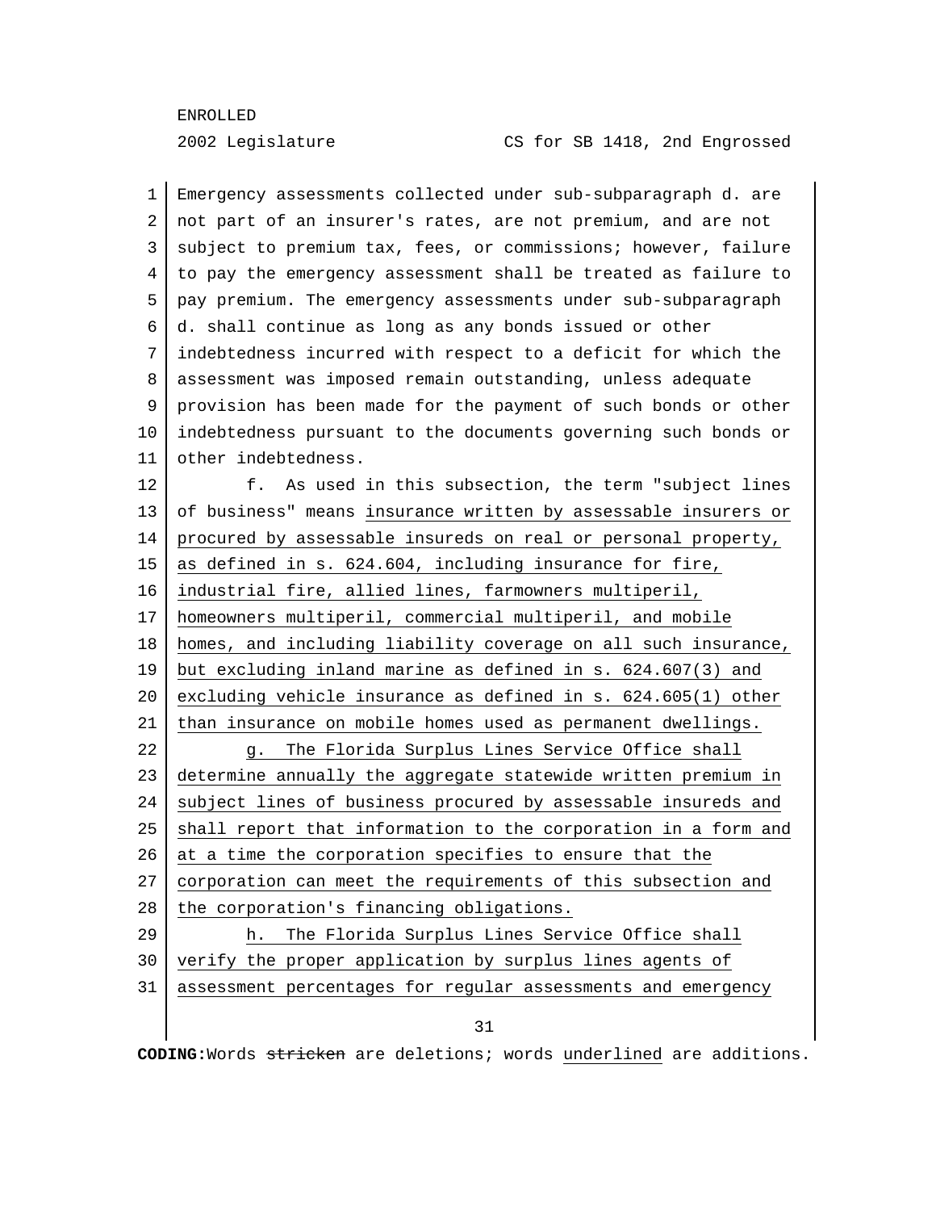Emergency assessments collected under sub-subparagraph d. are not part of an insurer's rates, are not premium, and are not subject to premium tax, fees, or commissions; however, failure to pay the emergency assessment shall be treated as failure to pay premium. The emergency assessments under sub-subparagraph d. shall continue as long as any bonds issued or other indebtedness incurred with respect to a deficit for which the assessment was imposed remain outstanding, unless adequate provision has been made for the payment of such bonds or other indebtedness pursuant to the documents governing such bonds or other indebtedness.

f. As used in this subsection, the term "subject lines of business" means <u>insurance written by assessable insurers or procured by assessable insureds on real or personal property, as defined in s. 624.604, including insurance for fire, industrial fire, allied lines, farmowners multiperil, homeowners multiperil, commercial multiperil, and mobile homes, and including liability coverage on all such insurance, but excluding inland marine as defined in s. 624.607(3) and excluding vehicle insurance as defined in s. 624.605(1) other than insurance on mobile homes used as permanent dwellings.</u>

<u>g. The Florida Surplus Lines Service Office shall determine annually the aggregate statewide written premium in subject lines of business procured by assessable insureds and shall report that information to the corporation in a form and at a time the corporation specifies to ensure that the corporation can meet the requirements of this subsection and the corporation's financing obligations.</u>

<u>h. The Florida Surplus Lines Service Office shall verify the proper application by surplus lines agents of assessment percentages for regular assessments and emergency</u>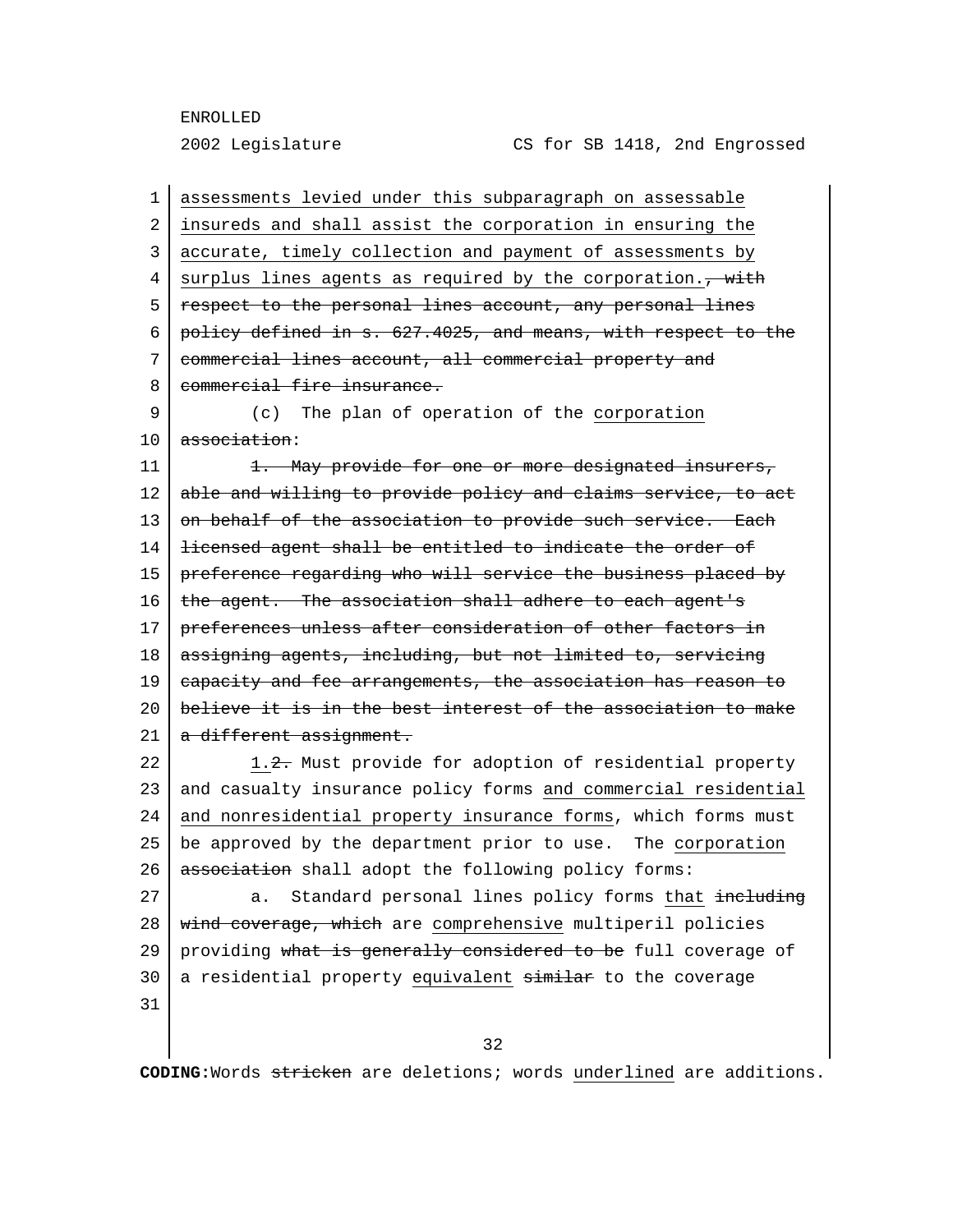assessments levied under this subparagraph on assessable insureds and shall assist the corporation in ensuring the accurate, timely collection and payment of assessments by surplus lines agents as required by the corporation.~~, with respect to the personal lines account, any personal lines policy defined in s. 627.4025, and means, with respect to the commercial lines account, all commercial property and commercial fire insurance.~~

(c) The plan of operation of the corporation ~~association~~:

~~1. May provide for one or more designated insurers, able and willing to provide policy and claims service, to act on behalf of the association to provide such service. Each licensed agent shall be entitled to indicate the order of preference regarding who will service the business placed by the agent. The association shall adhere to each agent's preferences unless after consideration of other factors in assigning agents, including, but not limited to, servicing capacity and fee arrangements, the association has reason to believe it is in the best interest of the association to make a different assignment.~~

1.~~2.~~ Must provide for adoption of residential property and casualty insurance policy forms and commercial residential and nonresidential property insurance forms, which forms must be approved by the department prior to use. The corporation ~~association~~ shall adopt the following policy forms:

a. Standard personal lines policy forms that ~~including wind coverage, which~~ are comprehensive multiperil policies providing ~~what is generally considered to be~~ full coverage of a residential property equivalent ~~similar~~ to the coverage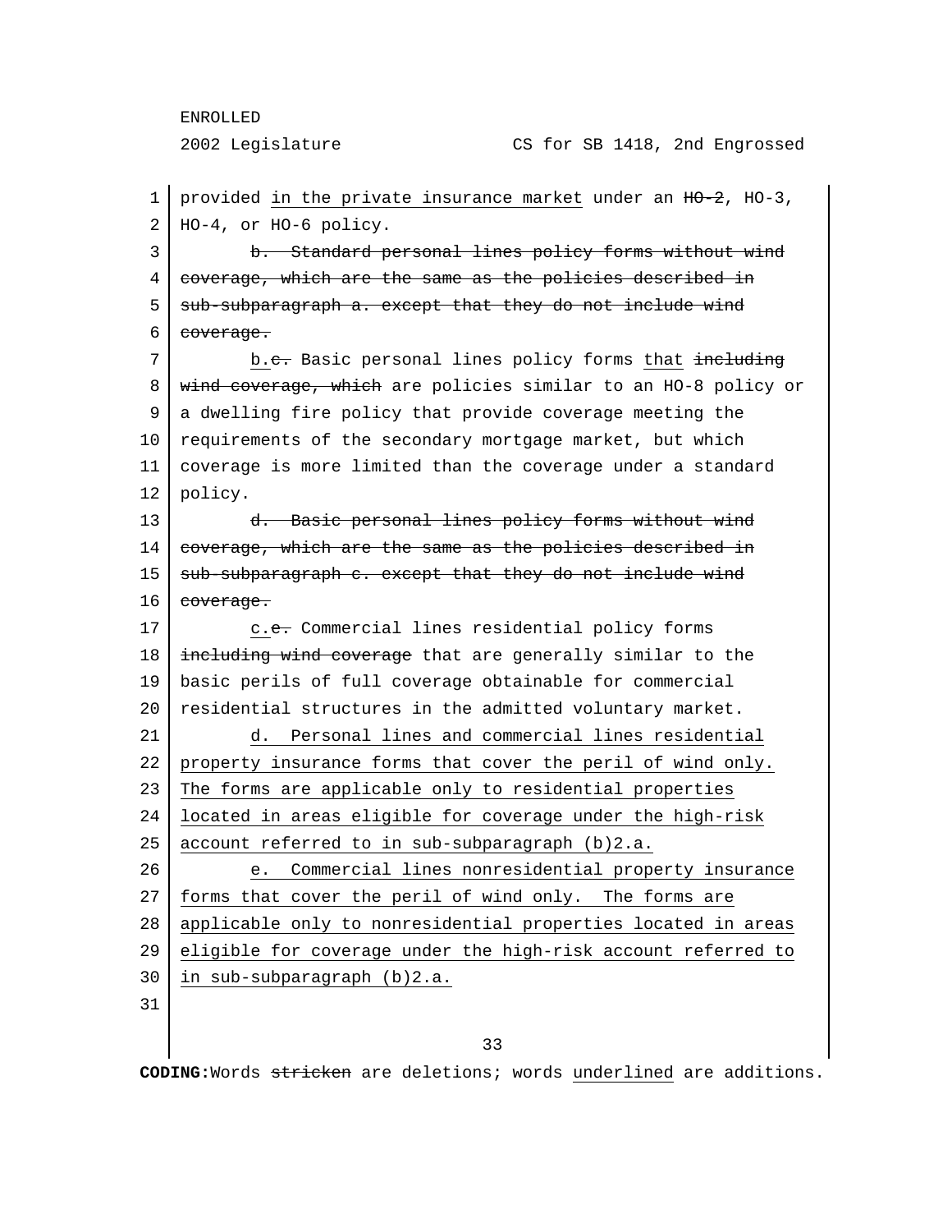provided <u>in the private insurance market</u> under an ~~HO-2~~, HO-3, HO-4, or HO-6 policy.

~~b. Standard personal lines policy forms without wind coverage, which are the same as the policies described in sub-subparagraph a. except that they do not include wind coverage.~~

<u>b.</u>~~c.~~ Basic personal lines policy forms <u>that</u> ~~including wind coverage, which~~ are policies similar to an HO-8 policy or a dwelling fire policy that provide coverage meeting the requirements of the secondary mortgage market, but which coverage is more limited than the coverage under a standard policy.

~~d. Basic personal lines policy forms without wind coverage, which are the same as the policies described in sub-subparagraph c. except that they do not include wind coverage.~~

<u>c.</u>~~e.~~ Commercial lines residential policy forms ~~including wind coverage~~ that are generally similar to the basic perils of full coverage obtainable for commercial residential structures in the admitted voluntary market.

<u>d. Personal lines and commercial lines residential property insurance forms that cover the peril of wind only. The forms are applicable only to residential properties located in areas eligible for coverage under the high-risk account referred to in sub-subparagraph (b)2.a.</u>

<u>e. Commercial lines nonresidential property insurance forms that cover the peril of wind only. The forms are applicable only to nonresidential properties located in areas eligible for coverage under the high-risk account referred to in sub-subparagraph (b)2.a.</u>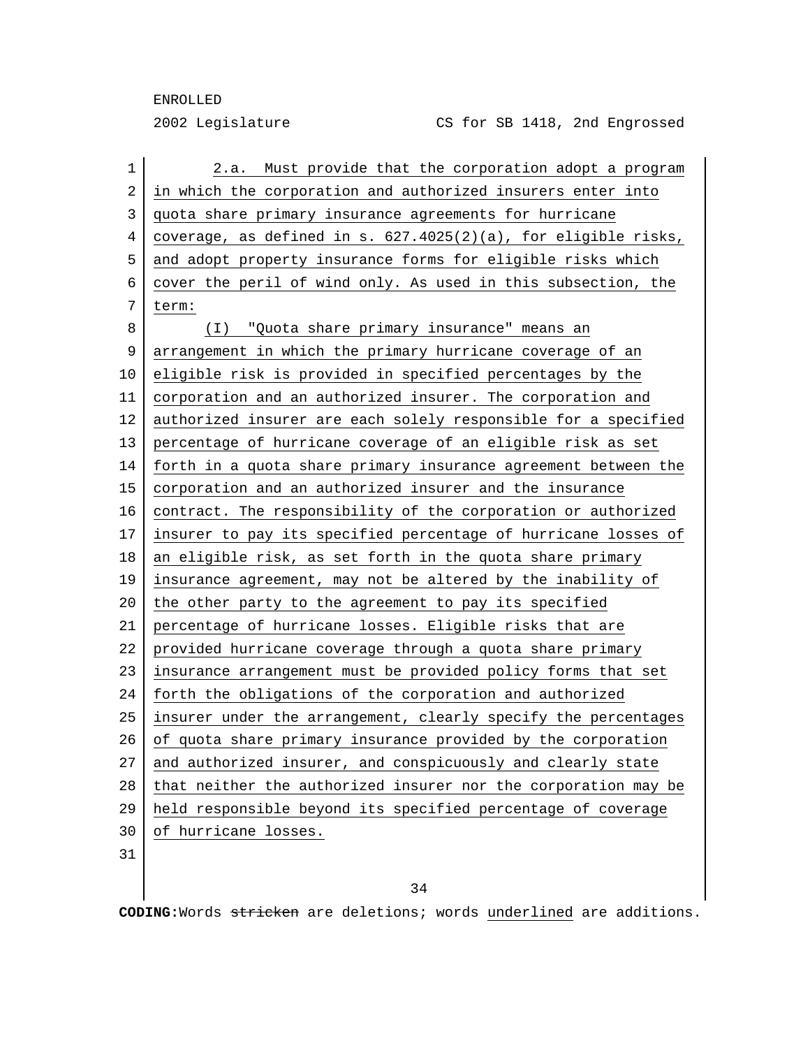2.a. Must provide that the corporation adopt a program in which the corporation and authorized insurers enter into quota share primary insurance agreements for hurricane coverage, as defined in s. 627.4025(2)(a), for eligible risks, and adopt property insurance forms for eligible risks which cover the peril of wind only. As used in this subsection, the term:

(I) "Quota share primary insurance" means an arrangement in which the primary hurricane coverage of an eligible risk is provided in specified percentages by the corporation and an authorized insurer. The corporation and authorized insurer are each solely responsible for a specified percentage of hurricane coverage of an eligible risk as set forth in a quota share primary insurance agreement between the corporation and an authorized insurer and the insurance contract. The responsibility of the corporation or authorized insurer to pay its specified percentage of hurricane losses of an eligible risk, as set forth in the quota share primary insurance agreement, may not be altered by the inability of the other party to the agreement to pay its specified percentage of hurricane losses. Eligible risks that are provided hurricane coverage through a quota share primary insurance arrangement must be provided policy forms that set forth the obligations of the corporation and authorized insurer under the arrangement, clearly specify the percentages of quota share primary insurance provided by the corporation and authorized insurer, and conspicuously and clearly state that neither the authorized insurer nor the corporation may be held responsible beyond its specified percentage of coverage of hurricane losses.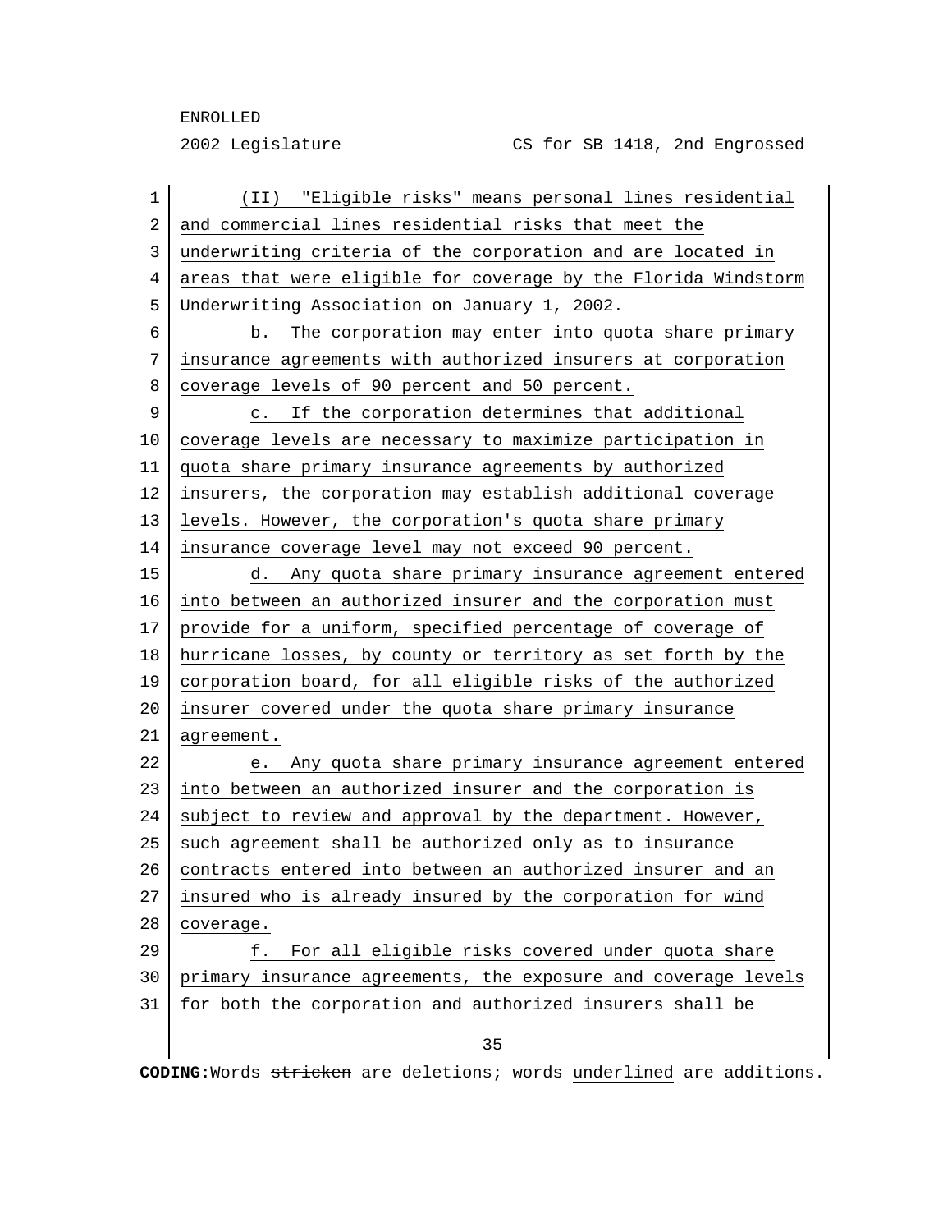(II) "Eligible risks" means personal lines residential and commercial lines residential risks that meet the underwriting criteria of the corporation and are located in areas that were eligible for coverage by the Florida Windstorm Underwriting Association on January 1, 2002.

b. The corporation may enter into quota share primary insurance agreements with authorized insurers at corporation coverage levels of 90 percent and 50 percent.

c. If the corporation determines that additional coverage levels are necessary to maximize participation in quota share primary insurance agreements by authorized insurers, the corporation may establish additional coverage levels. However, the corporation's quota share primary insurance coverage level may not exceed 90 percent.

d. Any quota share primary insurance agreement entered into between an authorized insurer and the corporation must provide for a uniform, specified percentage of coverage of hurricane losses, by county or territory as set forth by the corporation board, for all eligible risks of the authorized insurer covered under the quota share primary insurance agreement.

e. Any quota share primary insurance agreement entered into between an authorized insurer and the corporation is subject to review and approval by the department. However, such agreement shall be authorized only as to insurance contracts entered into between an authorized insurer and an insured who is already insured by the corporation for wind coverage.

f. For all eligible risks covered under quota share primary insurance agreements, the exposure and coverage levels for both the corporation and authorized insurers shall be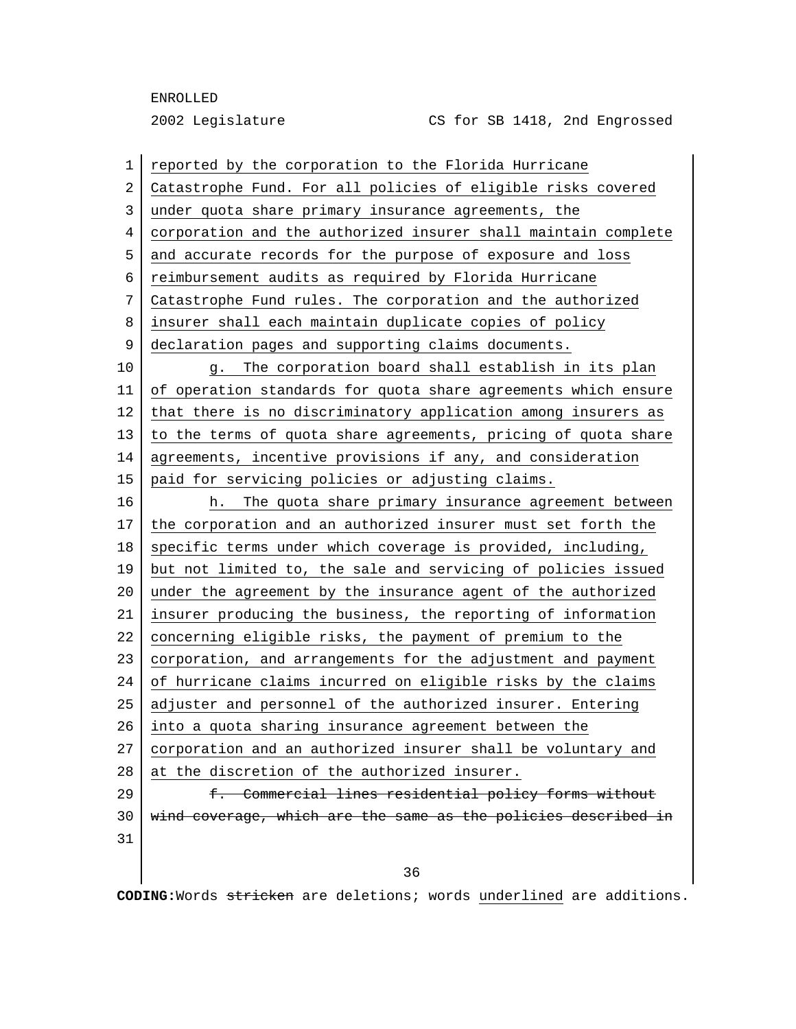reported by the corporation to the Florida Hurricane Catastrophe Fund. For all policies of eligible risks covered under quota share primary insurance agreements, the corporation and the authorized insurer shall maintain complete and accurate records for the purpose of exposure and loss reimbursement audits as required by Florida Hurricane Catastrophe Fund rules. The corporation and the authorized insurer shall each maintain duplicate copies of policy declaration pages and supporting claims documents.

g. The corporation board shall establish in its plan of operation standards for quota share agreements which ensure that there is no discriminatory application among insurers as to the terms of quota share agreements, pricing of quota share agreements, incentive provisions if any, and consideration paid for servicing policies or adjusting claims.

h. The quota share primary insurance agreement between the corporation and an authorized insurer must set forth the specific terms under which coverage is provided, including, but not limited to, the sale and servicing of policies issued under the agreement by the insurance agent of the authorized insurer producing the business, the reporting of information concerning eligible risks, the payment of premium to the corporation, and arrangements for the adjustment and payment of hurricane claims incurred on eligible risks by the claims adjuster and personnel of the authorized insurer. Entering into a quota sharing insurance agreement between the corporation and an authorized insurer shall be voluntary and at the discretion of the authorized insurer.

~~f. Commercial lines residential policy forms without wind coverage, which are the same as the policies described in~~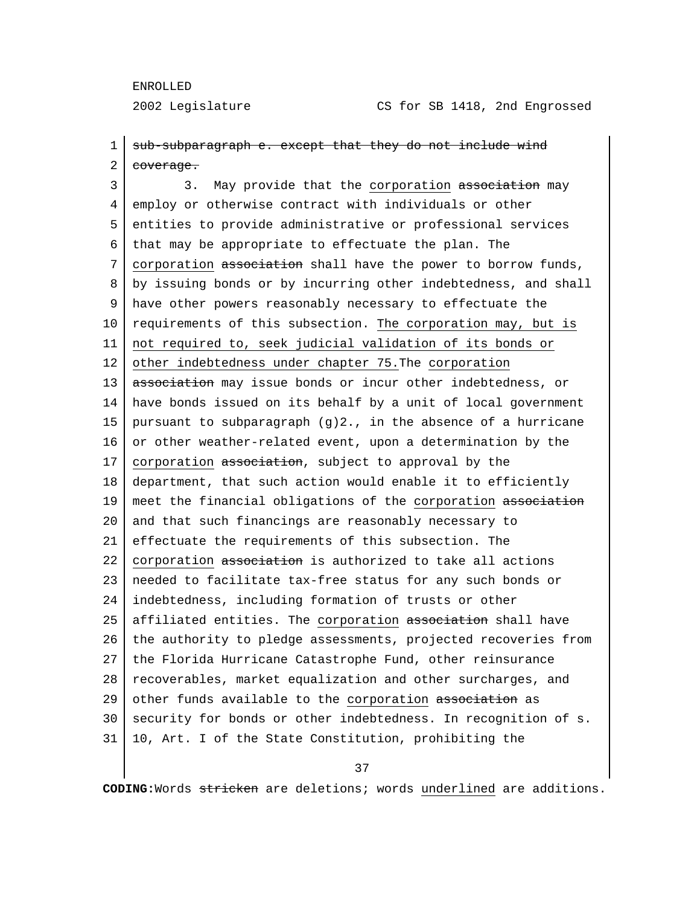~~sub-subparagraph e. except that they do not include wind coverage.~~

3. May provide that the <u>corporation</u> ~~association~~ may employ or otherwise contract with individuals or other entities to provide administrative or professional services that may be appropriate to effectuate the plan. The <u>corporation</u> ~~association~~ shall have the power to borrow funds, by issuing bonds or by incurring other indebtedness, and shall have other powers reasonably necessary to effectuate the requirements of this subsection. <u>The corporation may, but is not required to, seek judicial validation of its bonds or other indebtedness under chapter 75.</u>The <u>corporation</u> ~~association~~ may issue bonds or incur other indebtedness, or have bonds issued on its behalf by a unit of local government pursuant to subparagraph (g)2., in the absence of a hurricane or other weather-related event, upon a determination by the <u>corporation</u> ~~association~~, subject to approval by the department, that such action would enable it to efficiently meet the financial obligations of the <u>corporation</u> ~~association~~ and that such financings are reasonably necessary to effectuate the requirements of this subsection. The <u>corporation</u> ~~association~~ is authorized to take all actions needed to facilitate tax-free status for any such bonds or indebtedness, including formation of trusts or other affiliated entities. The <u>corporation</u> ~~association~~ shall have the authority to pledge assessments, projected recoveries from the Florida Hurricane Catastrophe Fund, other reinsurance recoverables, market equalization and other surcharges, and other funds available to the <u>corporation</u> ~~association~~ as security for bonds or other indebtedness. In recognition of s. 10, Art. I of the State Constitution, prohibiting the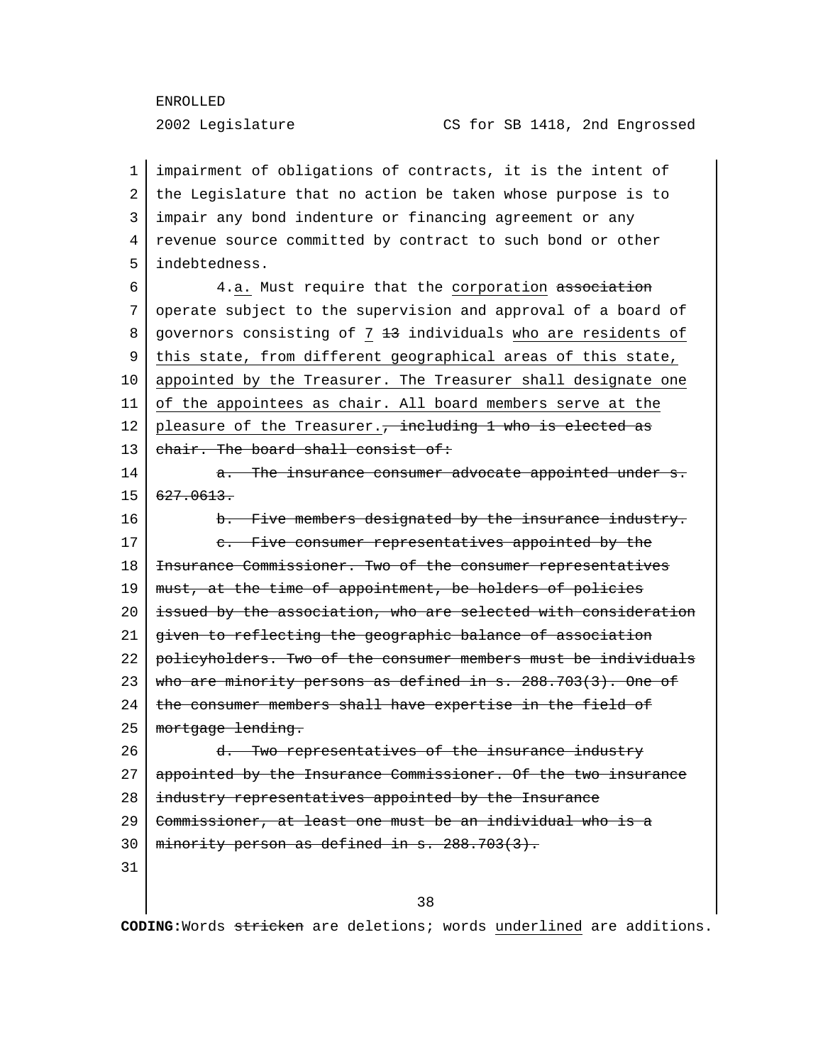impairment of obligations of contracts, it is the intent of the Legislature that no action be taken whose purpose is to impair any bond indenture or financing agreement or any revenue source committed by contract to such bond or other indebtedness.

4.<u>a.</u> Must require that the <u>corporation</u> ~~association~~ operate subject to the supervision and approval of a board of governors consisting of <u>7</u> ~~13~~ individuals <u>who are residents of this state, from different geographical areas of this state, appointed by the Treasurer. The Treasurer shall designate one of the appointees as chair. All board members serve at the pleasure of the Treasurer.</u>~~, including 1 who is elected as chair. The board shall consist of:~~

~~a. The insurance consumer advocate appointed under s. 627.0613.~~

~~b. Five members designated by the insurance industry.~~

~~c. Five consumer representatives appointed by the Insurance Commissioner. Two of the consumer representatives must, at the time of appointment, be holders of policies issued by the association, who are selected with consideration given to reflecting the geographic balance of association policyholders. Two of the consumer members must be individuals who are minority persons as defined in s. 288.703(3). One of the consumer members shall have expertise in the field of mortgage lending.~~

~~d. Two representatives of the insurance industry appointed by the Insurance Commissioner. Of the two insurance industry representatives appointed by the Insurance Commissioner, at least one must be an individual who is a minority person as defined in s. 288.703(3).~~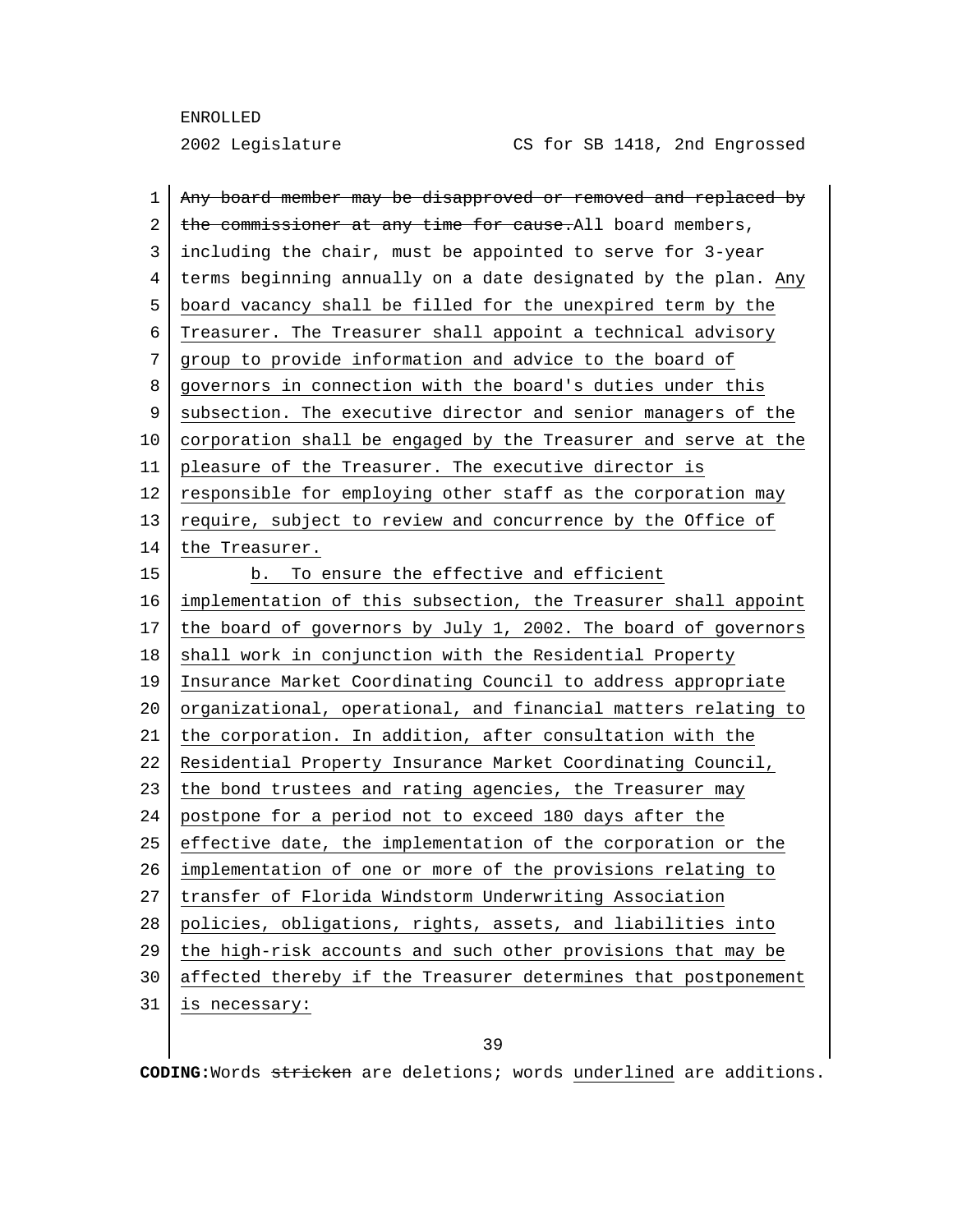~~Any board member may be disapproved or removed and replaced by the commissioner at any time for cause.~~All board members, including the chair, must be appointed to serve for 3-year terms beginning annually on a date designated by the plan. <u>Any board vacancy shall be filled for the unexpired term by the Treasurer. The Treasurer shall appoint a technical advisory group to provide information and advice to the board of governors in connection with the board's duties under this subsection. The executive director and senior managers of the corporation shall be engaged by the Treasurer and serve at the pleasure of the Treasurer. The executive director is responsible for employing other staff as the corporation may require, subject to review and concurrence by the Office of the Treasurer.</u>

<u>b. To ensure the effective and efficient implementation of this subsection, the Treasurer shall appoint the board of governors by July 1, 2002. The board of governors shall work in conjunction with the Residential Property Insurance Market Coordinating Council to address appropriate organizational, operational, and financial matters relating to the corporation. In addition, after consultation with the Residential Property Insurance Market Coordinating Council, the bond trustees and rating agencies, the Treasurer may postpone for a period not to exceed 180 days after the effective date, the implementation of the corporation or the implementation of one or more of the provisions relating to transfer of Florida Windstorm Underwriting Association policies, obligations, rights, assets, and liabilities into the high-risk accounts and such other provisions that may be affected thereby if the Treasurer determines that postponement is necessary:</u>

**CODING:** Words ~~stricken~~ are deletions; words <u>underlined</u> are additions.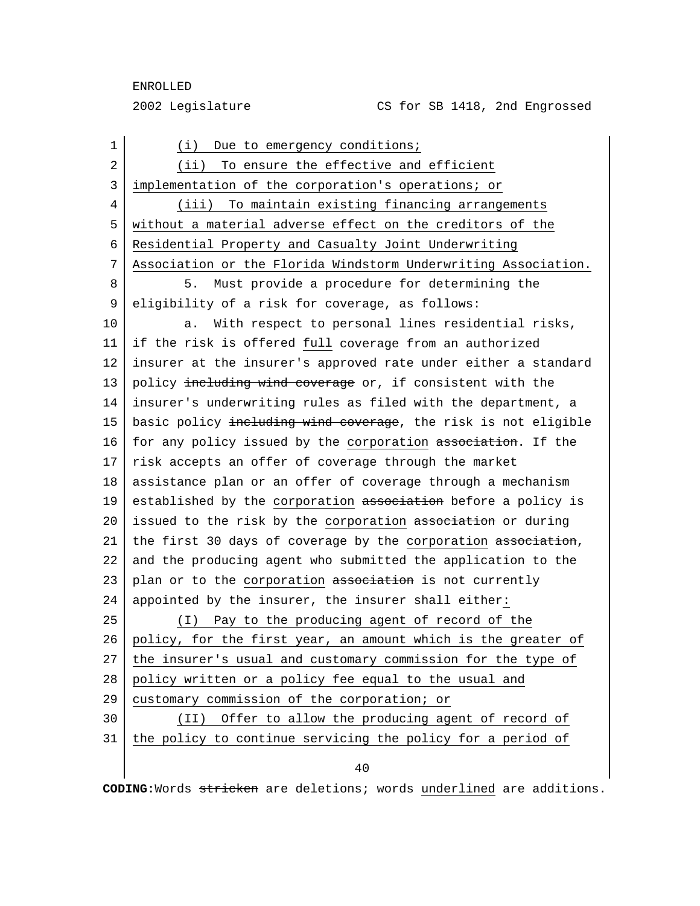(i) Due to emergency conditions;

(ii) To ensure the effective and efficient implementation of the corporation's operations; or

(iii) To maintain existing financing arrangements without a material adverse effect on the creditors of the Residential Property and Casualty Joint Underwriting Association or the Florida Windstorm Underwriting Association.

5. Must provide a procedure for determining the eligibility of a risk for coverage, as follows:

a. With respect to personal lines residential risks, if the risk is offered full coverage from an authorized insurer at the insurer's approved rate under either a standard policy ~~including wind coverage~~ or, if consistent with the insurer's underwriting rules as filed with the department, a basic policy ~~including wind coverage~~, the risk is not eligible for any policy issued by the corporation ~~association~~. If the risk accepts an offer of coverage through the market assistance plan or an offer of coverage through a mechanism established by the corporation ~~association~~ before a policy is issued to the risk by the corporation ~~association~~ or during the first 30 days of coverage by the corporation ~~association~~, and the producing agent who submitted the application to the plan or to the corporation ~~association~~ is not currently appointed by the insurer, the insurer shall either:

(I) Pay to the producing agent of record of the policy, for the first year, an amount which is the greater of the insurer's usual and customary commission for the type of policy written or a policy fee equal to the usual and customary commission of the corporation; or

(II) Offer to allow the producing agent of record of the policy to continue servicing the policy for a period of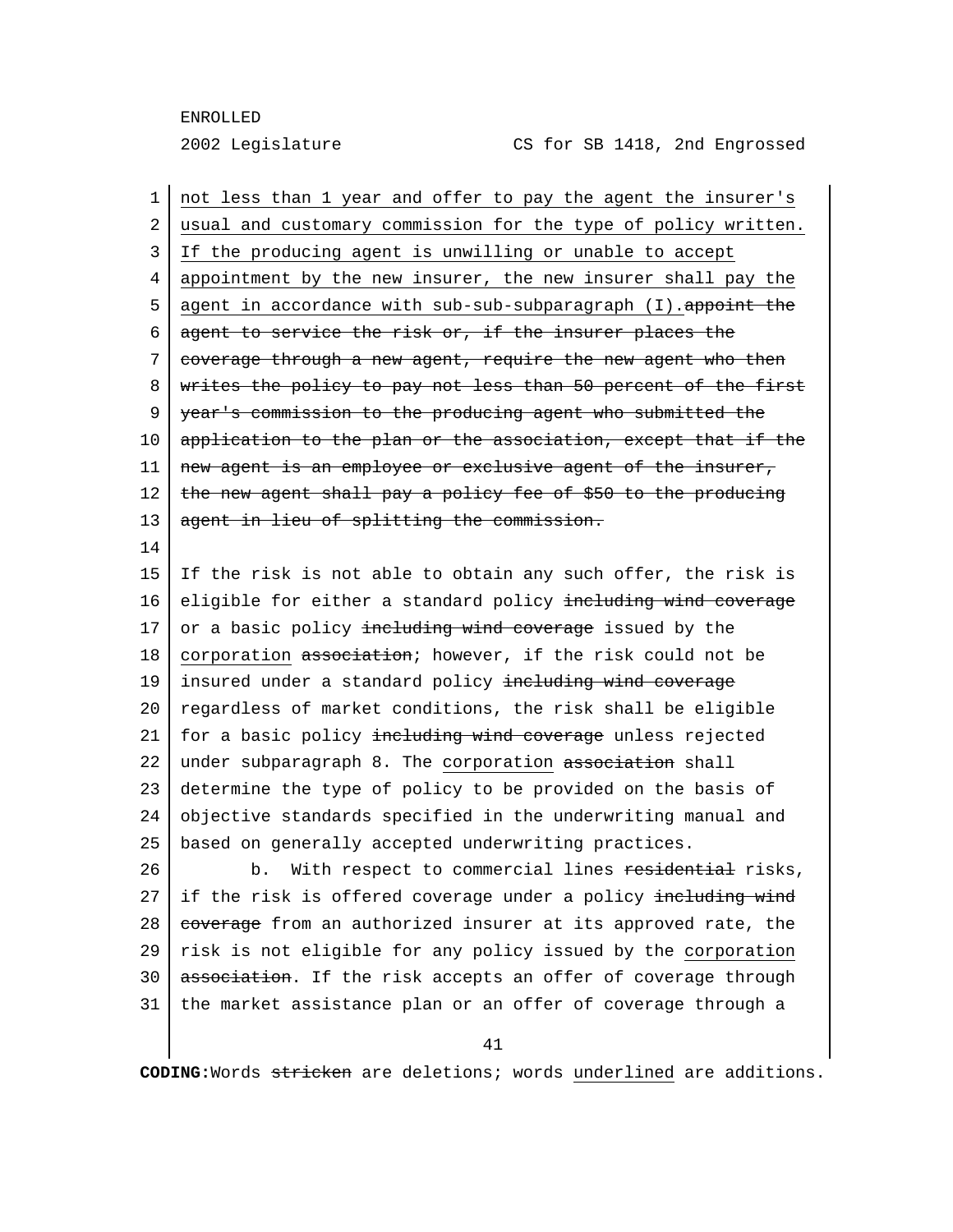not less than 1 year and offer to pay the agent the insurer's usual and customary commission for the type of policy written. If the producing agent is unwilling or unable to accept appointment by the new insurer, the new insurer shall pay the agent in accordance with sub-sub-subparagraph (I).~~appoint the agent to service the risk or, if the insurer places the coverage through a new agent, require the new agent who then writes the policy to pay not less than 50 percent of the first year's commission to the producing agent who submitted the application to the plan or the association, except that if the new agent is an employee or exclusive agent of the insurer, the new agent shall pay a policy fee of $50 to the producing agent in lieu of splitting the commission.~~

If the risk is not able to obtain any such offer, the risk is eligible for either a standard policy ~~including wind coverage~~ or a basic policy ~~including wind coverage~~ issued by the corporation ~~association~~; however, if the risk could not be insured under a standard policy ~~including wind coverage~~ regardless of market conditions, the risk shall be eligible for a basic policy ~~including wind coverage~~ unless rejected under subparagraph 8. The corporation ~~association~~ shall determine the type of policy to be provided on the basis of objective standards specified in the underwriting manual and based on generally accepted underwriting practices.

b. With respect to commercial lines ~~residential~~ risks, if the risk is offered coverage under a policy ~~including wind coverage~~ from an authorized insurer at its approved rate, the risk is not eligible for any policy issued by the corporation ~~association~~. If the risk accepts an offer of coverage through the market assistance plan or an offer of coverage through a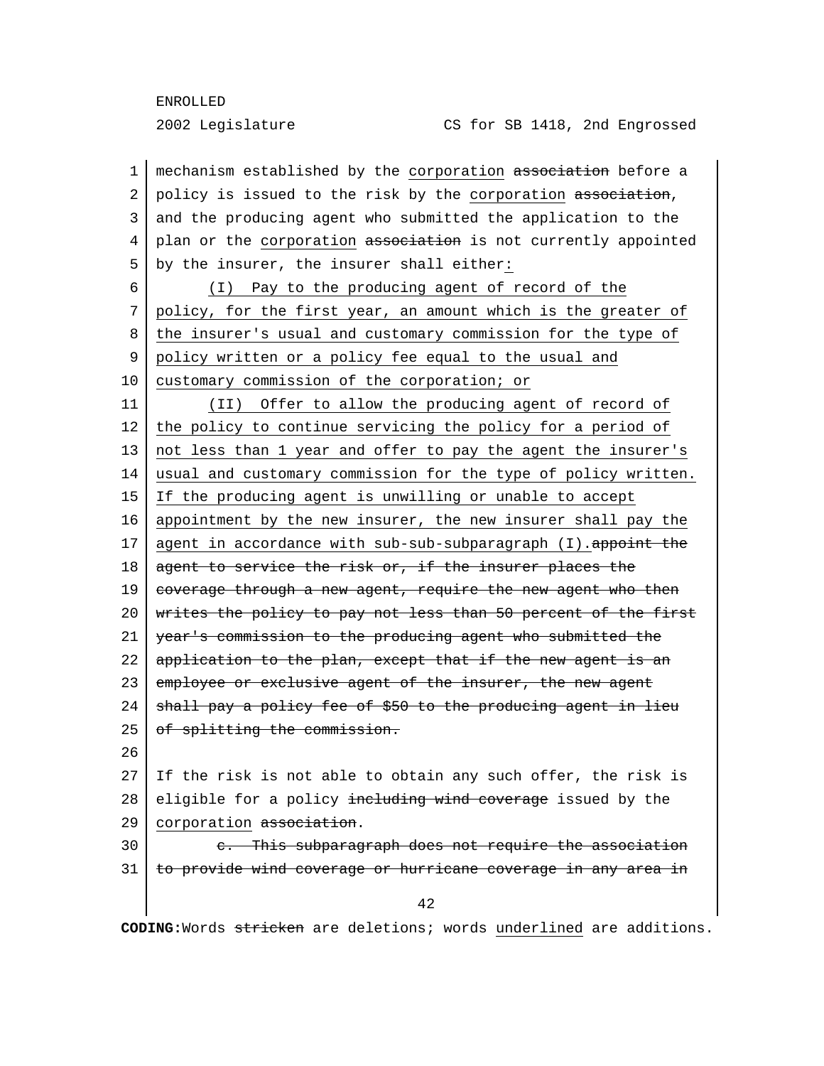mechanism established by the corporation ~~association~~ before a policy is issued to the risk by the corporation ~~association~~, and the producing agent who submitted the application to the plan or the corporation ~~association~~ is not currently appointed by the insurer, the insurer shall either:

(I) Pay to the producing agent of record of the policy, for the first year, an amount which is the greater of the insurer's usual and customary commission for the type of policy written or a policy fee equal to the usual and customary commission of the corporation; or

(II) Offer to allow the producing agent of record of the policy to continue servicing the policy for a period of not less than 1 year and offer to pay the agent the insurer's usual and customary commission for the type of policy written. If the producing agent is unwilling or unable to accept appointment by the new insurer, the new insurer shall pay the agent in accordance with sub-sub-subparagraph (I).~~appoint the agent to service the risk or, if the insurer places the coverage through a new agent, require the new agent who then writes the policy to pay not less than 50 percent of the first year's commission to the producing agent who submitted the application to the plan, except that if the new agent is an employee or exclusive agent of the insurer, the new agent shall pay a policy fee of $50 to the producing agent in lieu of splitting the commission.~~

If the risk is not able to obtain any such offer, the risk is eligible for a policy ~~including wind coverage~~ issued by the corporation ~~association~~.

~~c. This subparagraph does not require the association to provide wind coverage or hurricane coverage in any area in~~

**CODING:** Words ~~stricken~~ are deletions; words underlined are additions.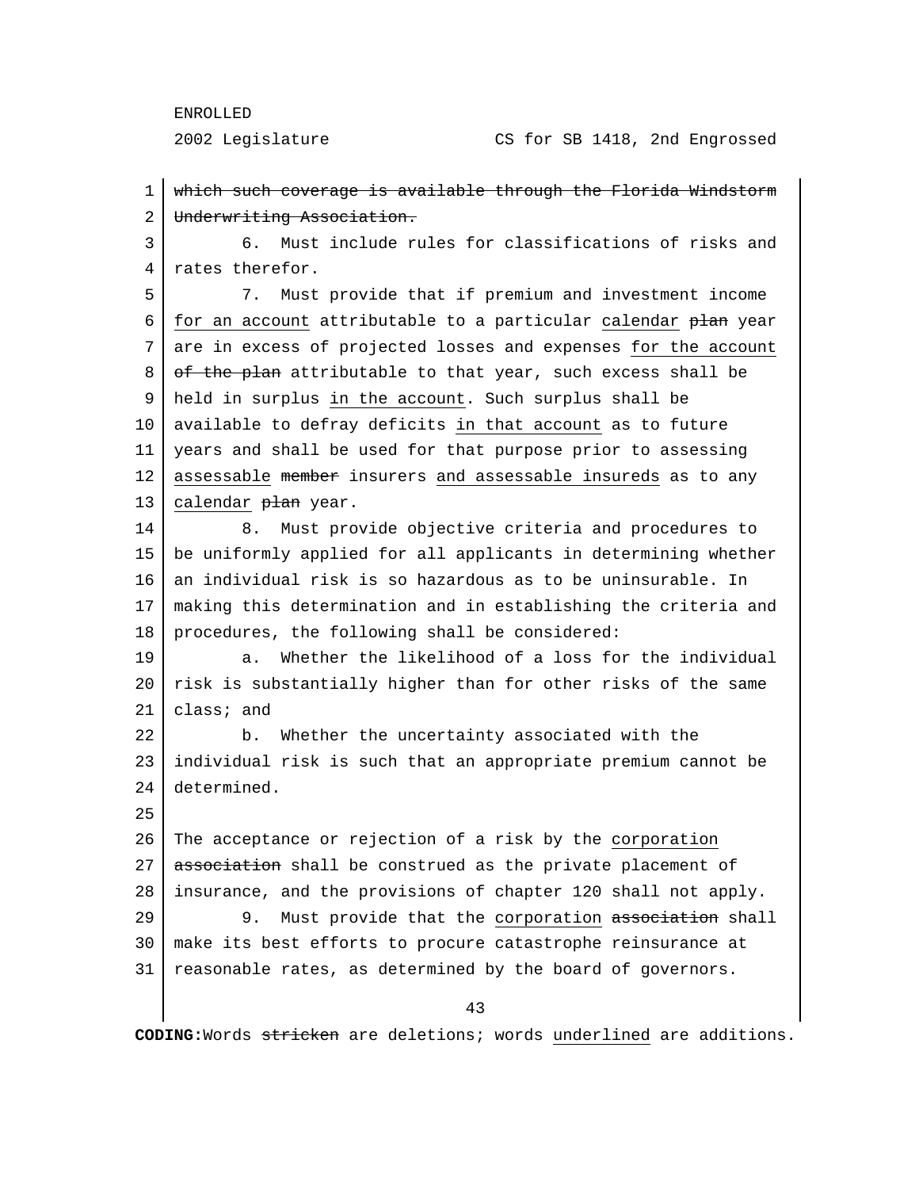~~which such coverage is available through the Florida Windstorm Underwriting Association.~~

6. Must include rules for classifications of risks and rates therefor.

7. Must provide that if premium and investment income <u>for an account</u> attributable to a particular <u>calendar</u> ~~plan~~ year are in excess of projected losses and expenses <u>for the account</u> ~~of the plan~~ attributable to that year, such excess shall be held in surplus <u>in the account</u>. Such surplus shall be available to defray deficits <u>in that account</u> as to future years and shall be used for that purpose prior to assessing <u>assessable</u> ~~member~~ insurers <u>and assessable insureds</u> as to any <u>calendar</u> ~~plan~~ year.

8. Must provide objective criteria and procedures to be uniformly applied for all applicants in determining whether an individual risk is so hazardous as to be uninsurable. In making this determination and in establishing the criteria and procedures, the following shall be considered:

a. Whether the likelihood of a loss for the individual risk is substantially higher than for other risks of the same class; and

b. Whether the uncertainty associated with the individual risk is such that an appropriate premium cannot be determined.

The acceptance or rejection of a risk by the <u>corporation</u> ~~association~~ shall be construed as the private placement of insurance, and the provisions of chapter 120 shall not apply.

9. Must provide that the <u>corporation</u> ~~association~~ shall make its best efforts to procure catastrophe reinsurance at reasonable rates, as determined by the board of governors.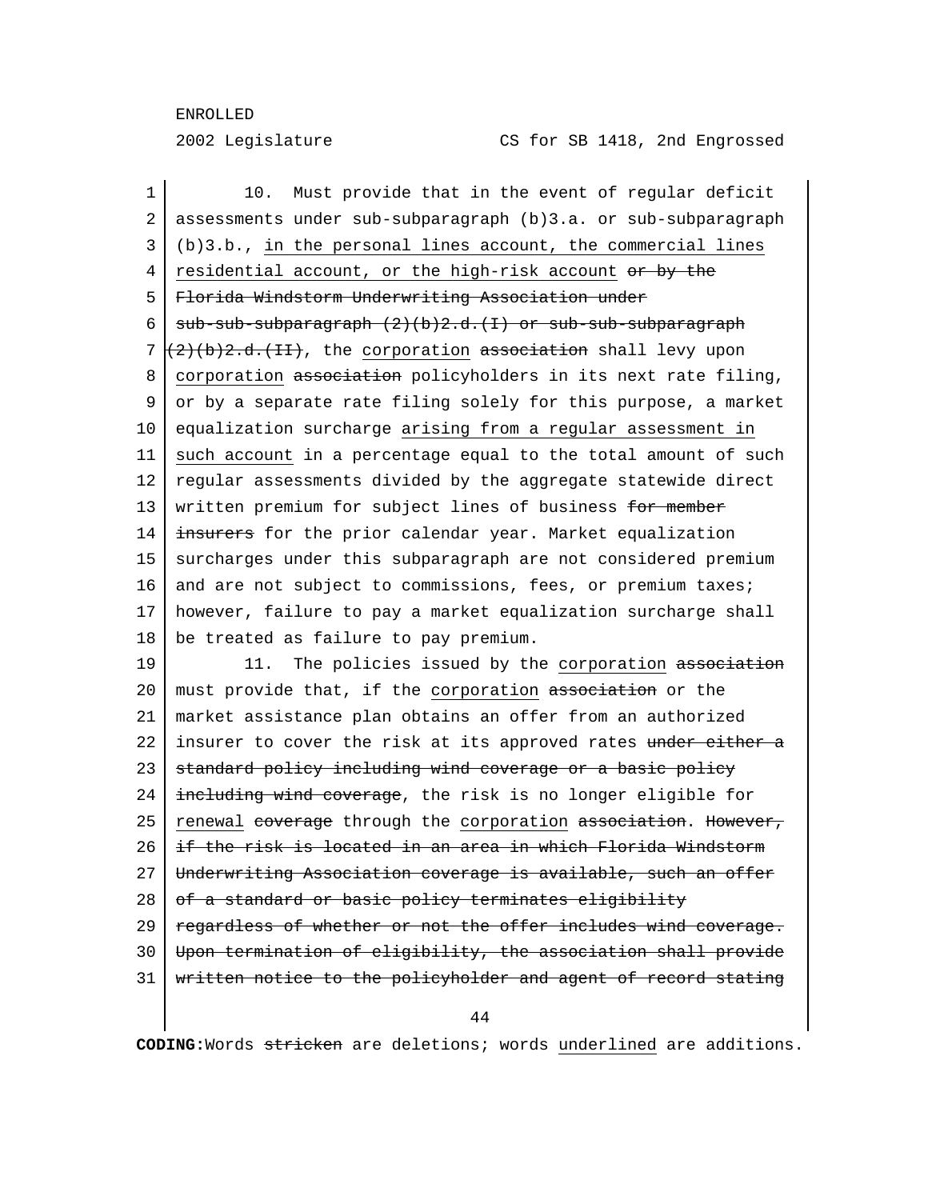10. Must provide that in the event of regular deficit assessments under sub-subparagraph (b)3.a. or sub-subparagraph (b)3.b., <u>in the personal lines account, the commercial lines residential account, or the high-risk account</u> ~~or by the Florida Windstorm Underwriting Association under sub-sub-subparagraph (2)(b)2.d.(I) or sub-sub-subparagraph (2)(b)2.d.(II)~~, the <u>corporation</u> ~~association~~ shall levy upon <u>corporation</u> ~~association~~ policyholders in its next rate filing, or by a separate rate filing solely for this purpose, a market equalization surcharge <u>arising from a regular assessment in such account</u> in a percentage equal to the total amount of such regular assessments divided by the aggregate statewide direct written premium for subject lines of business ~~for member insurers~~ for the prior calendar year. Market equalization surcharges under this subparagraph are not considered premium and are not subject to commissions, fees, or premium taxes; however, failure to pay a market equalization surcharge shall be treated as failure to pay premium.

11. The policies issued by the <u>corporation</u> ~~association~~ must provide that, if the <u>corporation</u> ~~association~~ or the market assistance plan obtains an offer from an authorized insurer to cover the risk at its approved rates ~~under either a standard policy including wind coverage or a basic policy including wind coverage~~, the risk is no longer eligible for <u>renewal</u> ~~coverage~~ through the <u>corporation</u> ~~association~~. ~~However, if the risk is located in an area in which Florida Windstorm Underwriting Association coverage is available, such an offer of a standard or basic policy terminates eligibility regardless of whether or not the offer includes wind coverage. Upon termination of eligibility, the association shall provide written notice to the policyholder and agent of record stating~~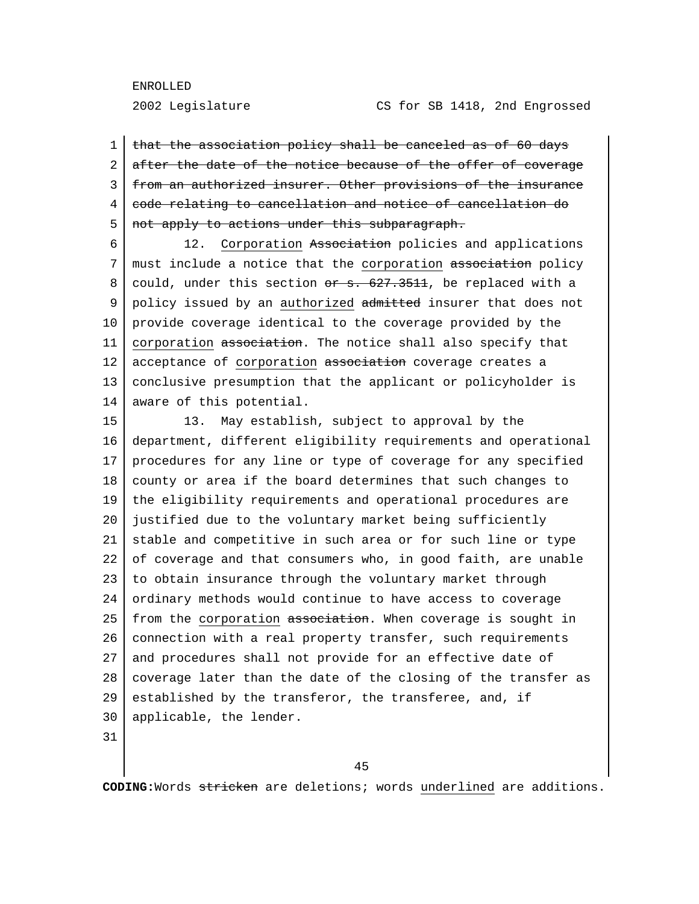~~that the association policy shall be canceled as of 60 days after the date of the notice because of the offer of coverage from an authorized insurer. Other provisions of the insurance code relating to cancellation and notice of cancellation do not apply to actions under this subparagraph.~~

12. <u>Corporation</u> ~~Association~~ policies and applications must include a notice that the <u>corporation</u> ~~association~~ policy could, under this section ~~or s. 627.3511~~, be replaced with a policy issued by an <u>authorized</u> ~~admitted~~ insurer that does not provide coverage identical to the coverage provided by the <u>corporation</u> ~~association~~. The notice shall also specify that acceptance of <u>corporation</u> ~~association~~ coverage creates a conclusive presumption that the applicant or policyholder is aware of this potential.

13. May establish, subject to approval by the department, different eligibility requirements and operational procedures for any line or type of coverage for any specified county or area if the board determines that such changes to the eligibility requirements and operational procedures are justified due to the voluntary market being sufficiently stable and competitive in such area or for such line or type of coverage and that consumers who, in good faith, are unable to obtain insurance through the voluntary market through ordinary methods would continue to have access to coverage from the <u>corporation</u> ~~association~~. When coverage is sought in connection with a real property transfer, such requirements and procedures shall not provide for an effective date of coverage later than the date of the closing of the transfer as established by the transferor, the transferee, and, if applicable, the lender.

**CODING:** Words ~~stricken~~ are deletions; words <u>underlined</u> are additions.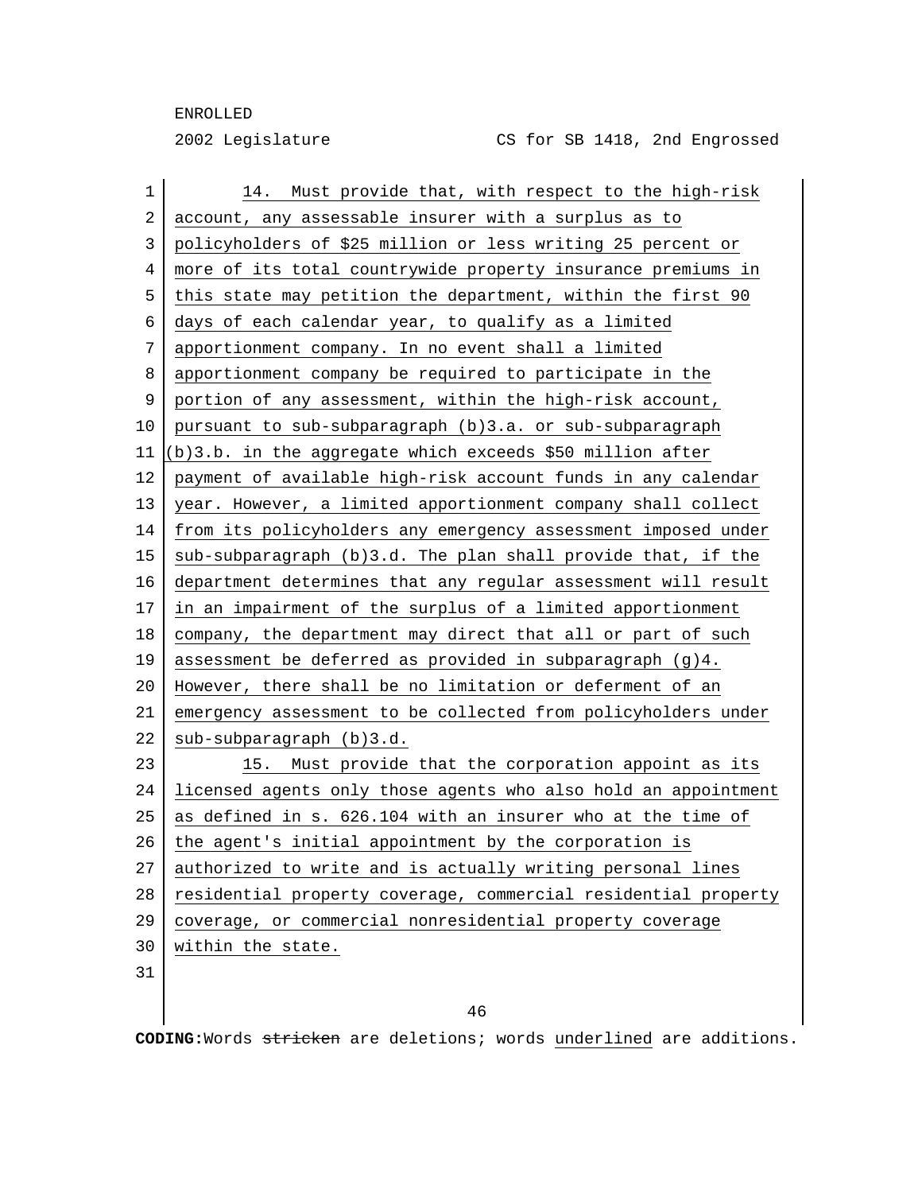14. Must provide that, with respect to the high-risk account, any assessable insurer with a surplus as to policyholders of $25 million or less writing 25 percent or more of its total countrywide property insurance premiums in this state may petition the department, within the first 90 days of each calendar year, to qualify as a limited apportionment company. In no event shall a limited apportionment company be required to participate in the portion of any assessment, within the high-risk account, pursuant to sub-subparagraph (b)3.a. or sub-subparagraph (b)3.b. in the aggregate which exceeds $50 million after payment of available high-risk account funds in any calendar year. However, a limited apportionment company shall collect from its policyholders any emergency assessment imposed under sub-subparagraph (b)3.d. The plan shall provide that, if the department determines that any regular assessment will result in an impairment of the surplus of a limited apportionment company, the department may direct that all or part of such assessment be deferred as provided in subparagraph (g)4. However, there shall be no limitation or deferment of an emergency assessment to be collected from policyholders under sub-subparagraph (b)3.d.

15. Must provide that the corporation appoint as its licensed agents only those agents who also hold an appointment as defined in s. 626.104 with an insurer who at the time of the agent's initial appointment by the corporation is authorized to write and is actually writing personal lines residential property coverage, commercial residential property coverage, or commercial nonresidential property coverage within the state.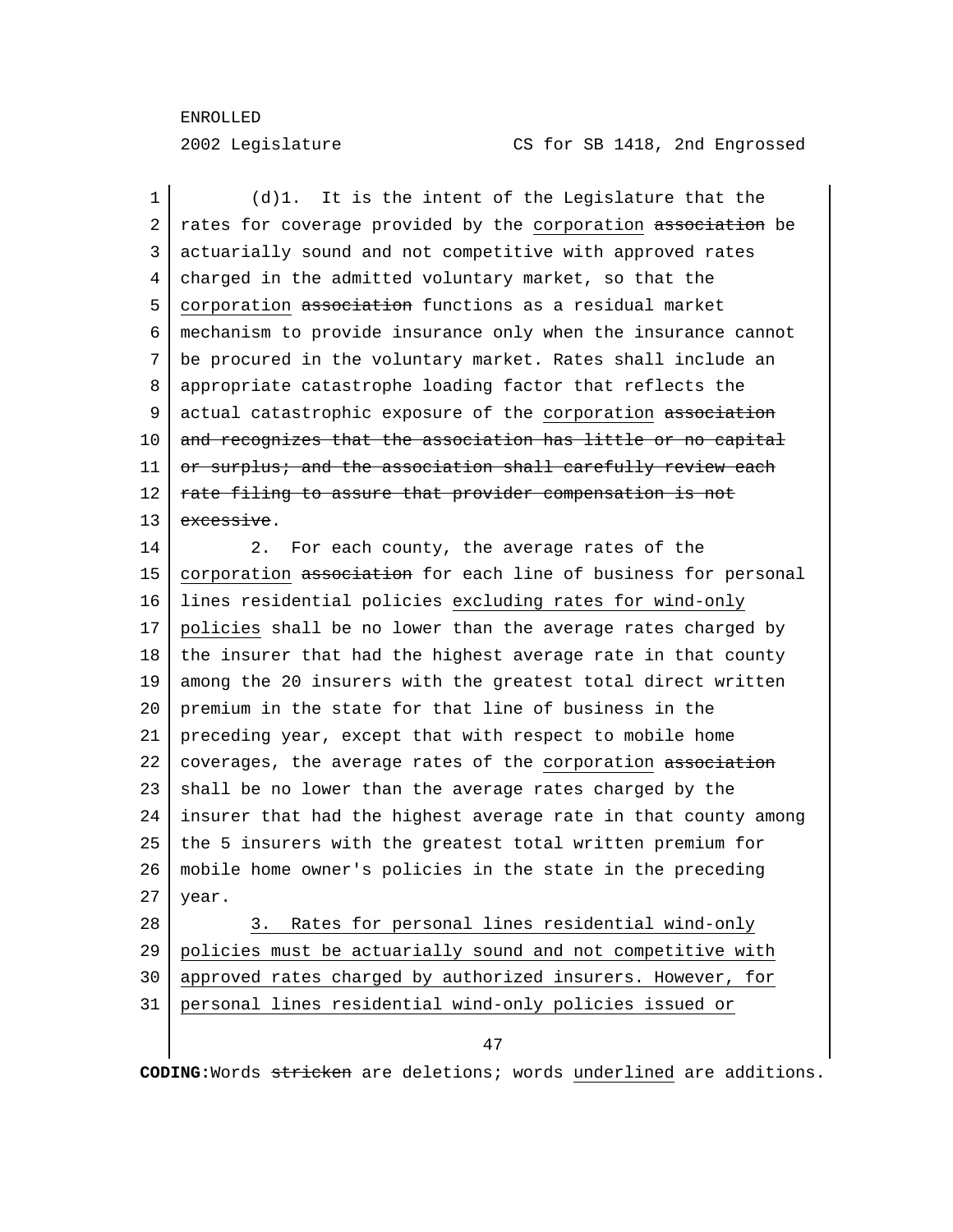(d)1. It is the intent of the Legislature that the rates for coverage provided by the <u>corporation</u> ~~association~~ be actuarially sound and not competitive with approved rates charged in the admitted voluntary market, so that the <u>corporation</u> ~~association~~ functions as a residual market mechanism to provide insurance only when the insurance cannot be procured in the voluntary market. Rates shall include an appropriate catastrophe loading factor that reflects the actual catastrophic exposure of the <u>corporation</u> ~~association and recognizes that the association has little or no capital or surplus; and the association shall carefully review each rate filing to assure that provider compensation is not excessive~~.

2. For each county, the average rates of the <u>corporation</u> ~~association~~ for each line of business for personal lines residential policies <u>excluding rates for wind-only policies</u> shall be no lower than the average rates charged by the insurer that had the highest average rate in that county among the 20 insurers with the greatest total direct written premium in the state for that line of business in the preceding year, except that with respect to mobile home coverages, the average rates of the <u>corporation</u> ~~association~~ shall be no lower than the average rates charged by the insurer that had the highest average rate in that county among the 5 insurers with the greatest total written premium for mobile home owner's policies in the state in the preceding year.

<u>3. Rates for personal lines residential wind-only policies must be actuarially sound and not competitive with approved rates charged by authorized insurers. However, for personal lines residential wind-only policies issued or</u>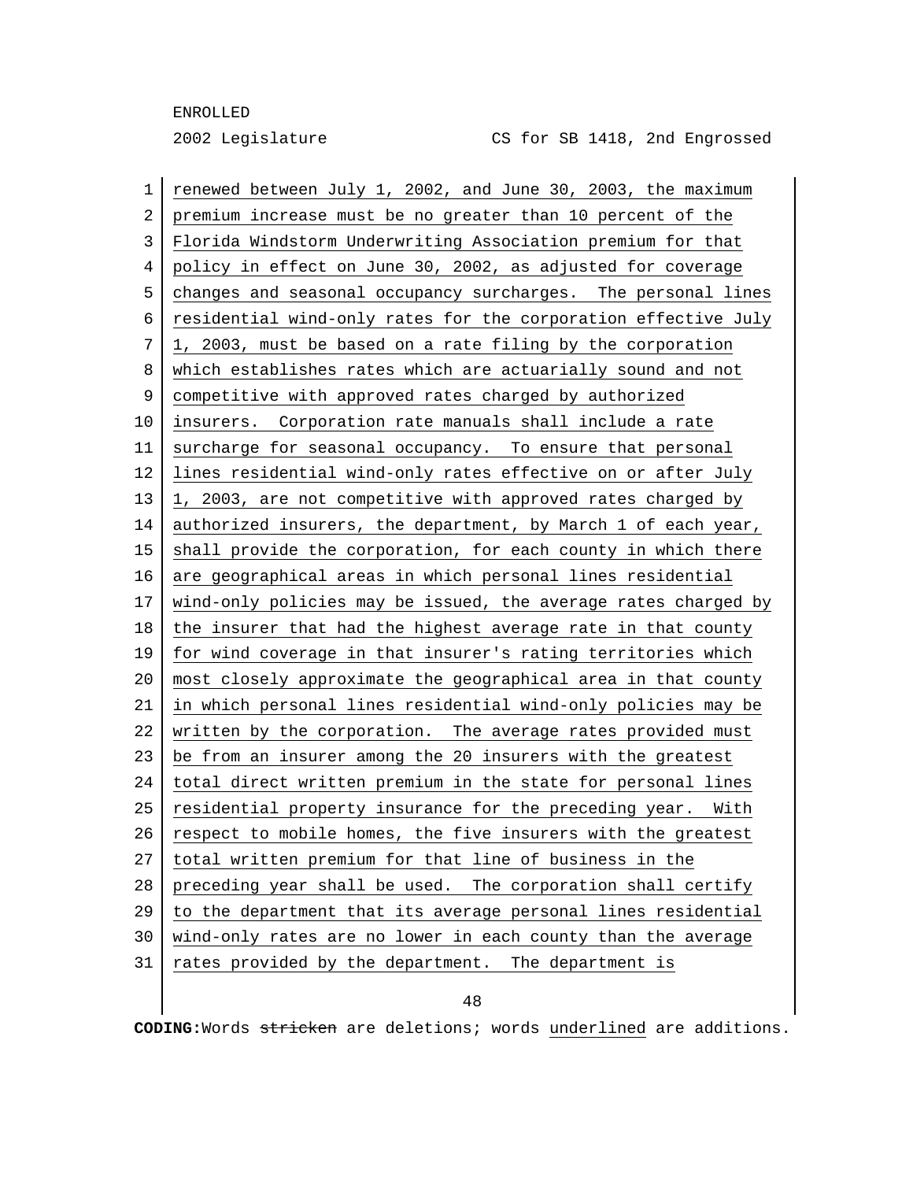renewed between July 1, 2002, and June 30, 2003, the maximum premium increase must be no greater than 10 percent of the Florida Windstorm Underwriting Association premium for that policy in effect on June 30, 2002, as adjusted for coverage changes and seasonal occupancy surcharges. The personal lines residential wind-only rates for the corporation effective July 1, 2003, must be based on a rate filing by the corporation which establishes rates which are actuarially sound and not competitive with approved rates charged by authorized insurers. Corporation rate manuals shall include a rate surcharge for seasonal occupancy. To ensure that personal lines residential wind-only rates effective on or after July 1, 2003, are not competitive with approved rates charged by authorized insurers, the department, by March 1 of each year, shall provide the corporation, for each county in which there are geographical areas in which personal lines residential wind-only policies may be issued, the average rates charged by the insurer that had the highest average rate in that county for wind coverage in that insurer's rating territories which most closely approximate the geographical area in that county in which personal lines residential wind-only policies may be written by the corporation. The average rates provided must be from an insurer among the 20 insurers with the greatest total direct written premium in the state for personal lines residential property insurance for the preceding year. With respect to mobile homes, the five insurers with the greatest total written premium for that line of business in the preceding year shall be used. The corporation shall certify to the department that its average personal lines residential wind-only rates are no lower in each county than the average rates provided by the department. The department is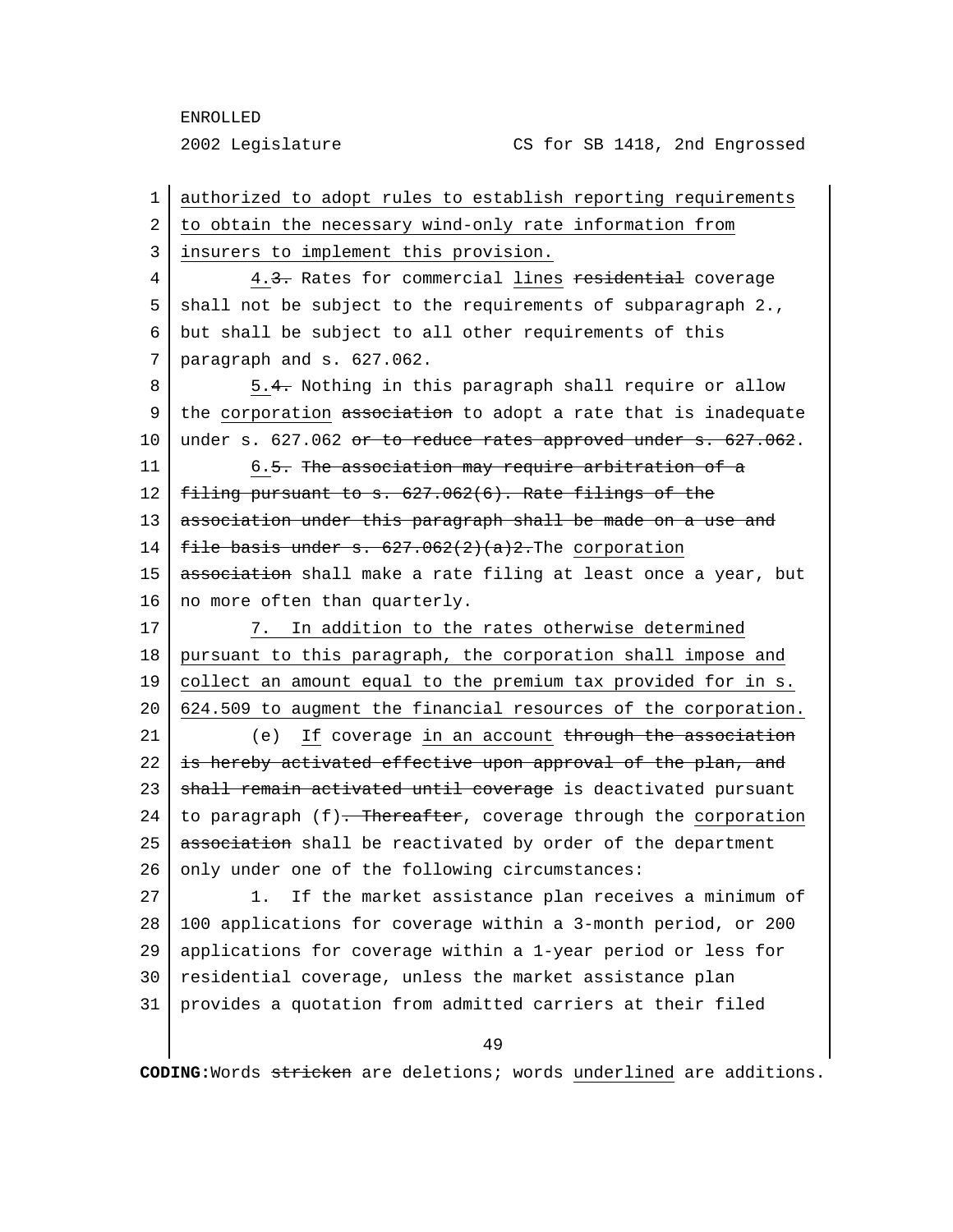authorized to adopt rules to establish reporting requirements to obtain the necessary wind-only rate information from insurers to implement this provision.

4.~~3.~~ Rates for commercial lines ~~residential~~ coverage shall not be subject to the requirements of subparagraph 2., but shall be subject to all other requirements of this paragraph and s. 627.062.

5.~~4.~~ Nothing in this paragraph shall require or allow the corporation ~~association~~ to adopt a rate that is inadequate under s. 627.062 ~~or to reduce rates approved under s. 627.062~~.

6.~~5. The association may require arbitration of a filing pursuant to s. 627.062(6). Rate filings of the association under this paragraph shall be made on a use and file basis under s. 627.062(2)(a)2.~~The corporation ~~association~~ shall make a rate filing at least once a year, but no more often than quarterly.

7. In addition to the rates otherwise determined pursuant to this paragraph, the corporation shall impose and collect an amount equal to the premium tax provided for in s. 624.509 to augment the financial resources of the corporation.

(e) If coverage in an account ~~through the association is hereby activated effective upon approval of the plan, and shall remain activated until coverage~~ is deactivated pursuant to paragraph (f)~~. Thereafter~~, coverage through the corporation ~~association~~ shall be reactivated by order of the department only under one of the following circumstances:

1. If the market assistance plan receives a minimum of 100 applications for coverage within a 3-month period, or 200 applications for coverage within a 1-year period or less for residential coverage, unless the market assistance plan provides a quotation from admitted carriers at their filed

CODING:Words ~~stricken~~ are deletions; words underlined are additions.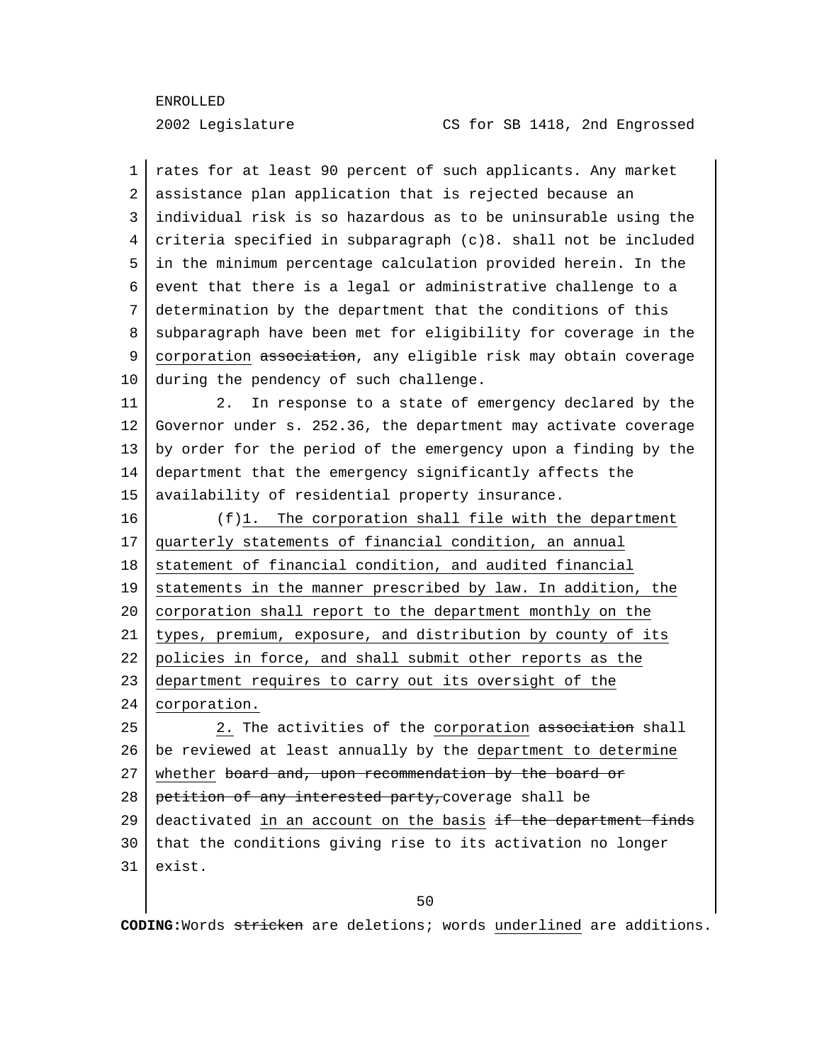rates for at least 90 percent of such applicants. Any market assistance plan application that is rejected because an individual risk is so hazardous as to be uninsurable using the criteria specified in subparagraph (c)8. shall not be included in the minimum percentage calculation provided herein. In the event that there is a legal or administrative challenge to a determination by the department that the conditions of this subparagraph have been met for eligibility for coverage in the corporation ~~association~~, any eligible risk may obtain coverage during the pendency of such challenge.

2. In response to a state of emergency declared by the Governor under s. 252.36, the department may activate coverage by order for the period of the emergency upon a finding by the department that the emergency significantly affects the availability of residential property insurance.

(f)1. The corporation shall file with the department quarterly statements of financial condition, an annual statement of financial condition, and audited financial statements in the manner prescribed by law. In addition, the corporation shall report to the department monthly on the types, premium, exposure, and distribution by county of its policies in force, and shall submit other reports as the department requires to carry out its oversight of the corporation.

2. The activities of the corporation ~~association~~ shall be reviewed at least annually by the department to determine whether ~~board and, upon recommendation by the board or petition of any interested party,~~ coverage shall be deactivated in an account on the basis ~~if the department finds~~ that the conditions giving rise to its activation no longer exist.

**CODING:** Words ~~stricken~~ are deletions; words underlined are additions.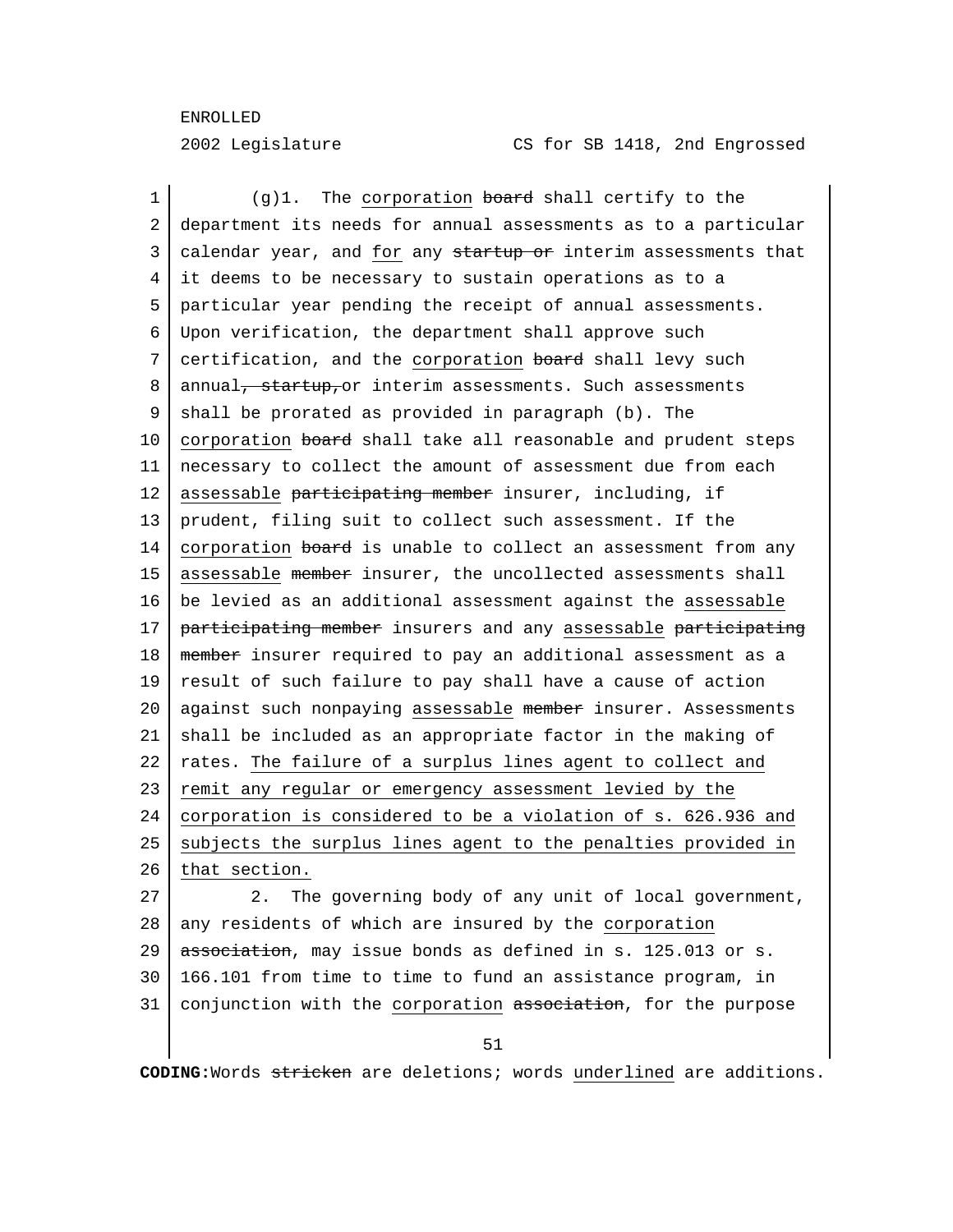(g)1. The corporation ~~board~~ shall certify to the department its needs for annual assessments as to a particular calendar year, and for any ~~startup or~~ interim assessments that it deems to be necessary to sustain operations as to a particular year pending the receipt of annual assessments. Upon verification, the department shall approve such certification, and the corporation ~~board~~ shall levy such annual~~, startup,~~ or interim assessments. Such assessments shall be prorated as provided in paragraph (b). The corporation ~~board~~ shall take all reasonable and prudent steps necessary to collect the amount of assessment due from each assessable ~~participating member~~ insurer, including, if prudent, filing suit to collect such assessment. If the corporation ~~board~~ is unable to collect an assessment from any assessable ~~member~~ insurer, the uncollected assessments shall be levied as an additional assessment against the assessable ~~participating member~~ insurers and any assessable ~~participating member~~ insurer required to pay an additional assessment as a result of such failure to pay shall have a cause of action against such nonpaying assessable ~~member~~ insurer. Assessments shall be included as an appropriate factor in the making of rates. The failure of a surplus lines agent to collect and remit any regular or emergency assessment levied by the corporation is considered to be a violation of s. 626.936 and subjects the surplus lines agent to the penalties provided in that section.

2. The governing body of any unit of local government, any residents of which are insured by the corporation ~~association~~, may issue bonds as defined in s. 125.013 or s. 166.101 from time to time to fund an assistance program, in conjunction with the corporation ~~association~~, for the purpose

**CODING:** Words ~~stricken~~ are deletions; words underlined are additions.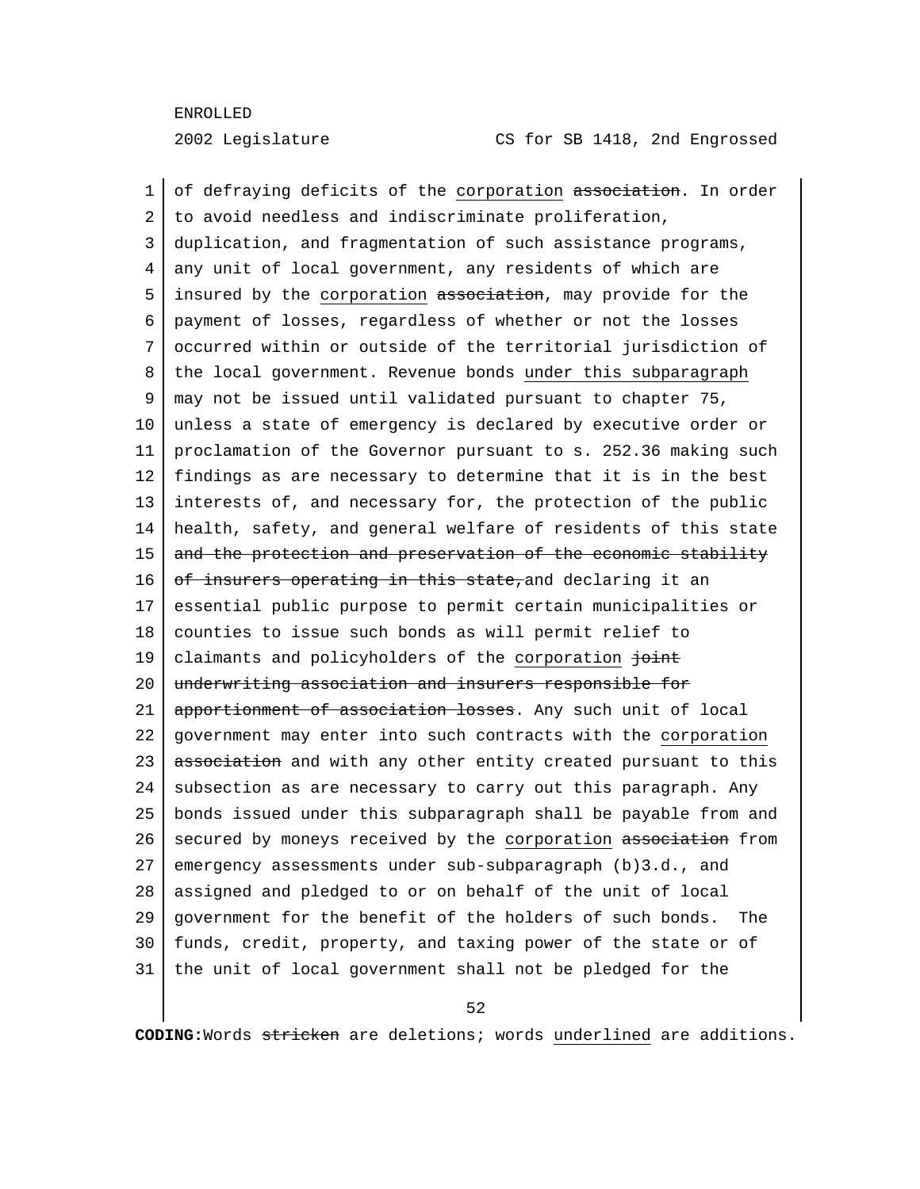of defraying deficits of the corporation ~~association~~. In order to avoid needless and indiscriminate proliferation, duplication, and fragmentation of such assistance programs, any unit of local government, any residents of which are insured by the corporation ~~association~~, may provide for the payment of losses, regardless of whether or not the losses occurred within or outside of the territorial jurisdiction of the local government. Revenue bonds under this subparagraph may not be issued until validated pursuant to chapter 75, unless a state of emergency is declared by executive order or proclamation of the Governor pursuant to s. 252.36 making such findings as are necessary to determine that it is in the best interests of, and necessary for, the protection of the public health, safety, and general welfare of residents of this state ~~and the protection and preservation of the economic stability of insurers operating in this state,~~ and declaring it an essential public purpose to permit certain municipalities or counties to issue such bonds as will permit relief to claimants and policyholders of the corporation ~~joint underwriting association and insurers responsible for apportionment of association losses~~. Any such unit of local government may enter into such contracts with the corporation ~~association~~ and with any other entity created pursuant to this subsection as are necessary to carry out this paragraph. Any bonds issued under this subparagraph shall be payable from and secured by moneys received by the corporation ~~association~~ from emergency assessments under sub-subparagraph (b)3.d., and assigned and pledged to or on behalf of the unit of local government for the benefit of the holders of such bonds. The funds, credit, property, and taxing power of the state or of the unit of local government shall not be pledged for the

**CODING:** Words ~~stricken~~ are deletions; words underlined are additions.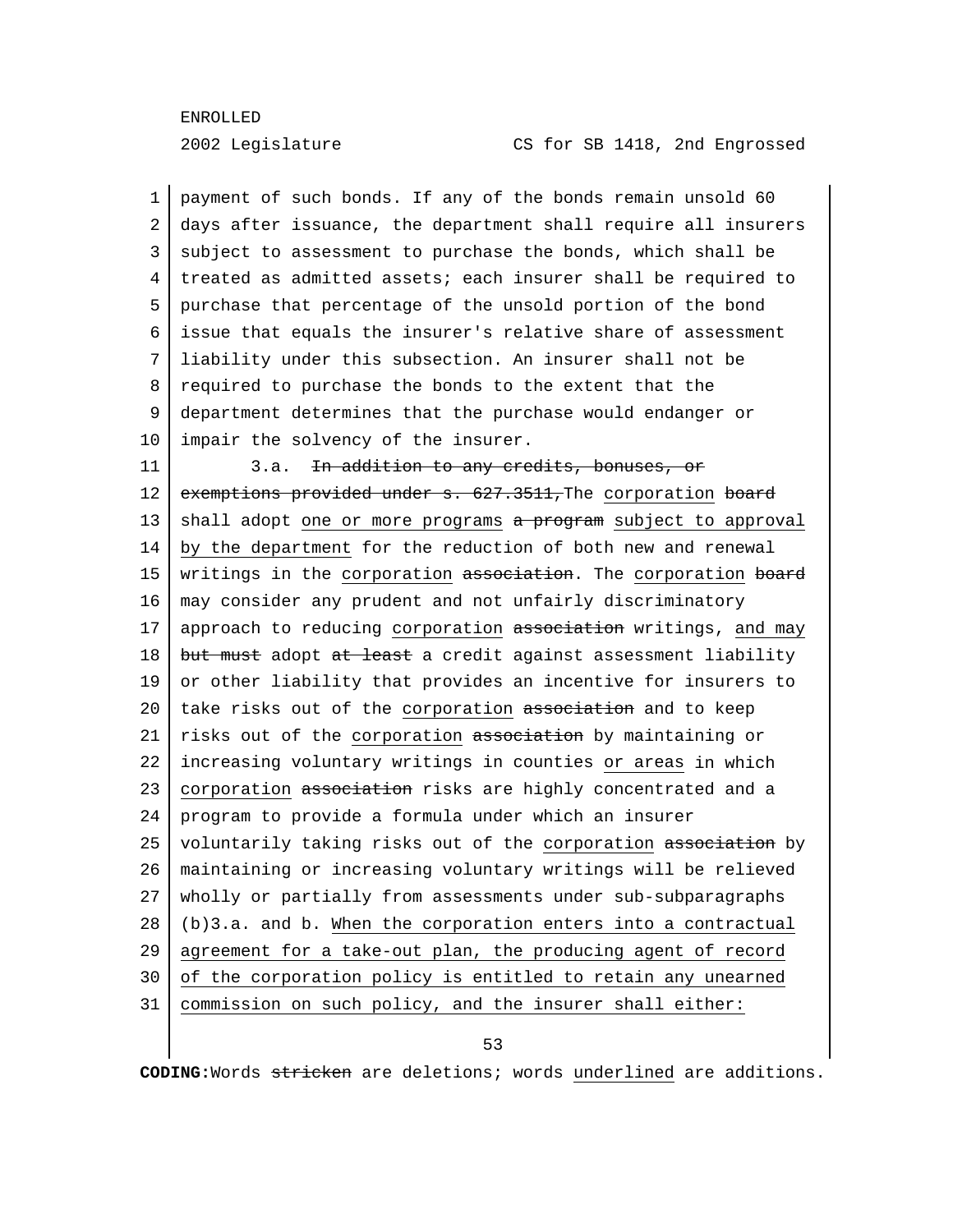payment of such bonds. If any of the bonds remain unsold 60 days after issuance, the department shall require all insurers subject to assessment to purchase the bonds, which shall be treated as admitted assets; each insurer shall be required to purchase that percentage of the unsold portion of the bond issue that equals the insurer's relative share of assessment liability under this subsection. An insurer shall not be required to purchase the bonds to the extent that the department determines that the purchase would endanger or impair the solvency of the insurer.

3.a. ~~In addition to any credits, bonuses, or exemptions provided under s. 627.3511,~~The corporation ~~board~~ shall adopt one or more programs ~~a program~~ subject to approval by the department for the reduction of both new and renewal writings in the corporation ~~association~~. The corporation ~~board~~ may consider any prudent and not unfairly discriminatory approach to reducing corporation ~~association~~ writings, and may ~~but must~~ adopt ~~at least~~ a credit against assessment liability or other liability that provides an incentive for insurers to take risks out of the corporation ~~association~~ and to keep risks out of the corporation ~~association~~ by maintaining or increasing voluntary writings in counties or areas in which corporation ~~association~~ risks are highly concentrated and a program to provide a formula under which an insurer voluntarily taking risks out of the corporation ~~association~~ by maintaining or increasing voluntary writings will be relieved wholly or partially from assessments under sub-subparagraphs (b)3.a. and b. When the corporation enters into a contractual agreement for a take-out plan, the producing agent of record of the corporation policy is entitled to retain any unearned commission on such policy, and the insurer shall either: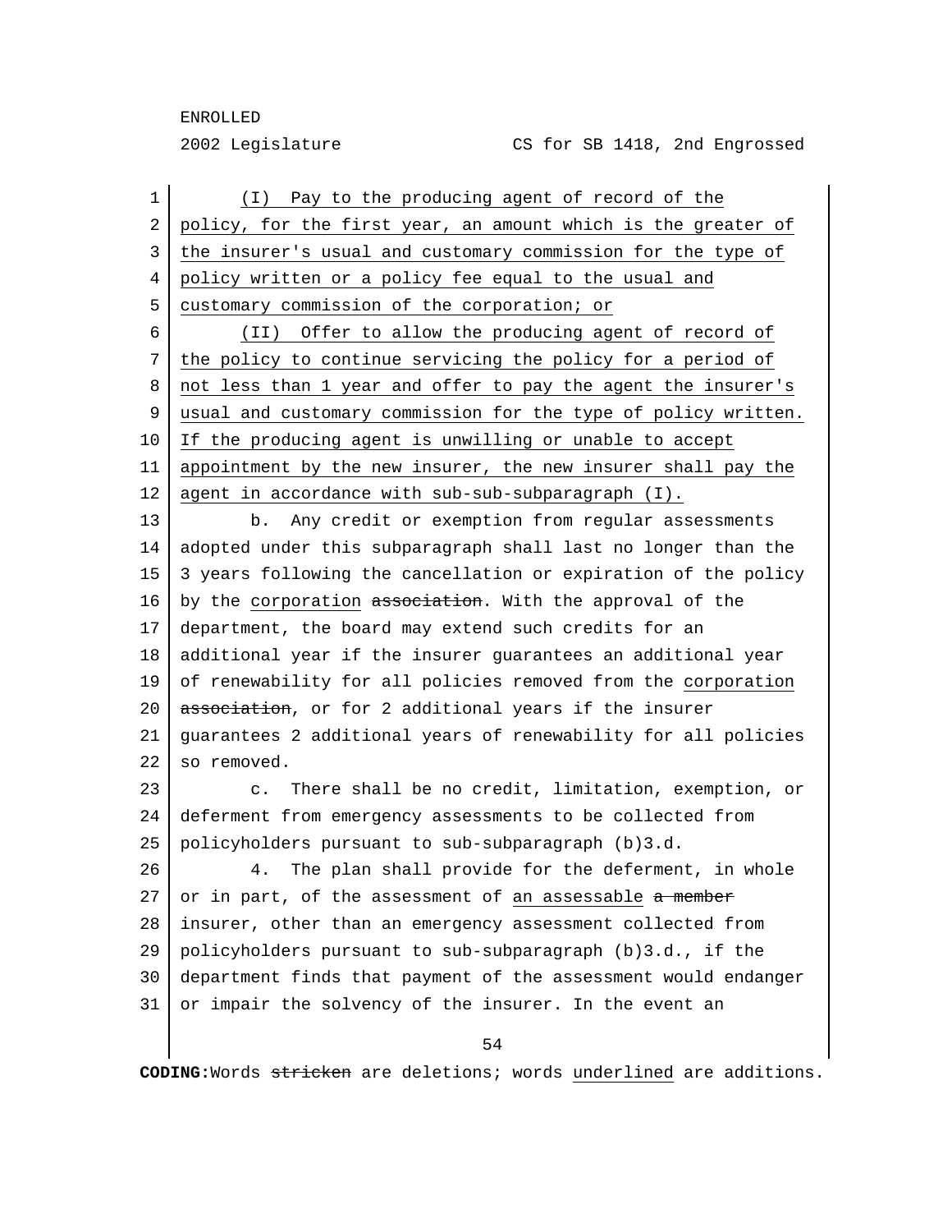(I) Pay to the producing agent of record of the policy, for the first year, an amount which is the greater of the insurer's usual and customary commission for the type of policy written or a policy fee equal to the usual and customary commission of the corporation; or

(II) Offer to allow the producing agent of record of the policy to continue servicing the policy for a period of not less than 1 year and offer to pay the agent the insurer's usual and customary commission for the type of policy written. If the producing agent is unwilling or unable to accept appointment by the new insurer, the new insurer shall pay the agent in accordance with sub-sub-subparagraph (I).

b. Any credit or exemption from regular assessments adopted under this subparagraph shall last no longer than the 3 years following the cancellation or expiration of the policy by the corporation ~~association~~. With the approval of the department, the board may extend such credits for an additional year if the insurer guarantees an additional year of renewability for all policies removed from the corporation ~~association~~, or for 2 additional years if the insurer guarantees 2 additional years of renewability for all policies so removed.

c. There shall be no credit, limitation, exemption, or deferment from emergency assessments to be collected from policyholders pursuant to sub-subparagraph (b)3.d.

4. The plan shall provide for the deferment, in whole or in part, of the assessment of an assessable ~~a member~~ insurer, other than an emergency assessment collected from policyholders pursuant to sub-subparagraph (b)3.d., if the department finds that payment of the assessment would endanger or impair the solvency of the insurer. In the event an

CODING: Words ~~stricken~~ are deletions; words underlined are additions.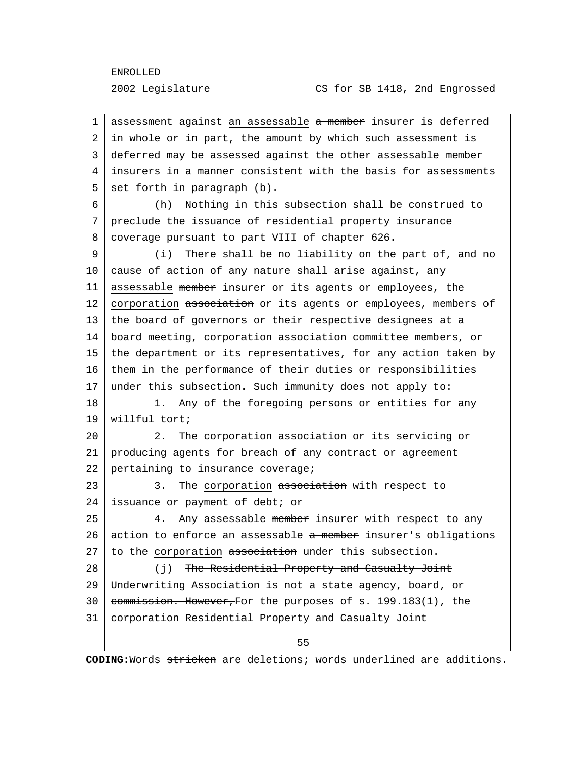assessment against <u>an assessable</u> ~~a member~~ insurer is deferred in whole or in part, the amount by which such assessment is deferred may be assessed against the other <u>assessable</u> ~~member~~ insurers in a manner consistent with the basis for assessments set forth in paragraph (b).

(h) Nothing in this subsection shall be construed to preclude the issuance of residential property insurance coverage pursuant to part VIII of chapter 626.

(i) There shall be no liability on the part of, and no cause of action of any nature shall arise against, any <u>assessable</u> ~~member~~ insurer or its agents or employees, the <u>corporation</u> ~~association~~ or its agents or employees, members of the board of governors or their respective designees at a board meeting, <u>corporation</u> ~~association~~ committee members, or the department or its representatives, for any action taken by them in the performance of their duties or responsibilities under this subsection. Such immunity does not apply to:

1. Any of the foregoing persons or entities for any willful tort;

2. The <u>corporation</u> ~~association~~ or its ~~servicing or~~ producing agents for breach of any contract or agreement pertaining to insurance coverage;

3. The <u>corporation</u> ~~association~~ with respect to issuance or payment of debt; or

4. Any <u>assessable</u> ~~member~~ insurer with respect to any action to enforce <u>an assessable</u> ~~a member~~ insurer's obligations to the <u>corporation</u> ~~association~~ under this subsection.

(j) ~~The Residential Property and Casualty Joint Underwriting Association is not a state agency, board, or commission. However,~~For the purposes of s. 199.183(1), the <u>corporation</u> ~~Residential Property and Casualty Joint~~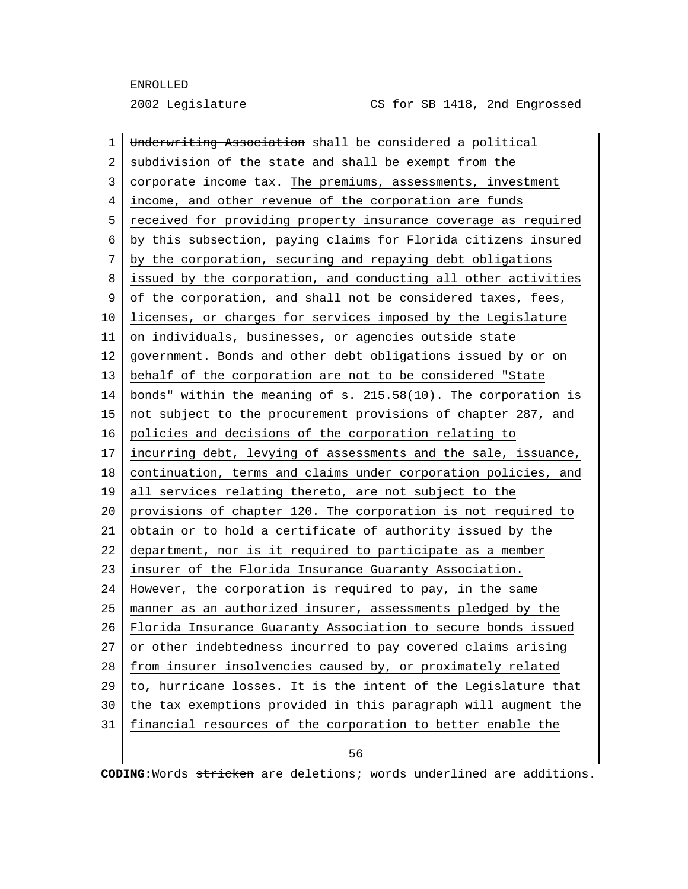~~Underwriting Association~~ shall be considered a political subdivision of the state and shall be exempt from the corporate income tax. <u>The premiums, assessments, investment income, and other revenue of the corporation are funds received for providing property insurance coverage as required by this subsection, paying claims for Florida citizens insured by the corporation, securing and repaying debt obligations issued by the corporation, and conducting all other activities of the corporation, and shall not be considered taxes, fees, licenses, or charges for services imposed by the Legislature on individuals, businesses, or agencies outside state government. Bonds and other debt obligations issued by or on behalf of the corporation are not to be considered "State bonds" within the meaning of s. 215.58(10). The corporation is not subject to the procurement provisions of chapter 287, and policies and decisions of the corporation relating to incurring debt, levying of assessments and the sale, issuance, continuation, terms and claims under corporation policies, and all services relating thereto, are not subject to the provisions of chapter 120. The corporation is not required to obtain or to hold a certificate of authority issued by the department, nor is it required to participate as a member insurer of the Florida Insurance Guaranty Association. However, the corporation is required to pay, in the same manner as an authorized insurer, assessments pledged by the Florida Insurance Guaranty Association to secure bonds issued or other indebtedness incurred to pay covered claims arising from insurer insolvencies caused by, or proximately related to, hurricane losses. It is the intent of the Legislature that the tax exemptions provided in this paragraph will augment the financial resources of the corporation to better enable the</u>

**CODING:** Words ~~stricken~~ are deletions; words <u>underlined</u> are additions.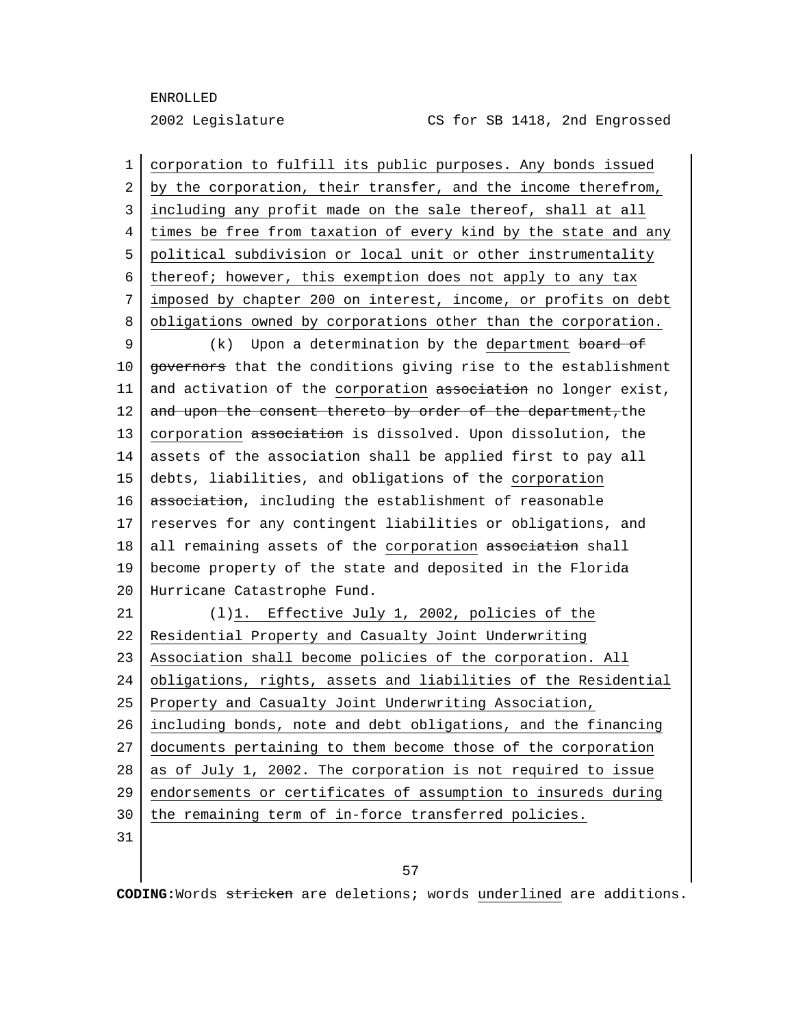corporation to fulfill its public purposes. Any bonds issued by the corporation, their transfer, and the income therefrom, including any profit made on the sale thereof, shall at all times be free from taxation of every kind by the state and any political subdivision or local unit or other instrumentality thereof; however, this exemption does not apply to any tax imposed by chapter 200 on interest, income, or profits on debt obligations owned by corporations other than the corporation.

(k) Upon a determination by the department ~~board of governors~~ that the conditions giving rise to the establishment and activation of the corporation ~~association~~ no longer exist, ~~and upon the consent thereto by order of the department,~~ the corporation ~~association~~ is dissolved. Upon dissolution, the assets of the association shall be applied first to pay all debts, liabilities, and obligations of the corporation ~~association~~, including the establishment of reasonable reserves for any contingent liabilities or obligations, and all remaining assets of the corporation ~~association~~ shall become property of the state and deposited in the Florida Hurricane Catastrophe Fund.

(l)1. Effective July 1, 2002, policies of the Residential Property and Casualty Joint Underwriting Association shall become policies of the corporation. All obligations, rights, assets and liabilities of the Residential Property and Casualty Joint Underwriting Association, including bonds, note and debt obligations, and the financing documents pertaining to them become those of the corporation as of July 1, 2002. The corporation is not required to issue endorsements or certificates of assumption to insureds during the remaining term of in-force transferred policies.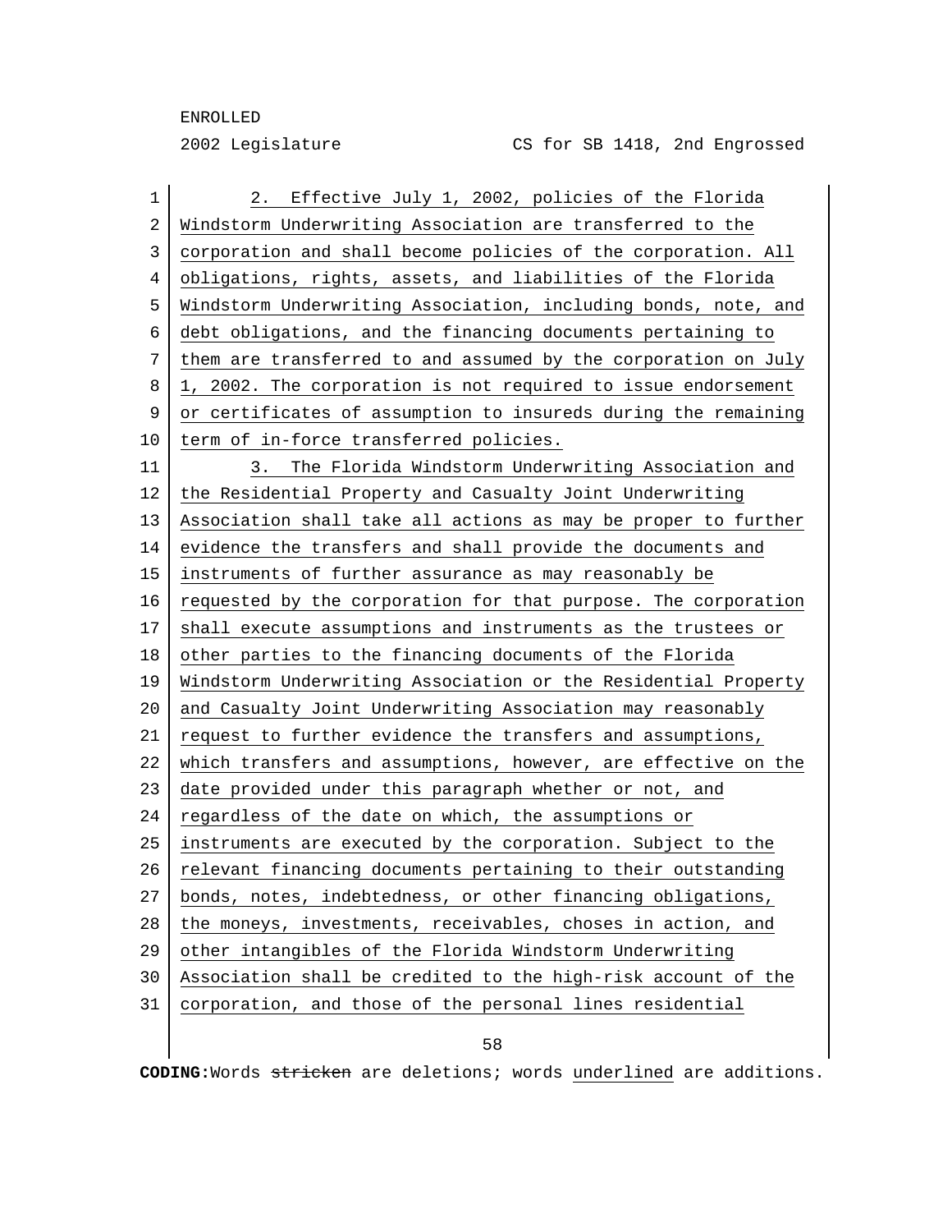2. Effective July 1, 2002, policies of the Florida Windstorm Underwriting Association are transferred to the corporation and shall become policies of the corporation. All obligations, rights, assets, and liabilities of the Florida Windstorm Underwriting Association, including bonds, note, and debt obligations, and the financing documents pertaining to them are transferred to and assumed by the corporation on July 1, 2002. The corporation is not required to issue endorsement or certificates of assumption to insureds during the remaining term of in-force transferred policies.

3. The Florida Windstorm Underwriting Association and the Residential Property and Casualty Joint Underwriting Association shall take all actions as may be proper to further evidence the transfers and shall provide the documents and instruments of further assurance as may reasonably be requested by the corporation for that purpose. The corporation shall execute assumptions and instruments as the trustees or other parties to the financing documents of the Florida Windstorm Underwriting Association or the Residential Property and Casualty Joint Underwriting Association may reasonably request to further evidence the transfers and assumptions, which transfers and assumptions, however, are effective on the date provided under this paragraph whether or not, and regardless of the date on which, the assumptions or instruments are executed by the corporation. Subject to the relevant financing documents pertaining to their outstanding bonds, notes, indebtedness, or other financing obligations, the moneys, investments, receivables, choses in action, and other intangibles of the Florida Windstorm Underwriting Association shall be credited to the high-risk account of the corporation, and those of the personal lines residential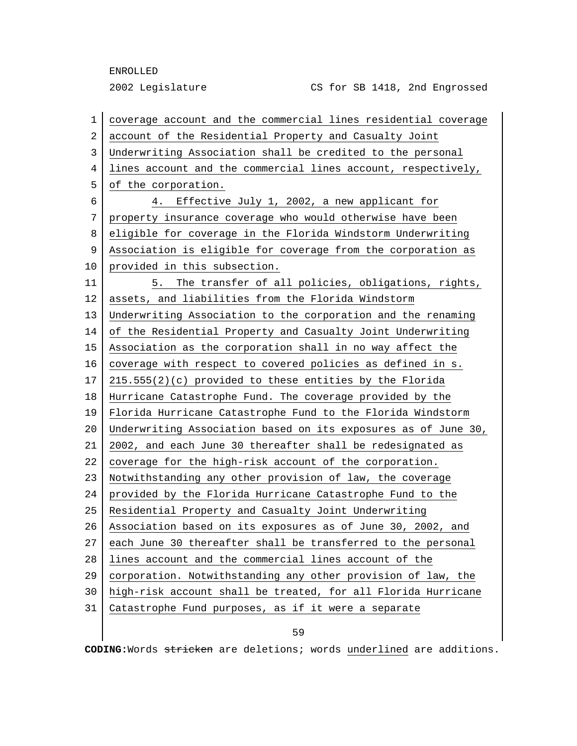coverage account and the commercial lines residential coverage account of the Residential Property and Casualty Joint Underwriting Association shall be credited to the personal lines account and the commercial lines account, respectively, of the corporation.

4. Effective July 1, 2002, a new applicant for property insurance coverage who would otherwise have been eligible for coverage in the Florida Windstorm Underwriting Association is eligible for coverage from the corporation as provided in this subsection.

5. The transfer of all policies, obligations, rights, assets, and liabilities from the Florida Windstorm Underwriting Association to the corporation and the renaming of the Residential Property and Casualty Joint Underwriting Association as the corporation shall in no way affect the coverage with respect to covered policies as defined in s. 215.555(2)(c) provided to these entities by the Florida Hurricane Catastrophe Fund. The coverage provided by the Florida Hurricane Catastrophe Fund to the Florida Windstorm Underwriting Association based on its exposures as of June 30, 2002, and each June 30 thereafter shall be redesignated as coverage for the high-risk account of the corporation. Notwithstanding any other provision of law, the coverage provided by the Florida Hurricane Catastrophe Fund to the Residential Property and Casualty Joint Underwriting Association based on its exposures as of June 30, 2002, and each June 30 thereafter shall be transferred to the personal lines account and the commercial lines account of the corporation. Notwithstanding any other provision of law, the high-risk account shall be treated, for all Florida Hurricane Catastrophe Fund purposes, as if it were a separate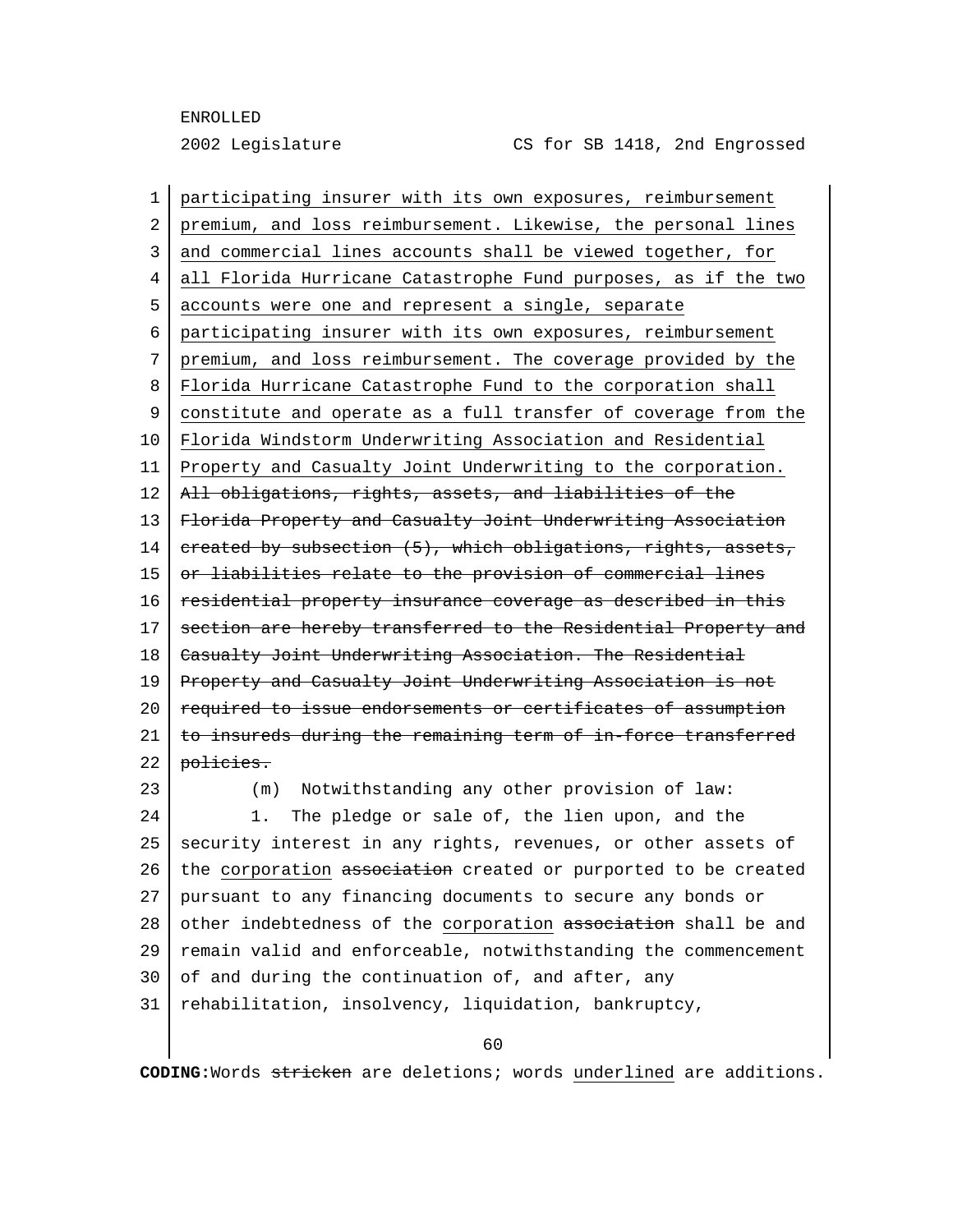participating insurer with its own exposures, reimbursement premium, and loss reimbursement. Likewise, the personal lines and commercial lines accounts shall be viewed together, for all Florida Hurricane Catastrophe Fund purposes, as if the two accounts were one and represent a single, separate participating insurer with its own exposures, reimbursement premium, and loss reimbursement. The coverage provided by the Florida Hurricane Catastrophe Fund to the corporation shall constitute and operate as a full transfer of coverage from the Florida Windstorm Underwriting Association and Residential Property and Casualty Joint Underwriting to the corporation. ~~All obligations, rights, assets, and liabilities of the Florida Property and Casualty Joint Underwriting Association created by subsection (5), which obligations, rights, assets, or liabilities relate to the provision of commercial lines residential property insurance coverage as described in this section are hereby transferred to the Residential Property and Casualty Joint Underwriting Association. The Residential Property and Casualty Joint Underwriting Association is not required to issue endorsements or certificates of assumption to insureds during the remaining term of in-force transferred policies.~~

(m) Notwithstanding any other provision of law:

1. The pledge or sale of, the lien upon, and the security interest in any rights, revenues, or other assets of the corporation ~~association~~ created or purported to be created pursuant to any financing documents to secure any bonds or other indebtedness of the corporation ~~association~~ shall be and remain valid and enforceable, notwithstanding the commencement of and during the continuation of, and after, any rehabilitation, insolvency, liquidation, bankruptcy,

**CODING:** Words ~~stricken~~ are deletions; words underlined are additions.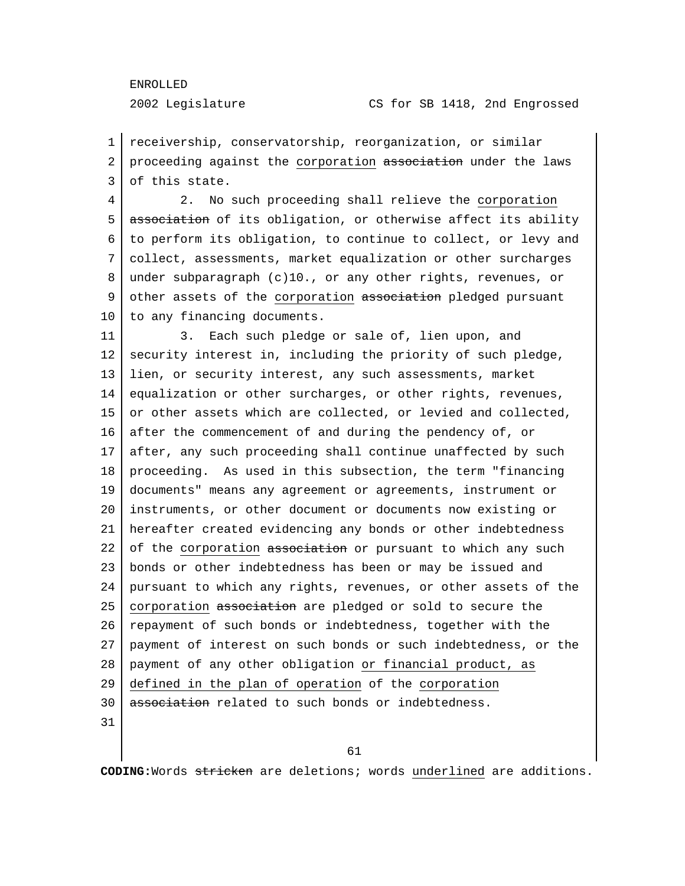receivership, conservatorship, reorganization, or similar proceeding against the <u>corporation</u> ~~association~~ under the laws of this state.

2. No such proceeding shall relieve the <u>corporation</u> ~~association~~ of its obligation, or otherwise affect its ability to perform its obligation, to continue to collect, or levy and collect, assessments, market equalization or other surcharges under subparagraph (c)10., or any other rights, revenues, or other assets of the <u>corporation</u> ~~association~~ pledged pursuant to any financing documents.

3. Each such pledge or sale of, lien upon, and security interest in, including the priority of such pledge, lien, or security interest, any such assessments, market equalization or other surcharges, or other rights, revenues, or other assets which are collected, or levied and collected, after the commencement of and during the pendency of, or after, any such proceeding shall continue unaffected by such proceeding. As used in this subsection, the term "financing documents" means any agreement or agreements, instrument or instruments, or other document or documents now existing or hereafter created evidencing any bonds or other indebtedness of the <u>corporation</u> ~~association~~ or pursuant to which any such bonds or other indebtedness has been or may be issued and pursuant to which any rights, revenues, or other assets of the <u>corporation</u> ~~association~~ are pledged or sold to secure the repayment of such bonds or indebtedness, together with the payment of interest on such bonds or such indebtedness, or the payment of any other obligation <u>or financial product, as defined in the plan of operation</u> of the <u>corporation</u> ~~association~~ related to such bonds or indebtedness.

**CODING:** Words ~~stricken~~ are deletions; words <u>underlined</u> are additions.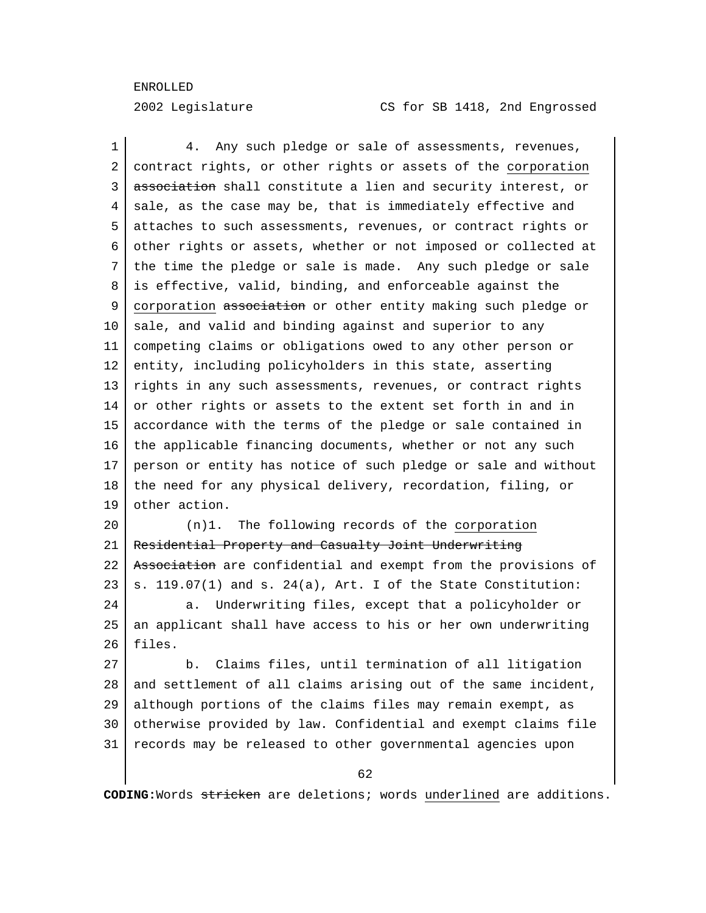4. Any such pledge or sale of assessments, revenues, contract rights, or other rights or assets of the <u>corporation</u> ~~association~~ shall constitute a lien and security interest, or sale, as the case may be, that is immediately effective and attaches to such assessments, revenues, or contract rights or other rights or assets, whether or not imposed or collected at the time the pledge or sale is made. Any such pledge or sale is effective, valid, binding, and enforceable against the <u>corporation</u> ~~association~~ or other entity making such pledge or sale, and valid and binding against and superior to any competing claims or obligations owed to any other person or entity, including policyholders in this state, asserting rights in any such assessments, revenues, or contract rights or other rights or assets to the extent set forth in and in accordance with the terms of the pledge or sale contained in the applicable financing documents, whether or not any such person or entity has notice of such pledge or sale and without the need for any physical delivery, recordation, filing, or other action.

(n)1. The following records of the <u>corporation</u> ~~Residential Property and Casualty Joint Underwriting Association~~ are confidential and exempt from the provisions of s. 119.07(1) and s. 24(a), Art. I of the State Constitution:

a. Underwriting files, except that a policyholder or an applicant shall have access to his or her own underwriting files.

b. Claims files, until termination of all litigation and settlement of all claims arising out of the same incident, although portions of the claims files may remain exempt, as otherwise provided by law. Confidential and exempt claims file records may be released to other governmental agencies upon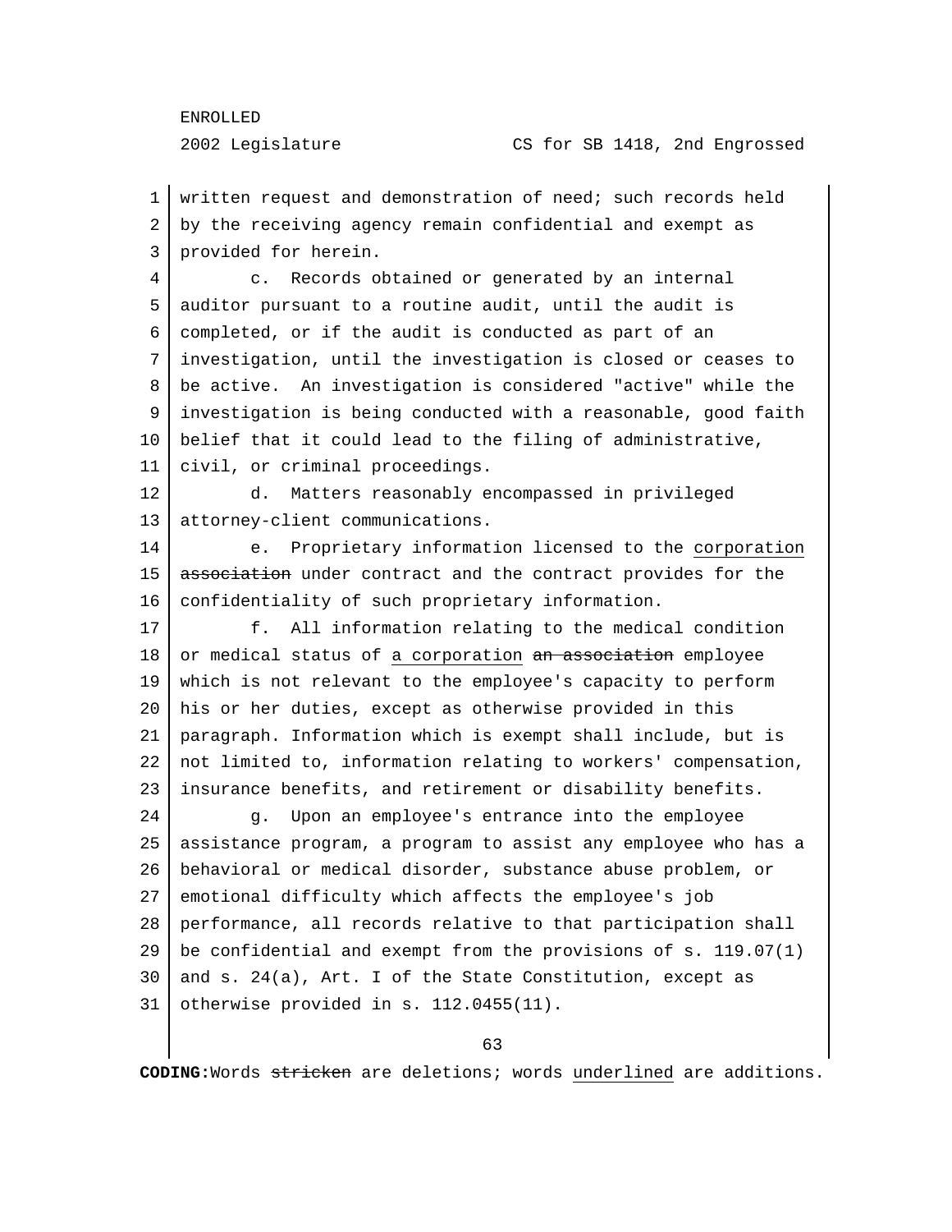written request and demonstration of need; such records held by the receiving agency remain confidential and exempt as provided for herein.

c. Records obtained or generated by an internal auditor pursuant to a routine audit, until the audit is completed, or if the audit is conducted as part of an investigation, until the investigation is closed or ceases to be active. An investigation is considered "active" while the investigation is being conducted with a reasonable, good faith belief that it could lead to the filing of administrative, civil, or criminal proceedings.

d. Matters reasonably encompassed in privileged attorney-client communications.

e. Proprietary information licensed to the <u>corporation</u> ~~association~~ under contract and the contract provides for the confidentiality of such proprietary information.

f. All information relating to the medical condition or medical status of <u>a corporation</u> ~~an association~~ employee which is not relevant to the employee's capacity to perform his or her duties, except as otherwise provided in this paragraph. Information which is exempt shall include, but is not limited to, information relating to workers' compensation, insurance benefits, and retirement or disability benefits.

g. Upon an employee's entrance into the employee assistance program, a program to assist any employee who has a behavioral or medical disorder, substance abuse problem, or emotional difficulty which affects the employee's job performance, all records relative to that participation shall be confidential and exempt from the provisions of s. 119.07(1) and s. 24(a), Art. I of the State Constitution, except as otherwise provided in s. 112.0455(11).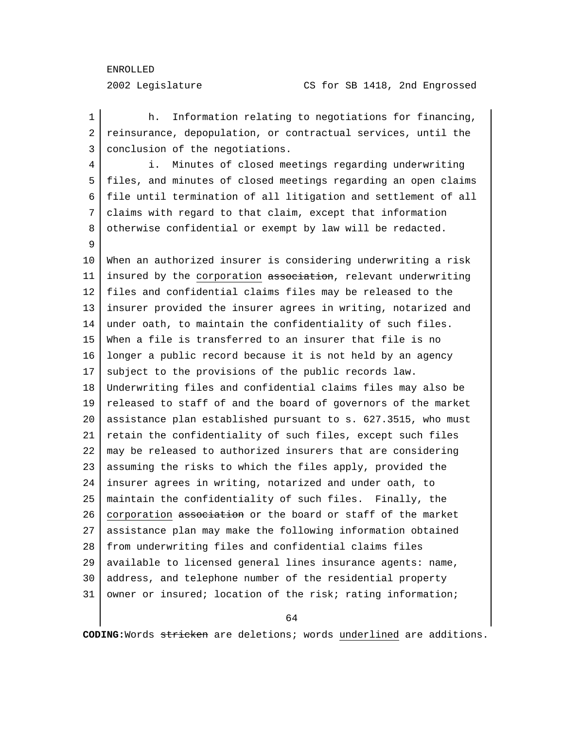h. Information relating to negotiations for financing, reinsurance, depopulation, or contractual services, until the conclusion of the negotiations.

i. Minutes of closed meetings regarding underwriting files, and minutes of closed meetings regarding an open claims file until termination of all litigation and settlement of all claims with regard to that claim, except that information otherwise confidential or exempt by law will be redacted.

When an authorized insurer is considering underwriting a risk insured by the <u>corporation</u> ~~association~~, relevant underwriting files and confidential claims files may be released to the insurer provided the insurer agrees in writing, notarized and under oath, to maintain the confidentiality of such files. When a file is transferred to an insurer that file is no longer a public record because it is not held by an agency subject to the provisions of the public records law. Underwriting files and confidential claims files may also be released to staff of and the board of governors of the market assistance plan established pursuant to s. 627.3515, who must retain the confidentiality of such files, except such files may be released to authorized insurers that are considering assuming the risks to which the files apply, provided the insurer agrees in writing, notarized and under oath, to maintain the confidentiality of such files. Finally, the <u>corporation</u> ~~association~~ or the board or staff of the market assistance plan may make the following information obtained from underwriting files and confidential claims files available to licensed general lines insurance agents: name, address, and telephone number of the residential property owner or insured; location of the risk; rating information;

**CODING:** Words ~~stricken~~ are deletions; words <u>underlined</u> are additions.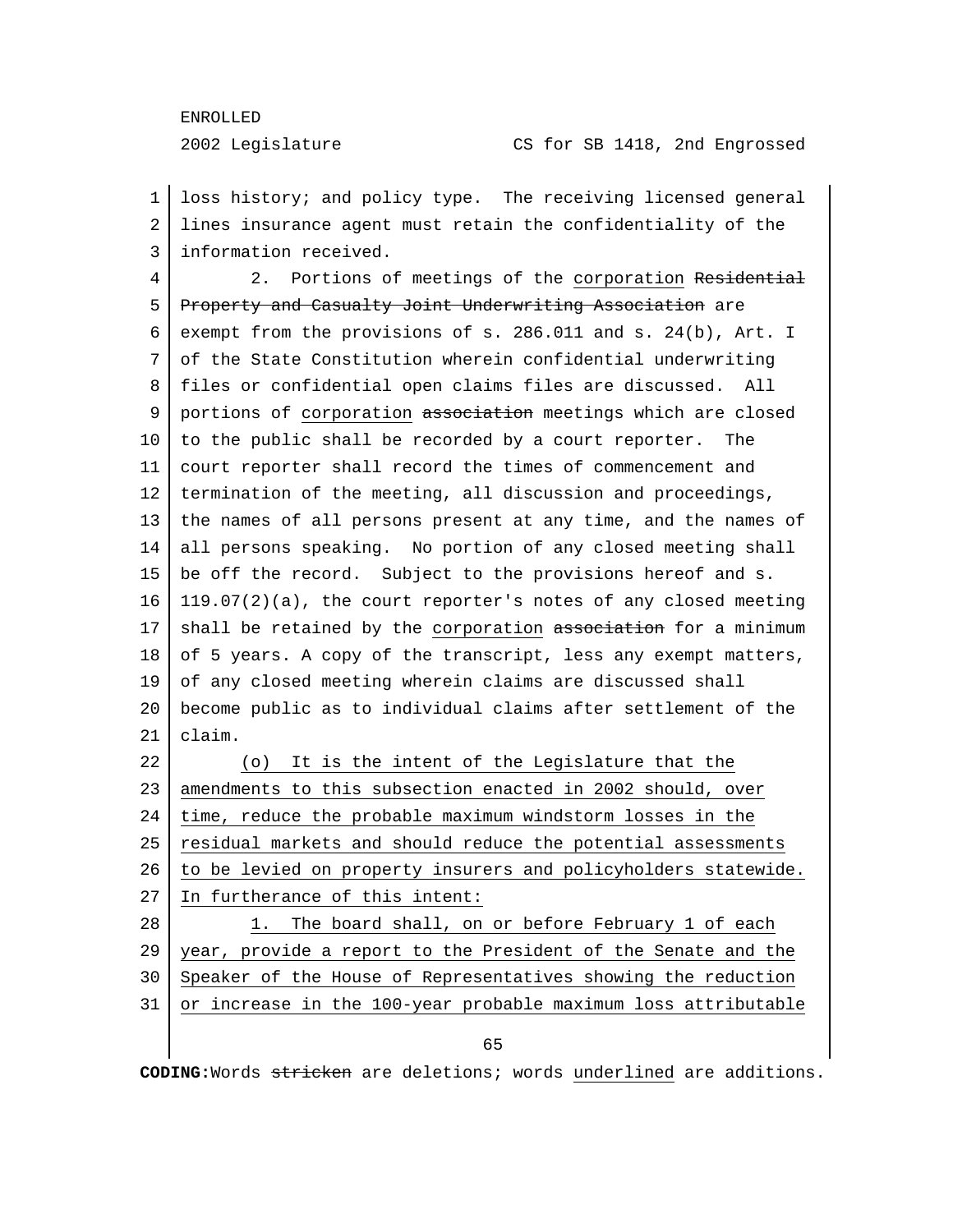loss history; and policy type. The receiving licensed general lines insurance agent must retain the confidentiality of the information received.

2. Portions of meetings of the <u>corporation</u> ~~Residential Property and Casualty Joint Underwriting Association~~ are exempt from the provisions of s. 286.011 and s. 24(b), Art. I of the State Constitution wherein confidential underwriting files or confidential open claims files are discussed. All portions of <u>corporation</u> ~~association~~ meetings which are closed to the public shall be recorded by a court reporter. The court reporter shall record the times of commencement and termination of the meeting, all discussion and proceedings, the names of all persons present at any time, and the names of all persons speaking. No portion of any closed meeting shall be off the record. Subject to the provisions hereof and s. 119.07(2)(a), the court reporter's notes of any closed meeting shall be retained by the <u>corporation</u> ~~association~~ for a minimum of 5 years. A copy of the transcript, less any exempt matters, of any closed meeting wherein claims are discussed shall become public as to individual claims after settlement of the claim.

<u>(o) It is the intent of the Legislature that the amendments to this subsection enacted in 2002 should, over time, reduce the probable maximum windstorm losses in the residual markets and should reduce the potential assessments to be levied on property insurers and policyholders statewide. In furtherance of this intent:</u>

<u>1. The board shall, on or before February 1 of each year, provide a report to the President of the Senate and the Speaker of the House of Representatives showing the reduction or increase in the 100-year probable maximum loss attributable</u>

**CODING:** Words ~~stricken~~ are deletions; words <u>underlined</u> are additions.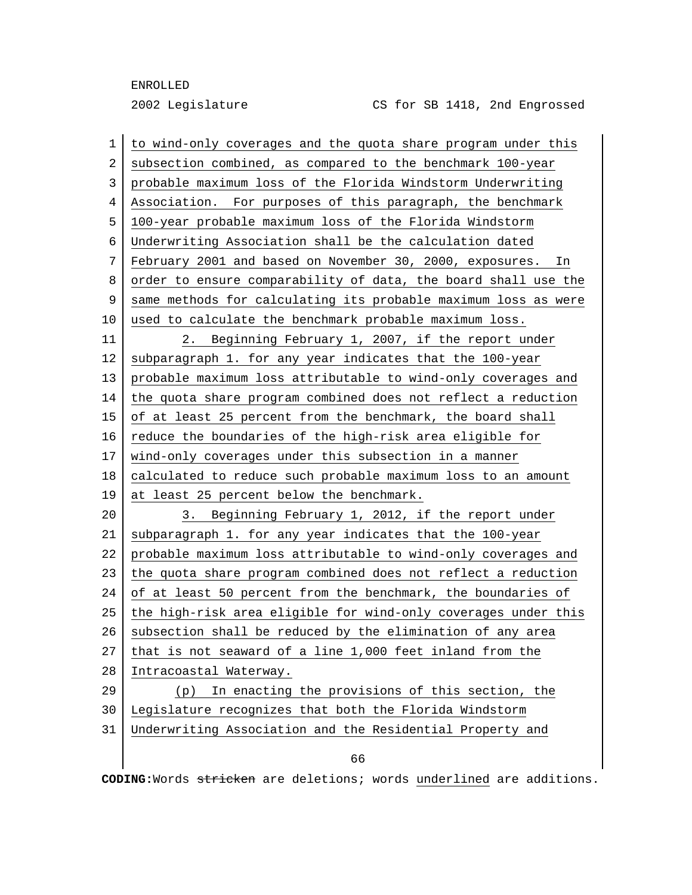to wind-only coverages and the quota share program under this subsection combined, as compared to the benchmark 100-year probable maximum loss of the Florida Windstorm Underwriting Association. For purposes of this paragraph, the benchmark 100-year probable maximum loss of the Florida Windstorm Underwriting Association shall be the calculation dated February 2001 and based on November 30, 2000, exposures. In order to ensure comparability of data, the board shall use the same methods for calculating its probable maximum loss as were used to calculate the benchmark probable maximum loss.

2. Beginning February 1, 2007, if the report under subparagraph 1. for any year indicates that the 100-year probable maximum loss attributable to wind-only coverages and the quota share program combined does not reflect a reduction of at least 25 percent from the benchmark, the board shall reduce the boundaries of the high-risk area eligible for wind-only coverages under this subsection in a manner calculated to reduce such probable maximum loss to an amount at least 25 percent below the benchmark.

3. Beginning February 1, 2012, if the report under subparagraph 1. for any year indicates that the 100-year probable maximum loss attributable to wind-only coverages and the quota share program combined does not reflect a reduction of at least 50 percent from the benchmark, the boundaries of the high-risk area eligible for wind-only coverages under this subsection shall be reduced by the elimination of any area that is not seaward of a line 1,000 feet inland from the Intracoastal Waterway.

(p) In enacting the provisions of this section, the Legislature recognizes that both the Florida Windstorm Underwriting Association and the Residential Property and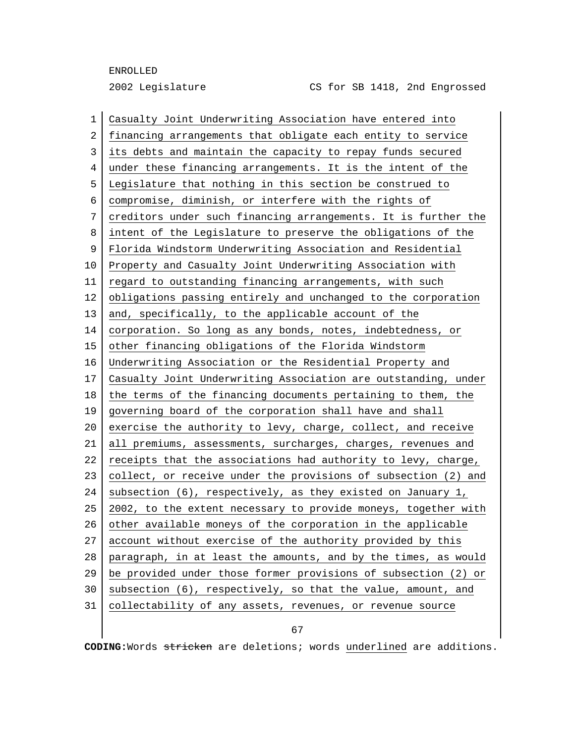Casualty Joint Underwriting Association have entered into financing arrangements that obligate each entity to service its debts and maintain the capacity to repay funds secured under these financing arrangements. It is the intent of the Legislature that nothing in this section be construed to compromise, diminish, or interfere with the rights of creditors under such financing arrangements. It is further the intent of the Legislature to preserve the obligations of the Florida Windstorm Underwriting Association and Residential Property and Casualty Joint Underwriting Association with regard to outstanding financing arrangements, with such obligations passing entirely and unchanged to the corporation and, specifically, to the applicable account of the corporation. So long as any bonds, notes, indebtedness, or other financing obligations of the Florida Windstorm Underwriting Association or the Residential Property and Casualty Joint Underwriting Association are outstanding, under the terms of the financing documents pertaining to them, the governing board of the corporation shall have and shall exercise the authority to levy, charge, collect, and receive all premiums, assessments, surcharges, charges, revenues and receipts that the associations had authority to levy, charge, collect, or receive under the provisions of subsection (2) and subsection (6), respectively, as they existed on January 1, 2002, to the extent necessary to provide moneys, together with other available moneys of the corporation in the applicable account without exercise of the authority provided by this paragraph, in at least the amounts, and by the times, as would be provided under those former provisions of subsection (2) or subsection (6), respectively, so that the value, amount, and collectability of any assets, revenues, or revenue source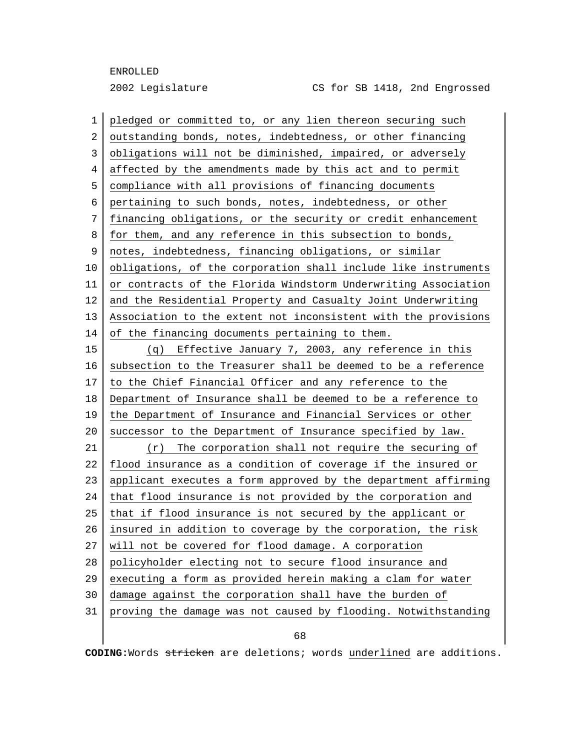pledged or committed to, or any lien thereon securing such outstanding bonds, notes, indebtedness, or other financing obligations will not be diminished, impaired, or adversely affected by the amendments made by this act and to permit compliance with all provisions of financing documents pertaining to such bonds, notes, indebtedness, or other financing obligations, or the security or credit enhancement for them, and any reference in this subsection to bonds, notes, indebtedness, financing obligations, or similar obligations, of the corporation shall include like instruments or contracts of the Florida Windstorm Underwriting Association and the Residential Property and Casualty Joint Underwriting Association to the extent not inconsistent with the provisions of the financing documents pertaining to them.

(q) Effective January 7, 2003, any reference in this subsection to the Treasurer shall be deemed to be a reference to the Chief Financial Officer and any reference to the Department of Insurance shall be deemed to be a reference to the Department of Insurance and Financial Services or other successor to the Department of Insurance specified by law.

(r) The corporation shall not require the securing of flood insurance as a condition of coverage if the insured or applicant executes a form approved by the department affirming that flood insurance is not provided by the corporation and that if flood insurance is not secured by the applicant or insured in addition to coverage by the corporation, the risk will not be covered for flood damage. A corporation policyholder electing not to secure flood insurance and executing a form as provided herein making a clam for water damage against the corporation shall have the burden of proving the damage was not caused by flooding. Notwithstanding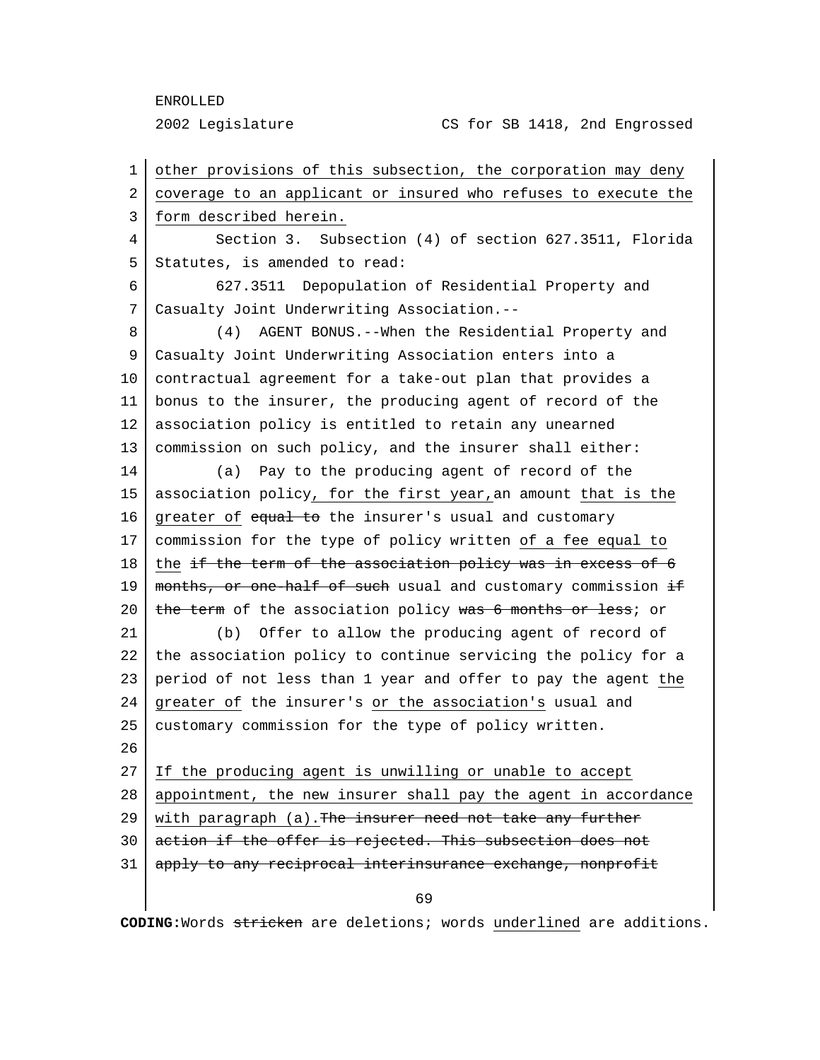other provisions of this subsection, the corporation may deny coverage to an applicant or insured who refuses to execute the form described herein.

Section 3. Subsection (4) of section 627.3511, Florida Statutes, is amended to read:

627.3511 Depopulation of Residential Property and Casualty Joint Underwriting Association.--

(4) AGENT BONUS.--When the Residential Property and Casualty Joint Underwriting Association enters into a contractual agreement for a take-out plan that provides a bonus to the insurer, the producing agent of record of the association policy is entitled to retain any unearned commission on such policy, and the insurer shall either:

(a) Pay to the producing agent of record of the association policy, for the first year, an amount that is the greater of ~~equal to~~ the insurer's usual and customary commission for the type of policy written of a fee equal to the ~~if the term of the association policy was in excess of 6 months, or one-half of such~~ usual and customary commission ~~if the term~~ of the association policy ~~was 6 months or less~~; or

(b) Offer to allow the producing agent of record of the association policy to continue servicing the policy for a period of not less than 1 year and offer to pay the agent the greater of the insurer's or the association's usual and customary commission for the type of policy written.

If the producing agent is unwilling or unable to accept appointment, the new insurer shall pay the agent in accordance with paragraph (a).~~The insurer need not take any further action if the offer is rejected. This subsection does not apply to any reciprocal interinsurance exchange, nonprofit~~

**CODING:** Words ~~stricken~~ are deletions; words underlined are additions.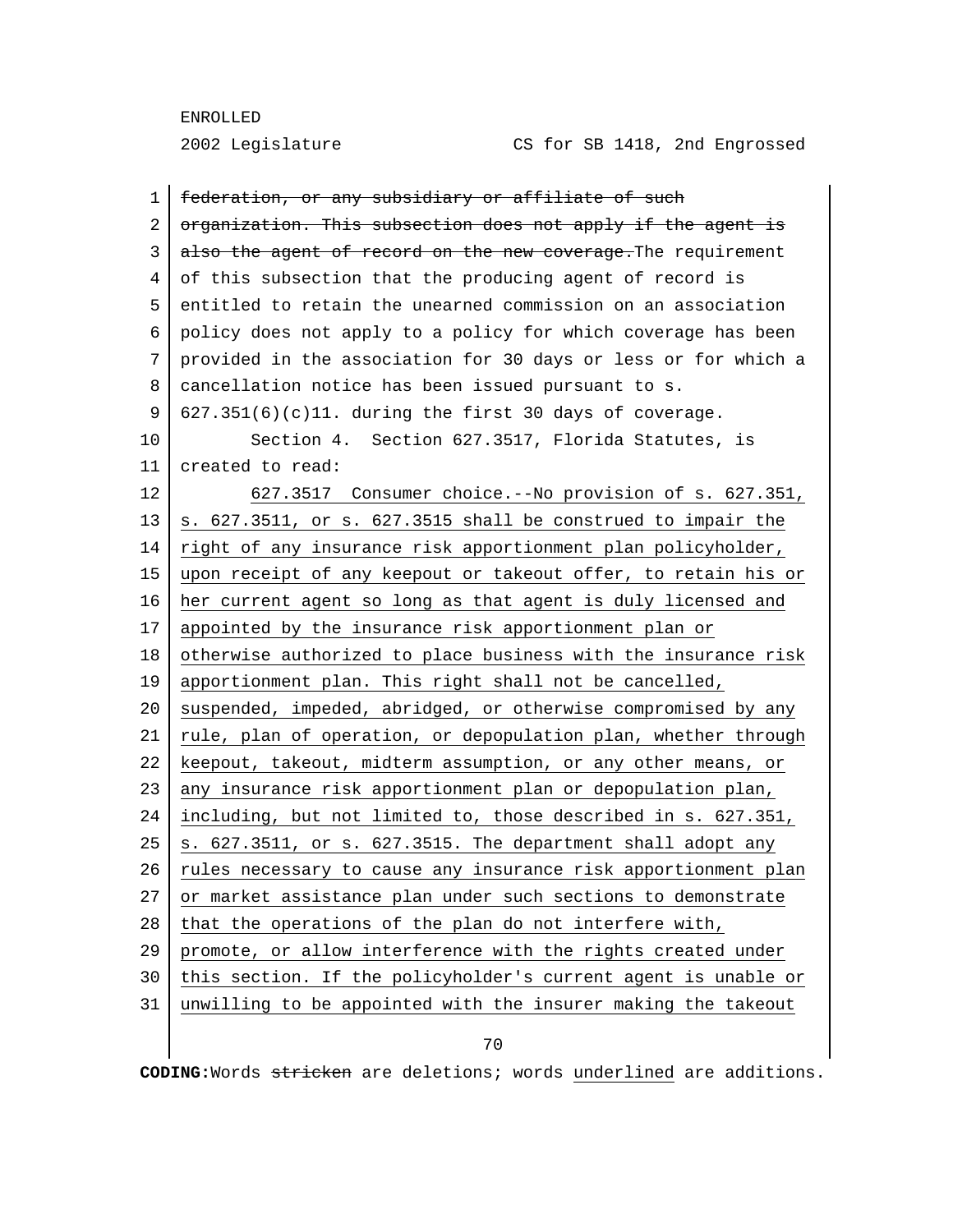~~federation, or any subsidiary or affiliate of such organization. This subsection does not apply if the agent is also the agent of record on the new coverage.~~The requirement of this subsection that the producing agent of record is entitled to retain the unearned commission on an association policy does not apply to a policy for which coverage has been provided in the association for 30 days or less or for which a cancellation notice has been issued pursuant to s. 627.351(6)(c)11. during the first 30 days of coverage.

Section 4. Section 627.3517, Florida Statutes, is created to read:

<u>627.3517 Consumer choice.--No provision of s. 627.351, s. 627.3511, or s. 627.3515 shall be construed to impair the right of any insurance risk apportionment plan policyholder, upon receipt of any keepout or takeout offer, to retain his or her current agent so long as that agent is duly licensed and appointed by the insurance risk apportionment plan or otherwise authorized to place business with the insurance risk apportionment plan. This right shall not be cancelled, suspended, impeded, abridged, or otherwise compromised by any rule, plan of operation, or depopulation plan, whether through keepout, takeout, midterm assumption, or any other means, or any insurance risk apportionment plan or depopulation plan, including, but not limited to, those described in s. 627.351, s. 627.3511, or s. 627.3515. The department shall adopt any rules necessary to cause any insurance risk apportionment plan or market assistance plan under such sections to demonstrate that the operations of the plan do not interfere with, promote, or allow interference with the rights created under this section. If the policyholder's current agent is unable or unwilling to be appointed with the insurer making the takeout</u>

CODING: Words ~~stricken~~ are deletions; words <u>underlined</u> are additions.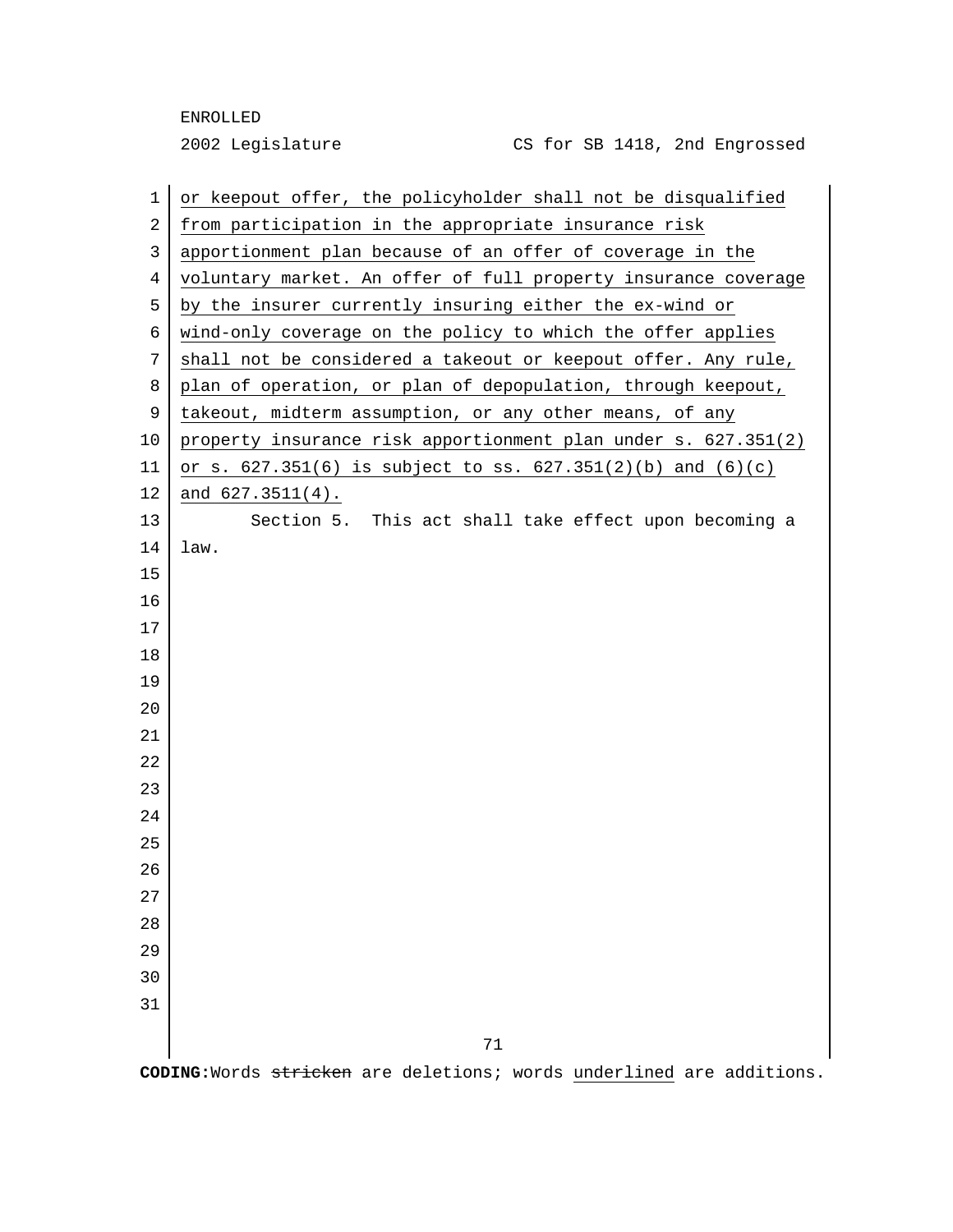or keepout offer, the policyholder shall not be disqualified from participation in the appropriate insurance risk apportionment plan because of an offer of coverage in the voluntary market. An offer of full property insurance coverage by the insurer currently insuring either the ex-wind or wind-only coverage on the policy to which the offer applies shall not be considered a takeout or keepout offer. Any rule, plan of operation, or plan of depopulation, through keepout, takeout, midterm assumption, or any other means, of any property insurance risk apportionment plan under s. 627.351(2) or s. 627.351(6) is subject to ss. 627.351(2)(b) and (6)(c) and 627.3511(4).

Section 5. This act shall take effect upon becoming a law.

**CODING:** Words ~~stricken~~ are deletions; words underlined are additions.